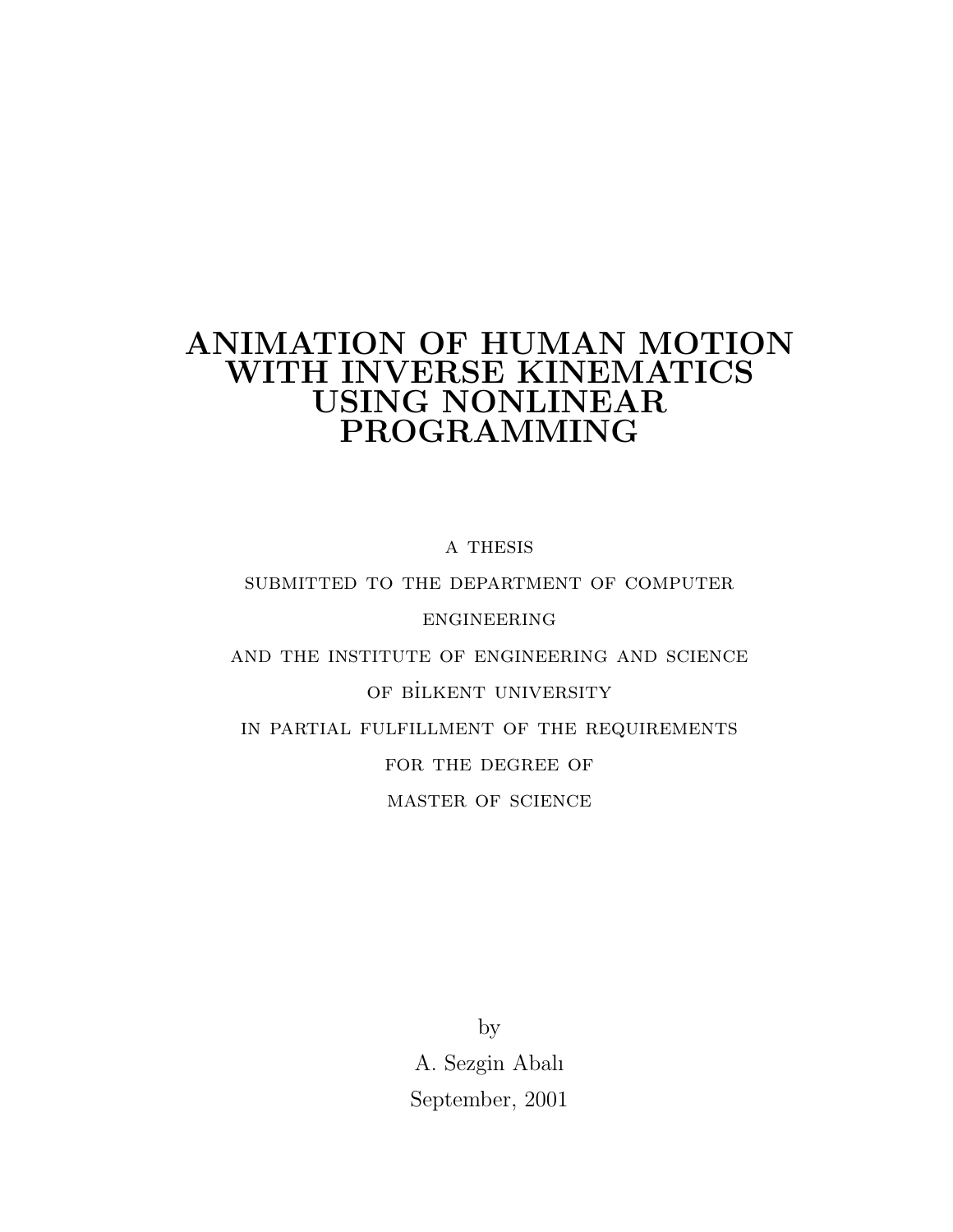# ANIMATION OF HUMAN MOTION WITH INVERSE KINEMATICS USING NONLINEAR PROGRAMMING

A THESIS

SUBMITTED TO THE DEPARTMENT OF COMPUTER ENGINEERING

AND THE INSTITUTE OF ENGINEERING AND SCIENCE

OF BİLKENT UNIVERSITY

IN PARTIAL FULFILLMENT OF THE REQUIREMENTS

FOR THE DEGREE OF

MASTER OF SCIENCE

by

A. Sezgin Abalı

September, 2001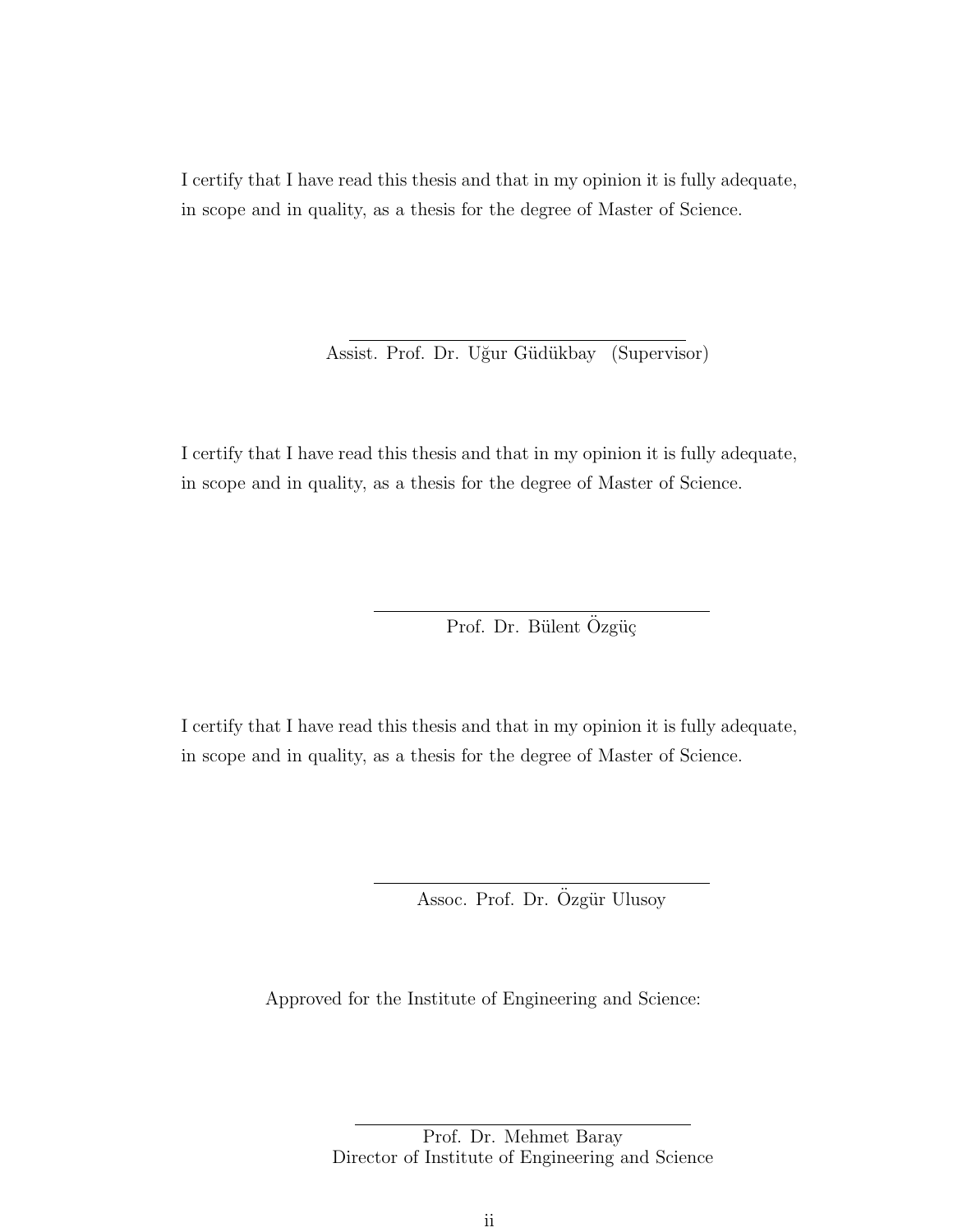I certify that I have read this thesis and that in my opinion it is fully adequate, in scope and in quality, as a thesis for the degree of Master of Science.

\_\_\_\_\_\_\_\_\_\_\_\_\_\_\_\_\_\_\_\_\_\_\_\_\_\_\_\_\_\_\_\_\_\_\_\_

Assist. Prof. Dr. Uğur Güdükbay (Supervisor)

I certify that I have read this thesis and that in my opinion it is fully adequate, in scope and in quality, as a thesis for the degree of Master of Science.

\_\_\_\_\_\_\_\_\_\_\_\_\_\_\_\_\_\_\_\_\_\_\_\_\_\_\_\_\_\_\_\_\_\_\_\_

Prof. Dr. Bülent Özgüç

I certify that I have read this thesis and that in my opinion it is fully adequate, in scope and in quality, as a thesis for the degree of Master of Science.

\_\_\_\_\_\_\_\_\_\_\_\_\_\_\_\_\_\_\_\_\_\_\_\_\_\_\_\_\_\_\_\_\_\_\_\_

Assoc. Prof. Dr. Özgür Ulusoy

Approved for the Institute of Engineering and Science:

\_\_\_\_\_\_\_\_\_\_\_\_\_\_\_\_\_\_\_\_\_\_\_\_\_\_\_\_\_\_\_\_\_\_\_\_

Prof. Dr. Mehmet Baray
Director of Institute of Engineering and Science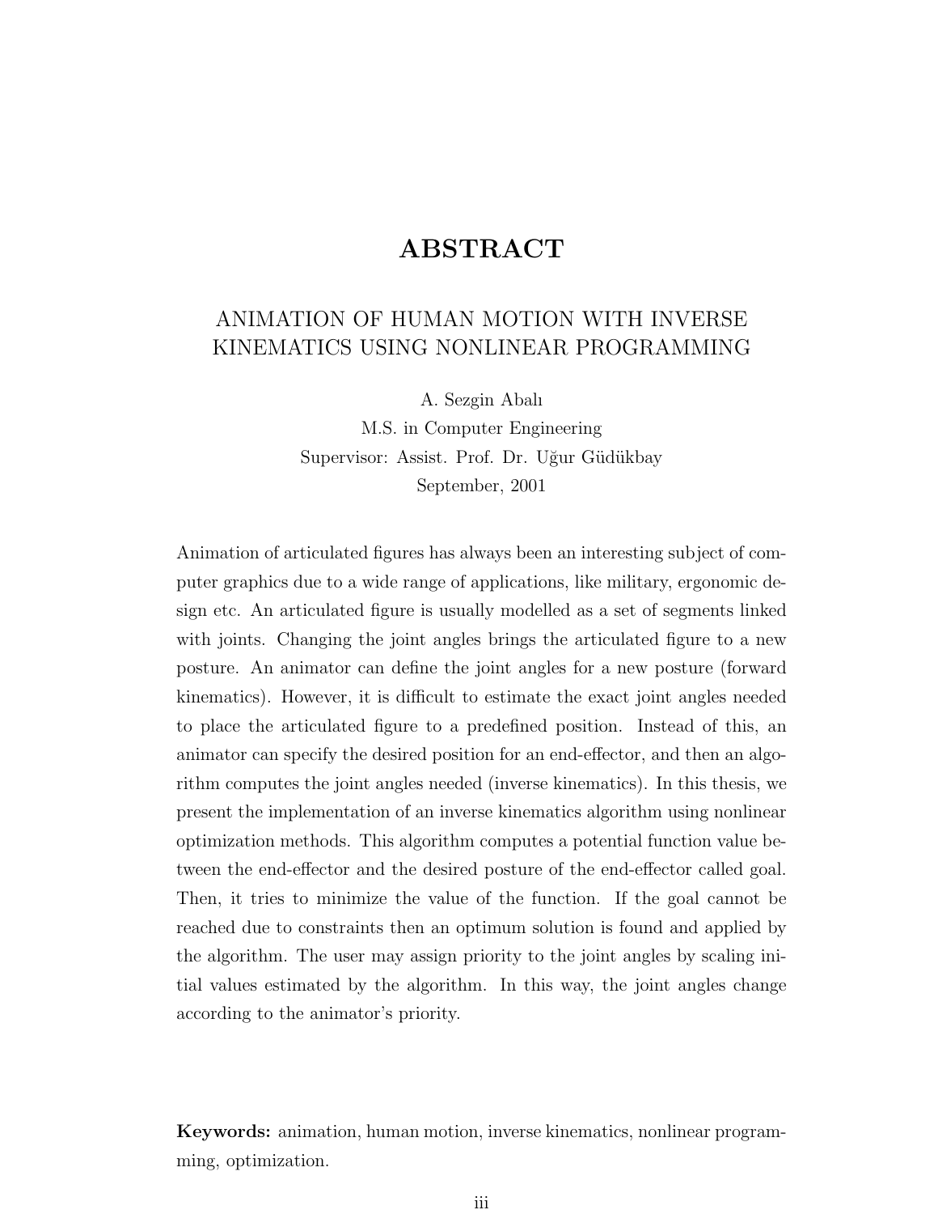# ABSTRACT

## ANIMATION OF HUMAN MOTION WITH INVERSE KINEMATICS USING NONLINEAR PROGRAMMING

A. Sezgin Abalı
M.S. in Computer Engineering
Supervisor: Assist. Prof. Dr. Uğur Güdükbay
September, 2001

Animation of articulated figures has always been an interesting subject of computer graphics due to a wide range of applications, like military, ergonomic design etc. An articulated figure is usually modelled as a set of segments linked with joints. Changing the joint angles brings the articulated figure to a new posture. An animator can define the joint angles for a new posture (forward kinematics). However, it is difficult to estimate the exact joint angles needed to place the articulated figure to a predefined position. Instead of this, an animator can specify the desired position for an end-effector, and then an algorithm computes the joint angles needed (inverse kinematics). In this thesis, we present the implementation of an inverse kinematics algorithm using nonlinear optimization methods. This algorithm computes a potential function value between the end-effector and the desired posture of the end-effector called goal. Then, it tries to minimize the value of the function. If the goal cannot be reached due to constraints then an optimum solution is found and applied by the algorithm. The user may assign priority to the joint angles by scaling initial values estimated by the algorithm. In this way, the joint angles change according to the animator's priority.

**Keywords:** animation, human motion, inverse kinematics, nonlinear programming, optimization.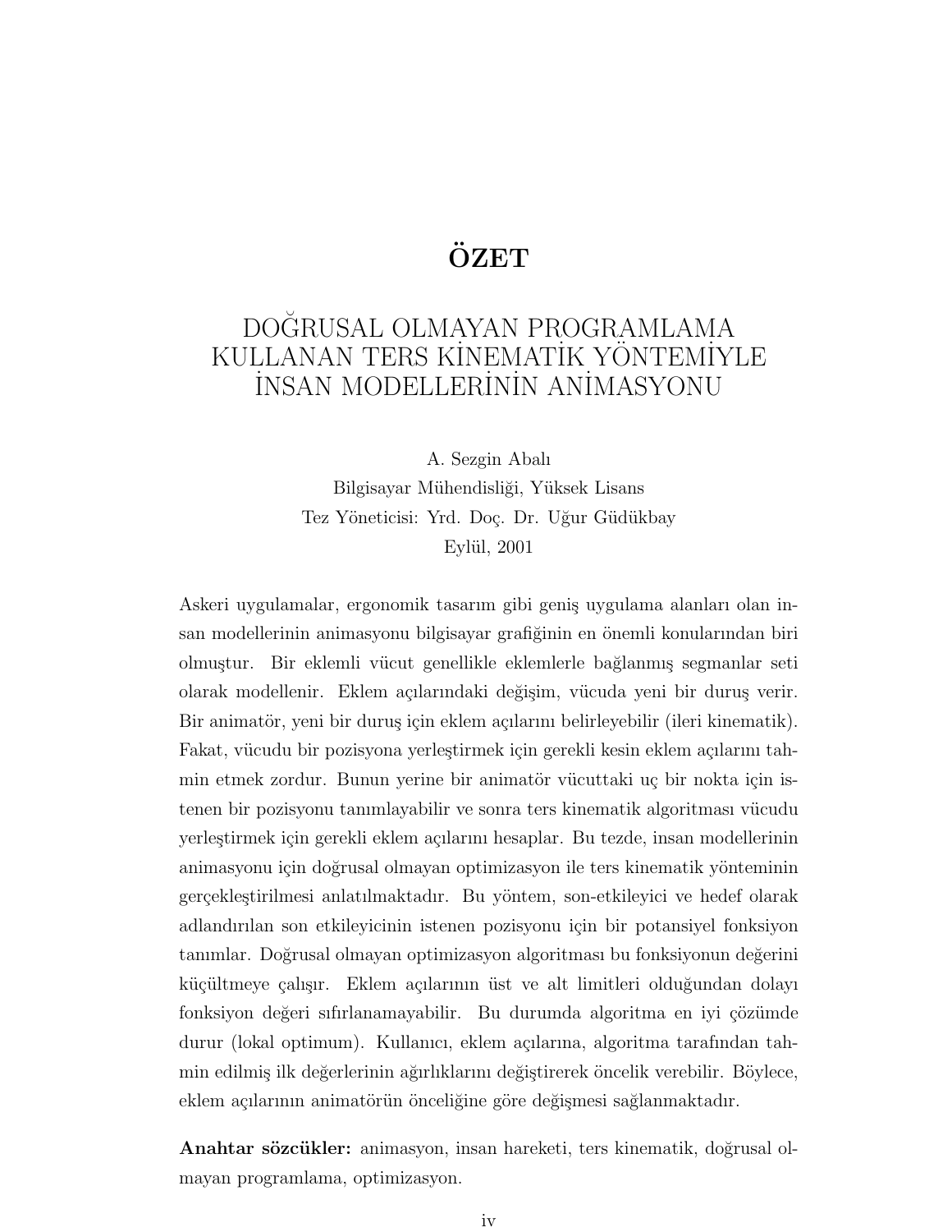# ÖZET

## DOĞRUSAL OLMAYAN PROGRAMLAMA KULLANAN TERS KİNEMATİK YÖNTEMİYLE İNSAN MODELLERİNİN ANİMASYONU

A. Sezgin Abalı
Bilgisayar Mühendisliği, Yüksek Lisans
Tez Yöneticisi: Yrd. Doç. Dr. Uğur Güdükbay
Eylül, 2001

Askeri uygulamalar, ergonomik tasarım gibi geniş uygulama alanları olan insan modellerinin animasyonu bilgisayar grafiğinin en önemli konularından biri olmuştur. Bir eklemli vücut genellikle eklemlerle bağlanmış segmanlar seti olarak modellenir. Eklem açılarındaki değişim, vücuda yeni bir duruş verir. Bir animatör, yeni bir duruş için eklem açılarını belirleyebilir (ileri kinematik). Fakat, vücudu bir pozisyona yerleştirmek için gerekli kesin eklem açılarını tahmin etmek zordur. Bunun yerine bir animatör vücuttaki uç bir nokta için istenen bir pozisyonu tanımlayabilir ve sonra ters kinematik algoritması vücudu yerleştirmek için gerekli eklem açılarını hesaplar. Bu tezde, insan modellerinin animasyonu için doğrusal olmayan optimizasyon ile ters kinematik yönteminin gerçekleştirilmesi anlatılmaktadır. Bu yöntem, son-etkileyici ve hedef olarak adlandırılan son etkileyicinin istenen pozisyonu için bir potansiyel fonksiyon tanımlar. Doğrusal olmayan optimizasyon algoritması bu fonksiyonun değerini küçültmeye çalışır. Eklem açılarının üst ve alt limitleri olduğundan dolayı fonksiyon değeri sıfırlanamayabilir. Bu durumda algoritma en iyi çözümde durur (lokal optimum). Kullanıcı, eklem açılarına, algoritma tarafından tahmin edilmiş ilk değerlerinin ağırlıklarını değiştirerek öncelik verebilir. Böylece, eklem açılarının animatörün önceliğine göre değişmesi sağlanmaktadır.

**Anahtar sözcükler:** animasyon, insan hareketi, ters kinematik, doğrusal olmayan programlama, optimizasyon.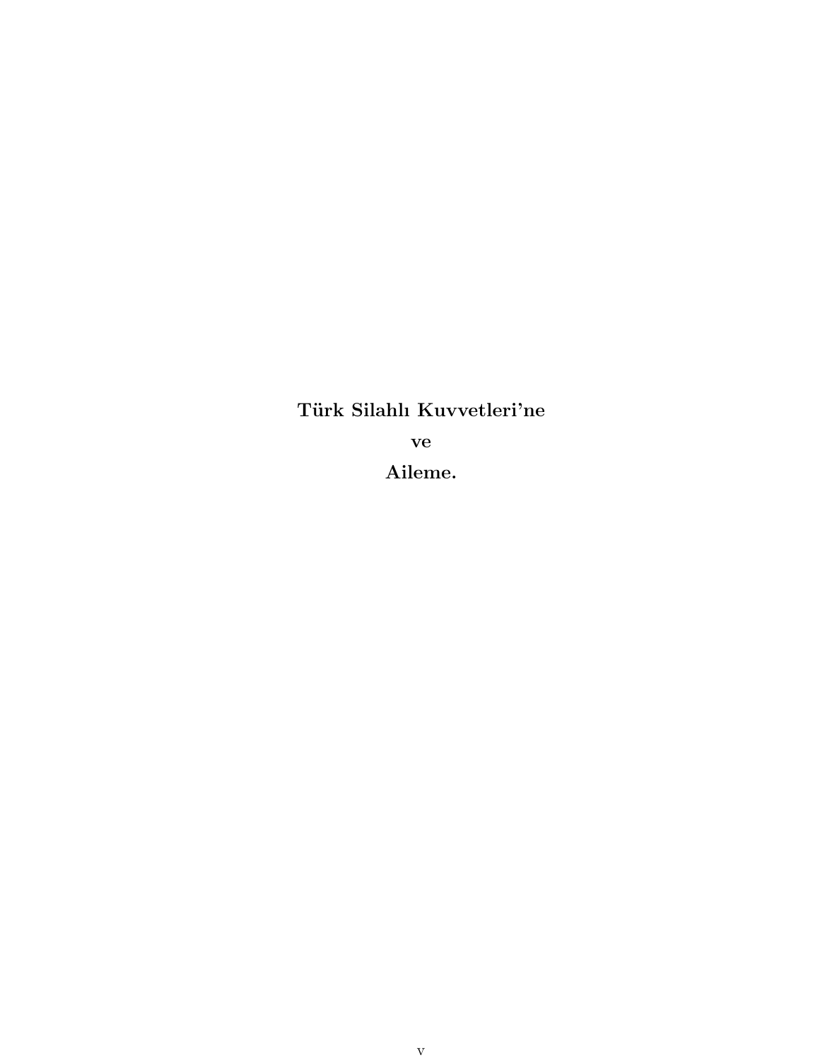**Türk Silahlı Kuvvetleri'ne**

**ve**

**Aileme.**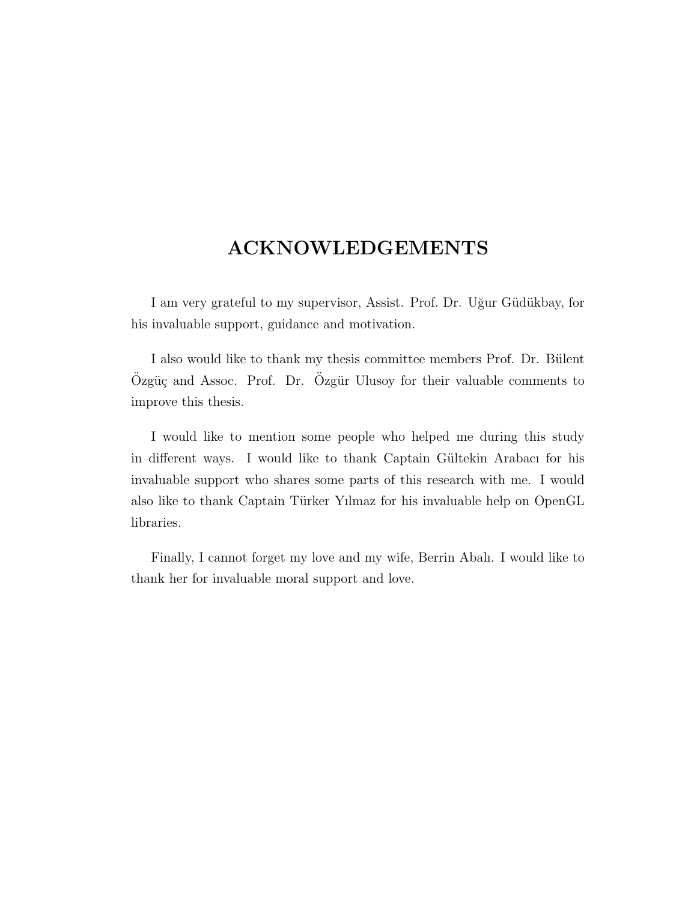# ACKNOWLEDGEMENTS

I am very grateful to my supervisor, Assist. Prof. Dr. Uğur Güdükbay, for his invaluable support, guidance and motivation.

I also would like to thank my thesis committee members Prof. Dr. Bülent Özgüç and Assoc. Prof. Dr. Özgür Ulusoy for their valuable comments to improve this thesis.

I would like to mention some people who helped me during this study in different ways. I would like to thank Captain Gültekin Arabacı for his invaluable support who shares some parts of this research with me. I would also like to thank Captain Türker Yılmaz for his invaluable help on OpenGL libraries.

Finally, I cannot forget my love and my wife, Berrin Abalı. I would like to thank her for invaluable moral support and love.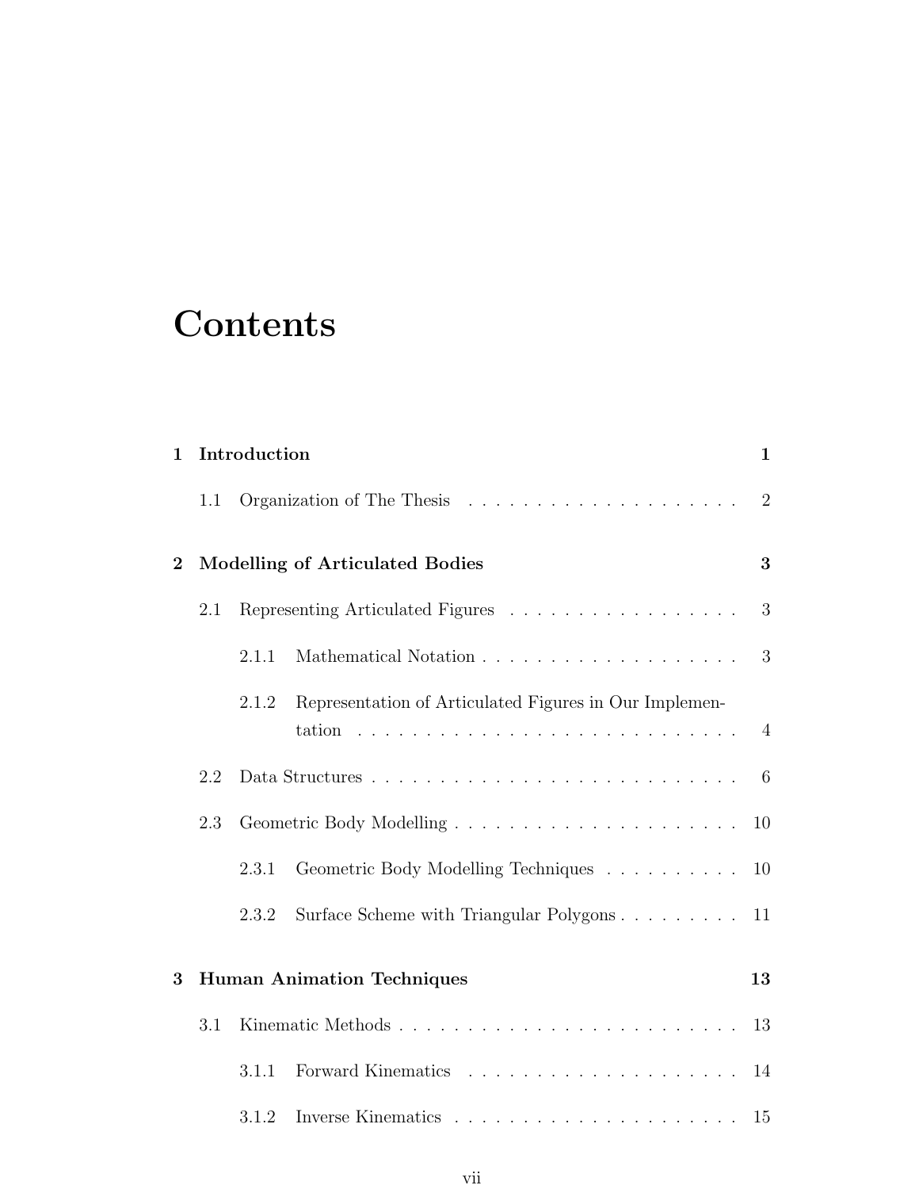# Contents

**1 Introduction** — **1**

- 1.1 Organization of The Thesis — 2

**2 Modelling of Articulated Bodies** — **3**

- 2.1 Representing Articulated Figures — 3
  - 2.1.1 Mathematical Notation — 3
  - 2.1.2 Representation of Articulated Figures in Our Implementation — 4
- 2.2 Data Structures — 6
- 2.3 Geometric Body Modelling — 10
  - 2.3.1 Geometric Body Modelling Techniques — 10
  - 2.3.2 Surface Scheme with Triangular Polygons — 11

**3 Human Animation Techniques** — **13**

- 3.1 Kinematic Methods — 13
  - 3.1.1 Forward Kinematics — 14
  - 3.1.2 Inverse Kinematics — 15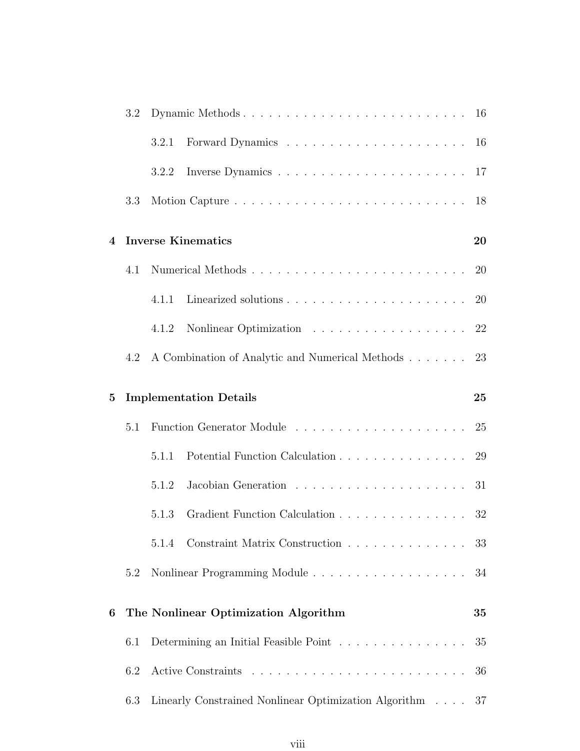3.2 Dynamic Methods . . . . . . . . . . . . . . . . . . . . . . . . . . 16

3.2.1 Forward Dynamics . . . . . . . . . . . . . . . . . . . . . 16

3.2.2 Inverse Dynamics . . . . . . . . . . . . . . . . . . . . . 17

3.3 Motion Capture . . . . . . . . . . . . . . . . . . . . . . . . . . 18

**4 Inverse Kinematics** **20**

4.1 Numerical Methods . . . . . . . . . . . . . . . . . . . . . . . . . 20

4.1.1 Linearized solutions . . . . . . . . . . . . . . . . . . . . . 20

4.1.2 Nonlinear Optimization . . . . . . . . . . . . . . . . . . 22

4.2 A Combination of Analytic and Numerical Methods . . . . . . . 23

**5 Implementation Details** **25**

5.1 Function Generator Module . . . . . . . . . . . . . . . . . . . . 25

5.1.1 Potential Function Calculation . . . . . . . . . . . . . . . 29

5.1.2 Jacobian Generation . . . . . . . . . . . . . . . . . . . . 31

5.1.3 Gradient Function Calculation . . . . . . . . . . . . . . . 32

5.1.4 Constraint Matrix Construction . . . . . . . . . . . . . . 33

5.2 Nonlinear Programming Module . . . . . . . . . . . . . . . . . . 34

**6 The Nonlinear Optimization Algorithm** **35**

6.1 Determining an Initial Feasible Point . . . . . . . . . . . . . . . 35

6.2 Active Constraints . . . . . . . . . . . . . . . . . . . . . . . . . 36

6.3 Linearly Constrained Nonlinear Optimization Algorithm . . . . 37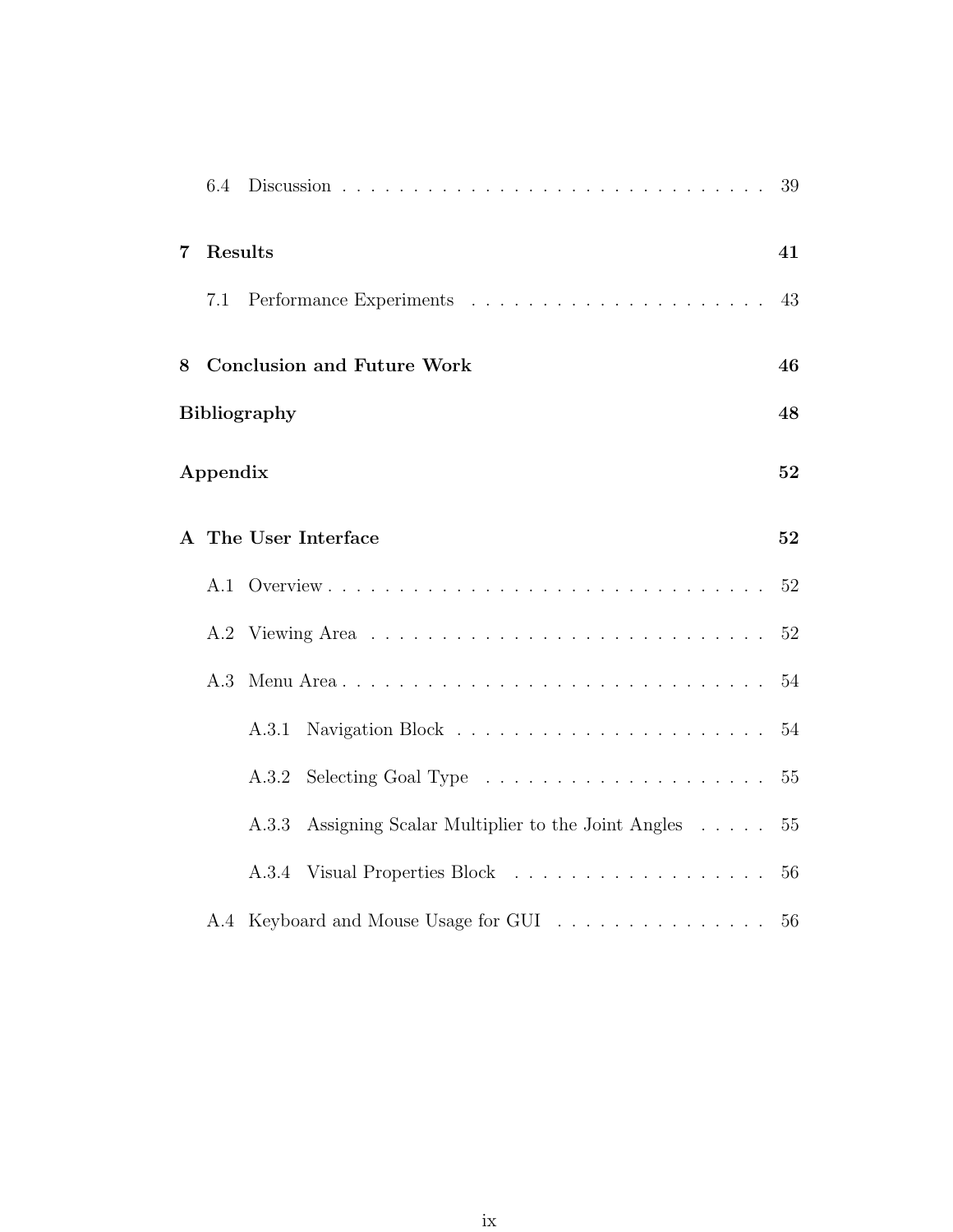6.4 Discussion . . . . . . . . . . . . . . . . . . . . . . . . . . . . . . 39

**7 Results 41**

7.1 Performance Experiments . . . . . . . . . . . . . . . . . . . . . 43

**8 Conclusion and Future Work 46**

**Bibliography 48**

**Appendix 52**

**A The User Interface 52**

A.1 Overview . . . . . . . . . . . . . . . . . . . . . . . . . . . . . . 52

A.2 Viewing Area . . . . . . . . . . . . . . . . . . . . . . . . . . . . 52

A.3 Menu Area . . . . . . . . . . . . . . . . . . . . . . . . . . . . . . 54

A.3.1 Navigation Block . . . . . . . . . . . . . . . . . . . . . . 54

A.3.2 Selecting Goal Type . . . . . . . . . . . . . . . . . . . . 55

A.3.3 Assigning Scalar Multiplier to the Joint Angles . . . . . 55

A.3.4 Visual Properties Block . . . . . . . . . . . . . . . . . . 56

A.4 Keyboard and Mouse Usage for GUI . . . . . . . . . . . . . . . 56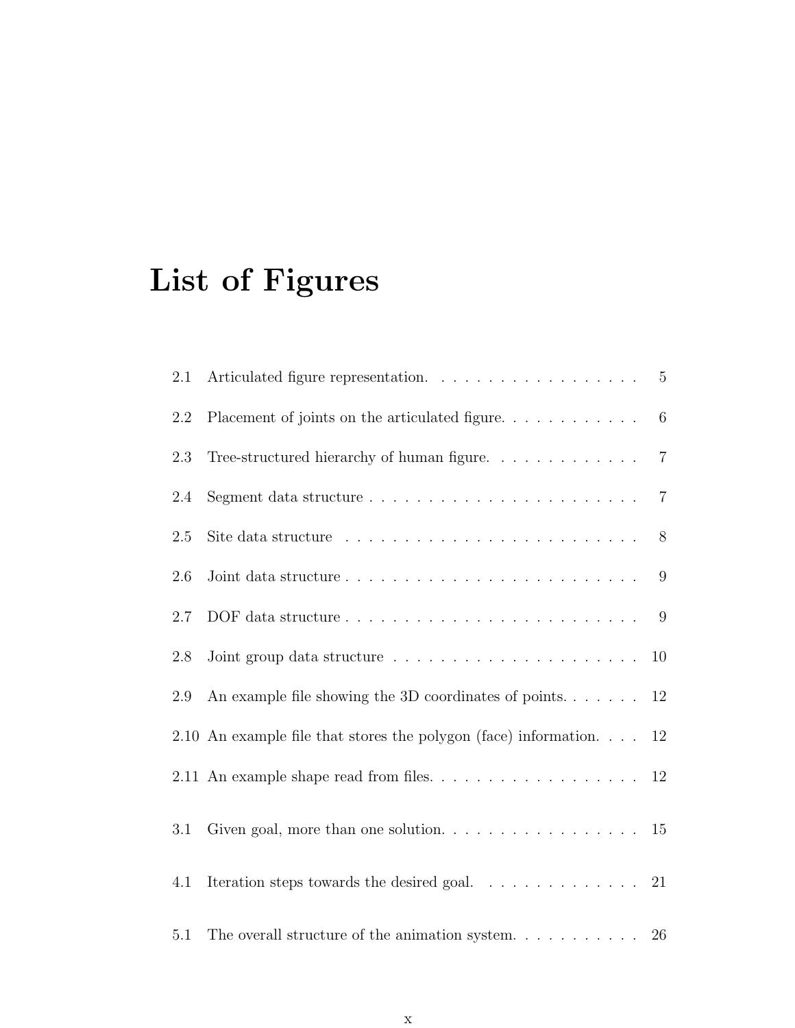# List of Figures

| | | |
|---|---|---|
| 2.1 | Articulated figure representation. | 5 |
| 2.2 | Placement of joints on the articulated figure. | 6 |
| 2.3 | Tree-structured hierarchy of human figure. | 7 |
| 2.4 | Segment data structure | 7 |
| 2.5 | Site data structure | 8 |
| 2.6 | Joint data structure | 9 |
| 2.7 | DOF data structure | 9 |
| 2.8 | Joint group data structure | 10 |
| 2.9 | An example file showing the 3D coordinates of points. | 12 |
| 2.10 | An example file that stores the polygon (face) information. | 12 |
| 2.11 | An example shape read from files. | 12 |
| 3.1 | Given goal, more than one solution. | 15 |
| 4.1 | Iteration steps towards the desired goal. | 21 |
| 5.1 | The overall structure of the animation system. | 26 |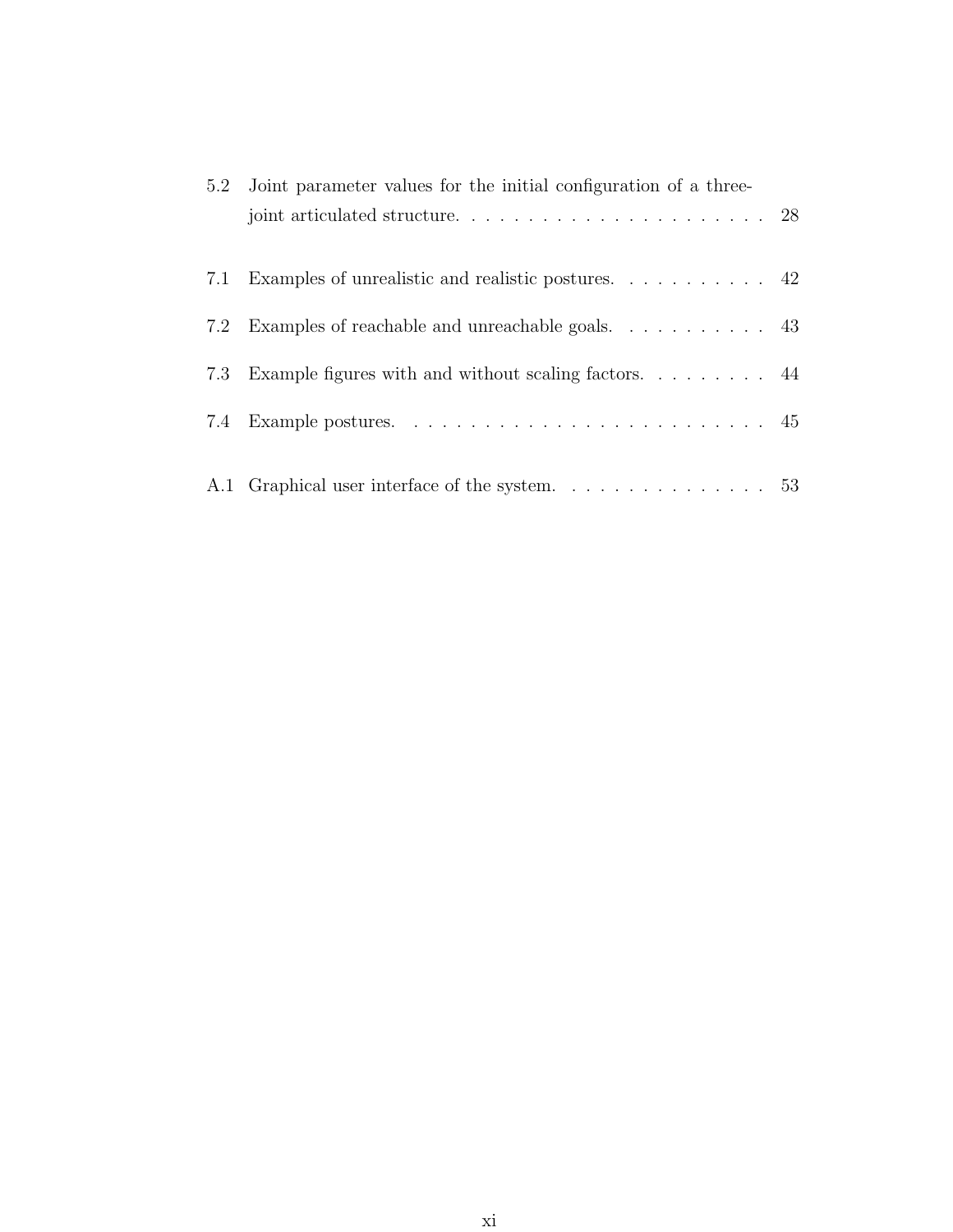5.2 Joint parameter values for the initial configuration of a three-joint articulated structure. . . . . . . . . . . . . . . . . . . . . . . 28

7.1 Examples of unrealistic and realistic postures. . . . . . . . . . . 42

7.2 Examples of reachable and unreachable goals. . . . . . . . . . . 43

7.3 Example figures with and without scaling factors. . . . . . . . . 44

7.4 Example postures. . . . . . . . . . . . . . . . . . . . . . . . . . 45

A.1 Graphical user interface of the system. . . . . . . . . . . . . . . 53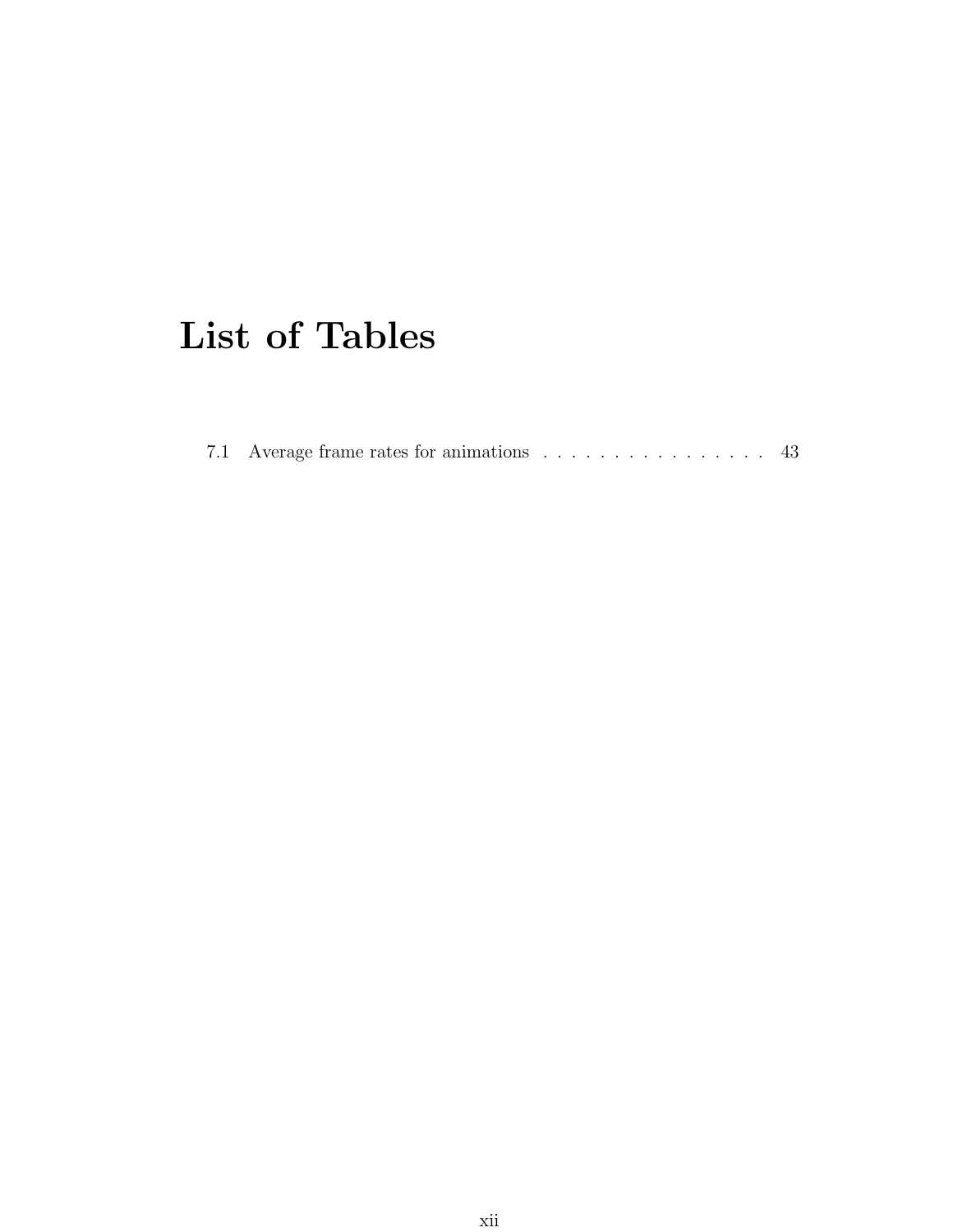# List of Tables

7.1 Average frame rates for animations . . . . . . . . . . . . . . . . . 43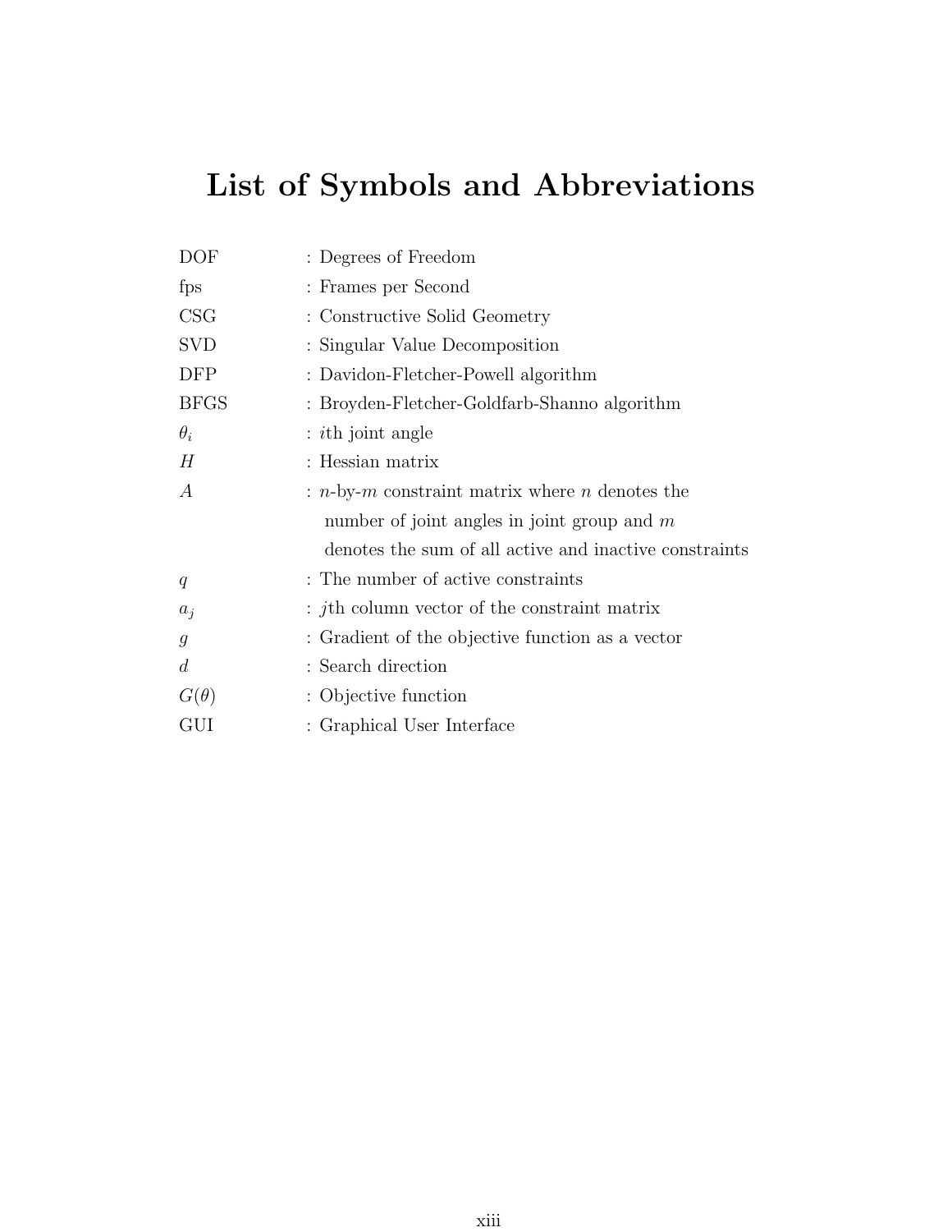# List of Symbols and Abbreviations

| | |
|---|---|
| DOF | : Degrees of Freedom |
| fps | : Frames per Second |
| CSG | : Constructive Solid Geometry |
| SVD | : Singular Value Decomposition |
| DFP | : Davidon-Fletcher-Powell algorithm |
| BFGS | : Broyden-Fletcher-Goldfarb-Shanno algorithm |
| $\theta_i$ | : $i$th joint angle |
| $H$ | : Hessian matrix |
| $A$ | : $n$-by-$m$ constraint matrix where $n$ denotes the number of joint angles in joint group and $m$ denotes the sum of all active and inactive constraints |
| $q$ | : The number of active constraints |
| $a_j$ | : $j$th column vector of the constraint matrix |
| $g$ | : Gradient of the objective function as a vector |
| $d$ | : Search direction |
| $G(\theta)$ | : Objective function |
| GUI | : Graphical User Interface |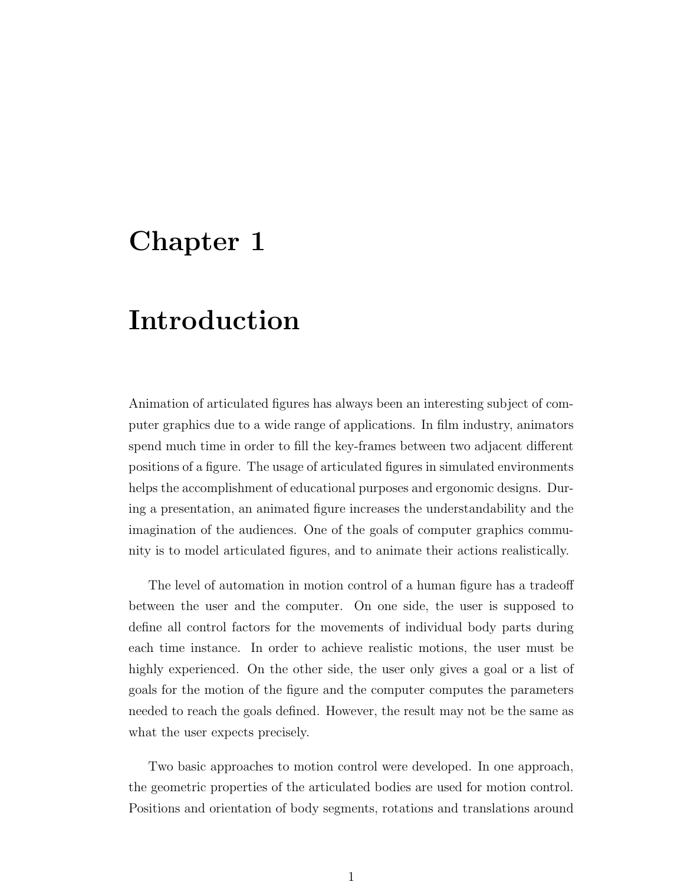# Chapter 1

# Introduction

Animation of articulated figures has always been an interesting subject of computer graphics due to a wide range of applications. In film industry, animators spend much time in order to fill the key-frames between two adjacent different positions of a figure. The usage of articulated figures in simulated environments helps the accomplishment of educational purposes and ergonomic designs. During a presentation, an animated figure increases the understandability and the imagination of the audiences. One of the goals of computer graphics community is to model articulated figures, and to animate their actions realistically.

The level of automation in motion control of a human figure has a tradeoff between the user and the computer. On one side, the user is supposed to define all control factors for the movements of individual body parts during each time instance. In order to achieve realistic motions, the user must be highly experienced. On the other side, the user only gives a goal or a list of goals for the motion of the figure and the computer computes the parameters needed to reach the goals defined. However, the result may not be the same as what the user expects precisely.

Two basic approaches to motion control were developed. In one approach, the geometric properties of the articulated bodies are used for motion control. Positions and orientation of body segments, rotations and translations around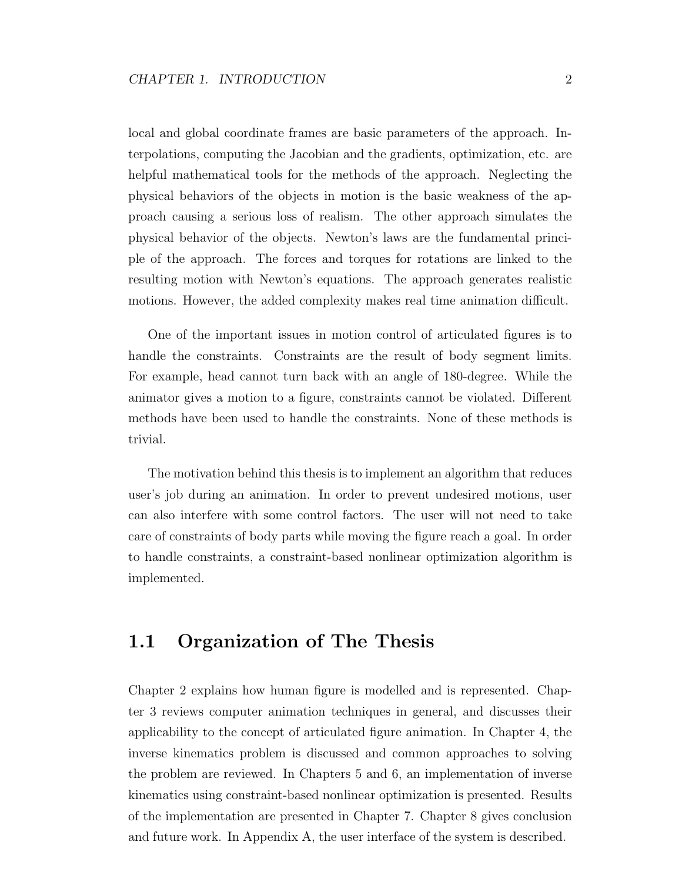local and global coordinate frames are basic parameters of the approach. Interpolations, computing the Jacobian and the gradients, optimization, etc. are helpful mathematical tools for the methods of the approach. Neglecting the physical behaviors of the objects in motion is the basic weakness of the approach causing a serious loss of realism. The other approach simulates the physical behavior of the objects. Newton's laws are the fundamental principle of the approach. The forces and torques for rotations are linked to the resulting motion with Newton's equations. The approach generates realistic motions. However, the added complexity makes real time animation difficult.

One of the important issues in motion control of articulated figures is to handle the constraints. Constraints are the result of body segment limits. For example, head cannot turn back with an angle of 180-degree. While the animator gives a motion to a figure, constraints cannot be violated. Different methods have been used to handle the constraints. None of these methods is trivial.

The motivation behind this thesis is to implement an algorithm that reduces user's job during an animation. In order to prevent undesired motions, user can also interfere with some control factors. The user will not need to take care of constraints of body parts while moving the figure reach a goal. In order to handle constraints, a constraint-based nonlinear optimization algorithm is implemented.

## 1.1 Organization of The Thesis

Chapter 2 explains how human figure is modelled and is represented. Chapter 3 reviews computer animation techniques in general, and discusses their applicability to the concept of articulated figure animation. In Chapter 4, the inverse kinematics problem is discussed and common approaches to solving the problem are reviewed. In Chapters 5 and 6, an implementation of inverse kinematics using constraint-based nonlinear optimization is presented. Results of the implementation are presented in Chapter 7. Chapter 8 gives conclusion and future work. In Appendix A, the user interface of the system is described.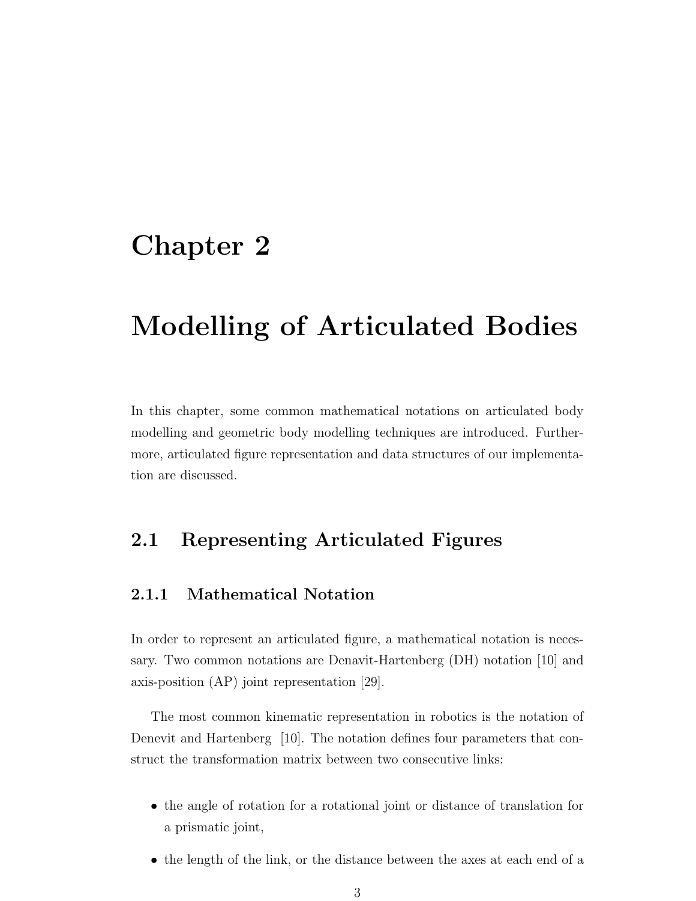# Chapter 2

# Modelling of Articulated Bodies

In this chapter, some common mathematical notations on articulated body modelling and geometric body modelling techniques are introduced. Furthermore, articulated figure representation and data structures of our implementation are discussed.

## 2.1 Representing Articulated Figures

### 2.1.1 Mathematical Notation

In order to represent an articulated figure, a mathematical notation is necessary. Two common notations are Denavit-Hartenberg (DH) notation [10] and axis-position (AP) joint representation [29].

The most common kinematic representation in robotics is the notation of Denevit and Hartenberg [10]. The notation defines four parameters that construct the transformation matrix between two consecutive links:

- the angle of rotation for a rotational joint or distance of translation for a prismatic joint,
- the length of the link, or the distance between the axes at each end of a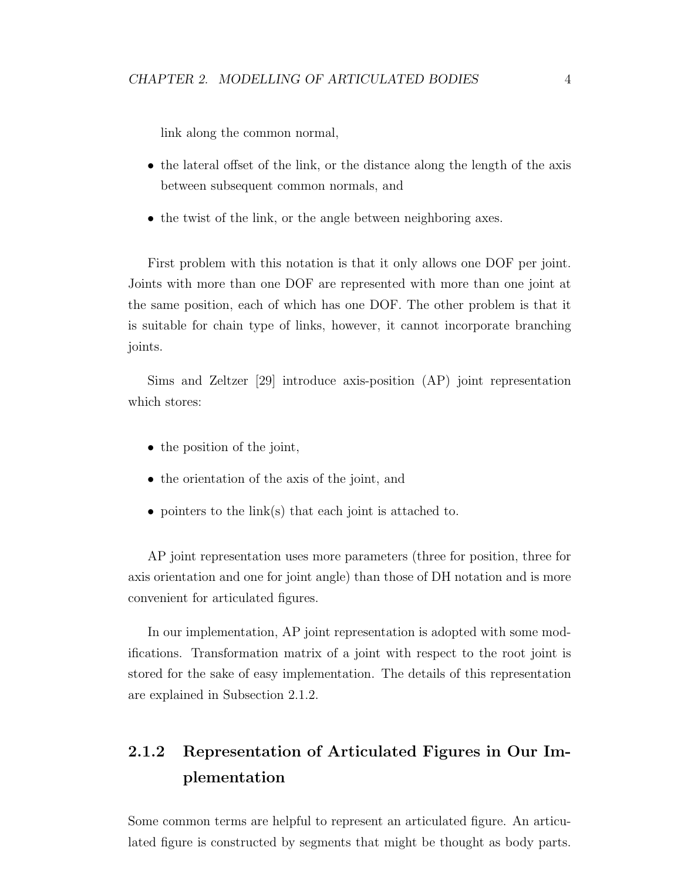link along the common normal,

- the lateral offset of the link, or the distance along the length of the axis between subsequent common normals, and
- the twist of the link, or the angle between neighboring axes.

First problem with this notation is that it only allows one DOF per joint. Joints with more than one DOF are represented with more than one joint at the same position, each of which has one DOF. The other problem is that it is suitable for chain type of links, however, it cannot incorporate branching joints.

Sims and Zeltzer [29] introduce axis-position (AP) joint representation which stores:

- the position of the joint,
- the orientation of the axis of the joint, and
- pointers to the link(s) that each joint is attached to.

AP joint representation uses more parameters (three for position, three for axis orientation and one for joint angle) than those of DH notation and is more convenient for articulated figures.

In our implementation, AP joint representation is adopted with some modifications. Transformation matrix of a joint with respect to the root joint is stored for the sake of easy implementation. The details of this representation are explained in Subsection 2.1.2.

### 2.1.2 Representation of Articulated Figures in Our Implementation

Some common terms are helpful to represent an articulated figure. An articulated figure is constructed by segments that might be thought as body parts.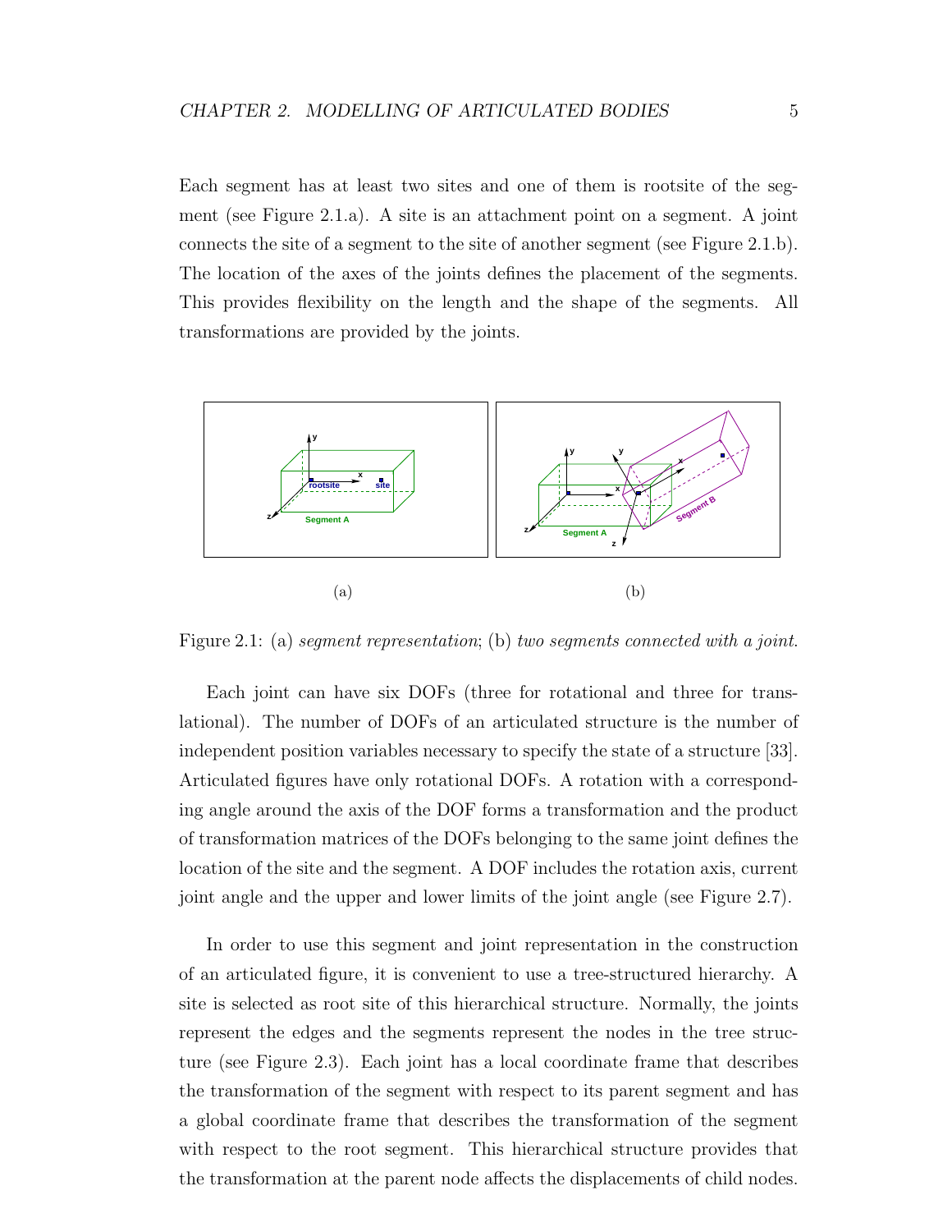Each segment has at least two sites and one of them is rootsite of the segment (see Figure 2.1.a). A site is an attachment point on a segment. A joint connects the site of a segment to the site of another segment (see Figure 2.1.b). The location of the axes of the joints defines the placement of the segments. This provides flexibility on the length and the shape of the segments. All transformations are provided by the joints.

(a) (b)

Figure 2.1: (a) *segment representation*; (b) *two segments connected with a joint*.

Each joint can have six DOFs (three for rotational and three for translational). The number of DOFs of an articulated structure is the number of independent position variables necessary to specify the state of a structure [33]. Articulated figures have only rotational DOFs. A rotation with a corresponding angle around the axis of the DOF forms a transformation and the product of transformation matrices of the DOFs belonging to the same joint defines the location of the site and the segment. A DOF includes the rotation axis, current joint angle and the upper and lower limits of the joint angle (see Figure 2.7).

In order to use this segment and joint representation in the construction of an articulated figure, it is convenient to use a tree-structured hierarchy. A site is selected as root site of this hierarchical structure. Normally, the joints represent the edges and the segments represent the nodes in the tree structure (see Figure 2.3). Each joint has a local coordinate frame that describes the transformation of the segment with respect to its parent segment and has a global coordinate frame that describes the transformation of the segment with respect to the root segment. This hierarchical structure provides that the transformation at the parent node affects the displacements of child nodes.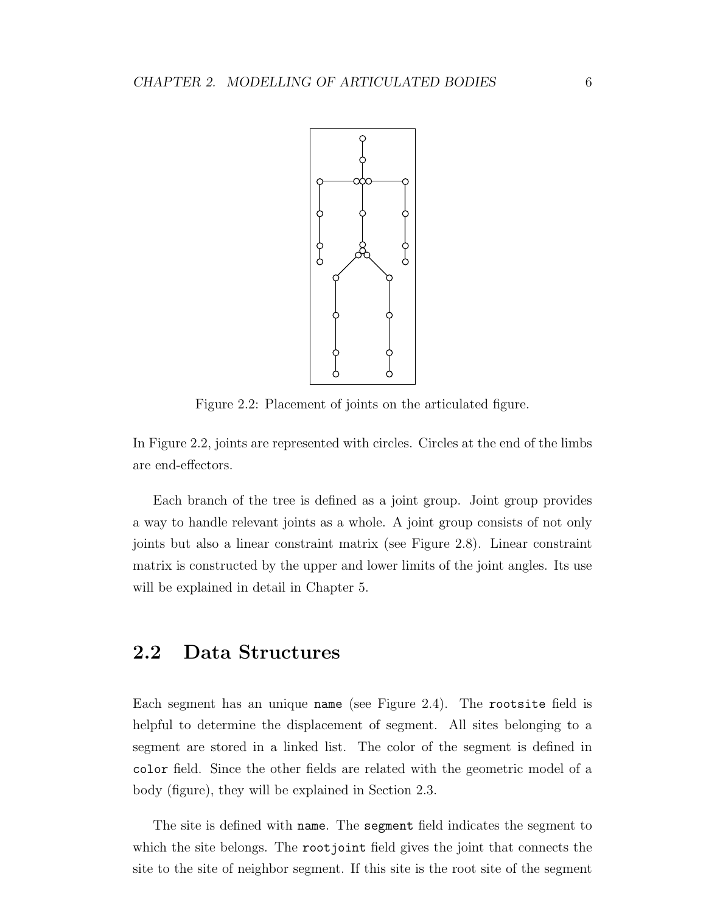Figure 2.2: Placement of joints on the articulated figure.

In Figure 2.2, joints are represented with circles. Circles at the end of the limbs are end-effectors.

Each branch of the tree is defined as a joint group. Joint group provides a way to handle relevant joints as a whole. A joint group consists of not only joints but also a linear constraint matrix (see Figure 2.8). Linear constraint matrix is constructed by the upper and lower limits of the joint angles. Its use will be explained in detail in Chapter 5.

## 2.2 Data Structures

Each segment has an unique `name` (see Figure 2.4). The `rootsite` field is helpful to determine the displacement of segment. All sites belonging to a segment are stored in a linked list. The color of the segment is defined in `color` field. Since the other fields are related with the geometric model of a body (figure), they will be explained in Section 2.3.

The site is defined with `name`. The `segment` field indicates the segment to which the site belongs. The `rootjoint` field gives the joint that connects the site to the site of neighbor segment. If this site is the root site of the segment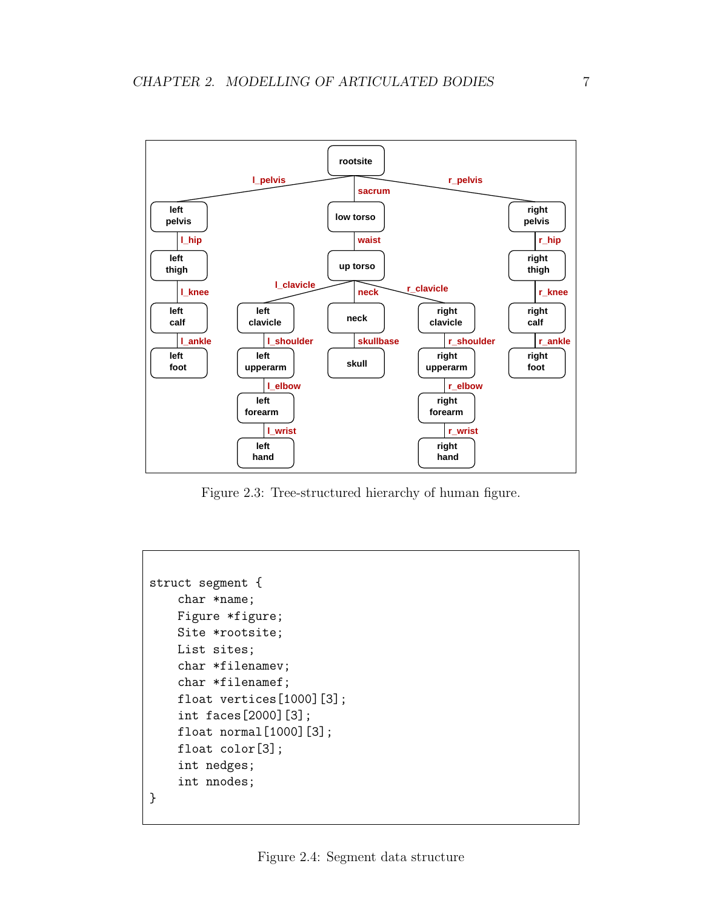Figure 2.3: Tree-structured hierarchy of human figure.

```
struct segment {
    char *name;
    Figure *figure;
    Site *rootsite;
    List sites;
    char *filenamev;
    char *filenamef;
    float vertices[1000][3];
    int faces[2000][3];
    float normal[1000][3];
    float color[3];
    int nedges;
    int nnodes;
}
```

Figure 2.4: Segment data structure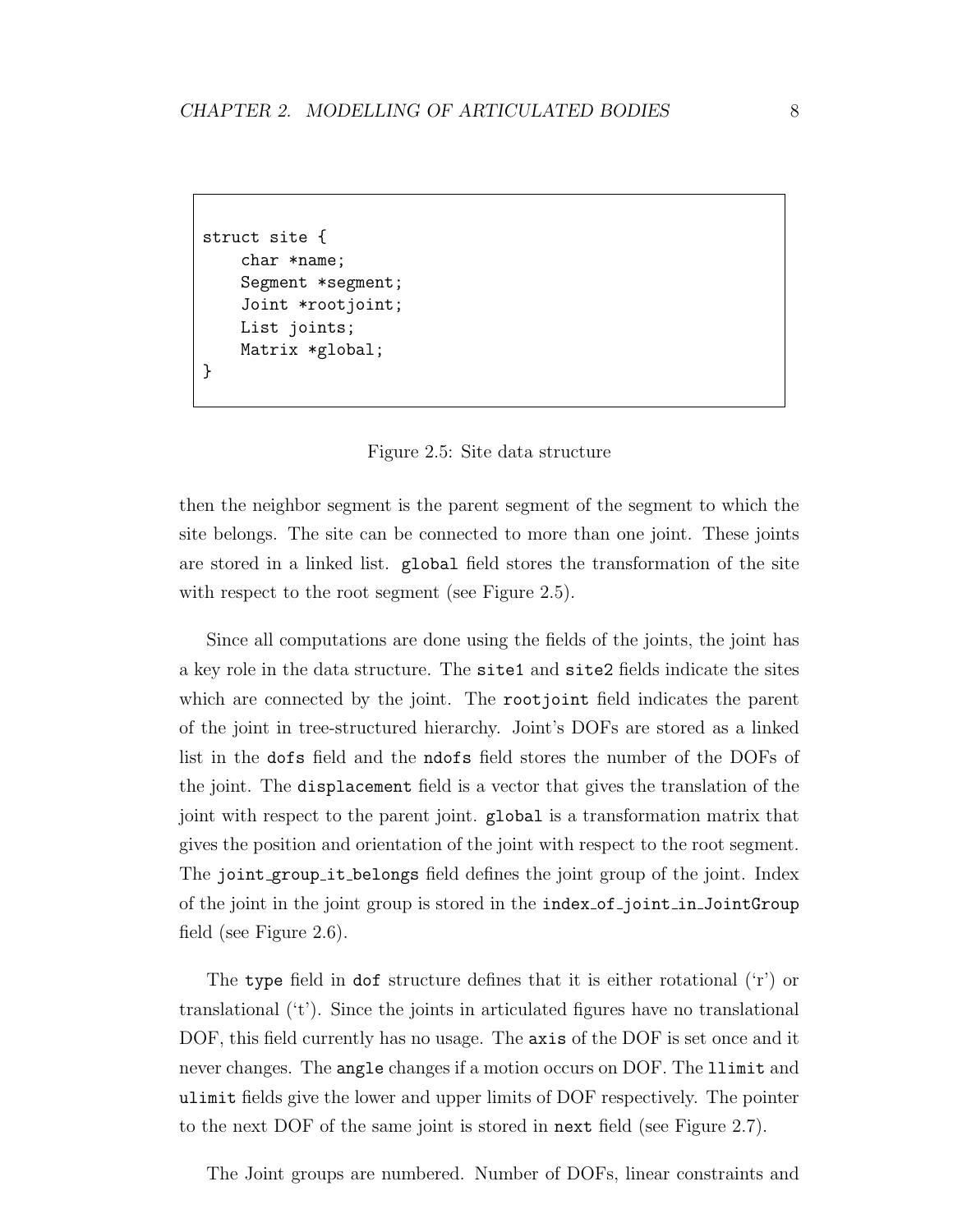```
struct site {
    char *name;
    Segment *segment;
    Joint *rootjoint;
    List joints;
    Matrix *global;
}
```

Figure 2.5: Site data structure

then the neighbor segment is the parent segment of the segment to which the site belongs. The site can be connected to more than one joint. These joints are stored in a linked list. `global` field stores the transformation of the site with respect to the root segment (see Figure 2.5).

Since all computations are done using the fields of the joints, the joint has a key role in the data structure. The `site1` and `site2` fields indicate the sites which are connected by the joint. The `rootjoint` field indicates the parent of the joint in tree-structured hierarchy. Joint's DOFs are stored as a linked list in the `dofs` field and the `ndofs` field stores the number of the DOFs of the joint. The `displacement` field is a vector that gives the translation of the joint with respect to the parent joint. `global` is a transformation matrix that gives the position and orientation of the joint with respect to the root segment. The `joint_group_it_belongs` field defines the joint group of the joint. Index of the joint in the joint group is stored in the `index_of_joint_in_JointGroup` field (see Figure 2.6).

The `type` field in `dof` structure defines that it is either rotational ('r') or translational ('t'). Since the joints in articulated figures have no translational DOF, this field currently has no usage. The `axis` of the DOF is set once and it never changes. The `angle` changes if a motion occurs on DOF. The `llimit` and `ulimit` fields give the lower and upper limits of DOF respectively. The pointer to the next DOF of the same joint is stored in `next` field (see Figure 2.7).

The Joint groups are numbered. Number of DOFs, linear constraints and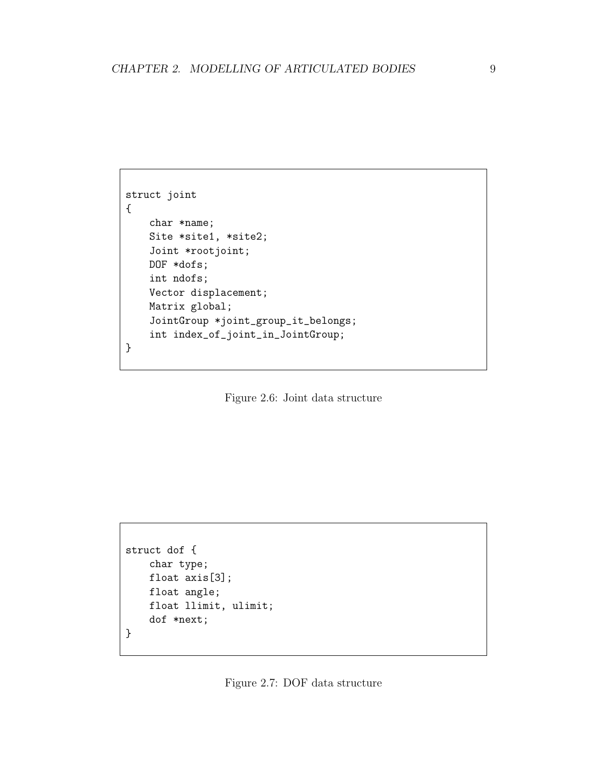```
struct joint
{
    char *name;
    Site *site1, *site2;
    Joint *rootjoint;
    DOF *dofs;
    int ndofs;
    Vector displacement;
    Matrix global;
    JointGroup *joint_group_it_belongs;
    int index_of_joint_in_JointGroup;
}
```

Figure 2.6: Joint data structure

```
struct dof {
    char type;
    float axis[3];
    float angle;
    float llimit, ulimit;
    dof *next;
}
```

Figure 2.7: DOF data structure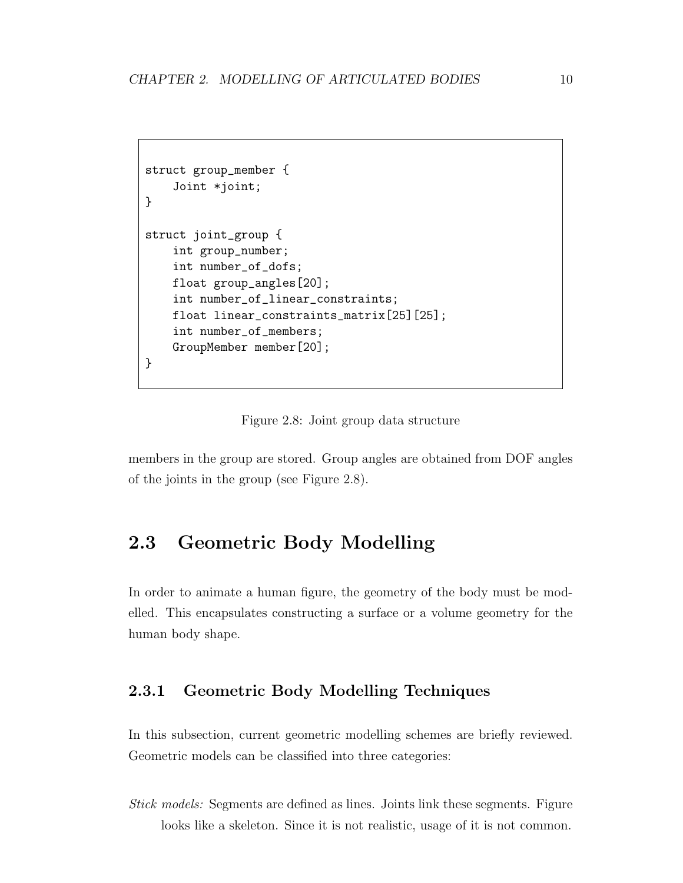```
struct group_member {
    Joint *joint;
}

struct joint_group {
    int group_number;
    int number_of_dofs;
    float group_angles[20];
    int number_of_linear_constraints;
    float linear_constraints_matrix[25][25];
    int number_of_members;
    GroupMember member[20];
}
```

Figure 2.8: Joint group data structure

members in the group are stored. Group angles are obtained from DOF angles of the joints in the group (see Figure 2.8).

## 2.3 Geometric Body Modelling

In order to animate a human figure, the geometry of the body must be modelled. This encapsulates constructing a surface or a volume geometry for the human body shape.

### 2.3.1 Geometric Body Modelling Techniques

In this subsection, current geometric modelling schemes are briefly reviewed. Geometric models can be classified into three categories:

*Stick models:* Segments are defined as lines. Joints link these segments. Figure looks like a skeleton. Since it is not realistic, usage of it is not common.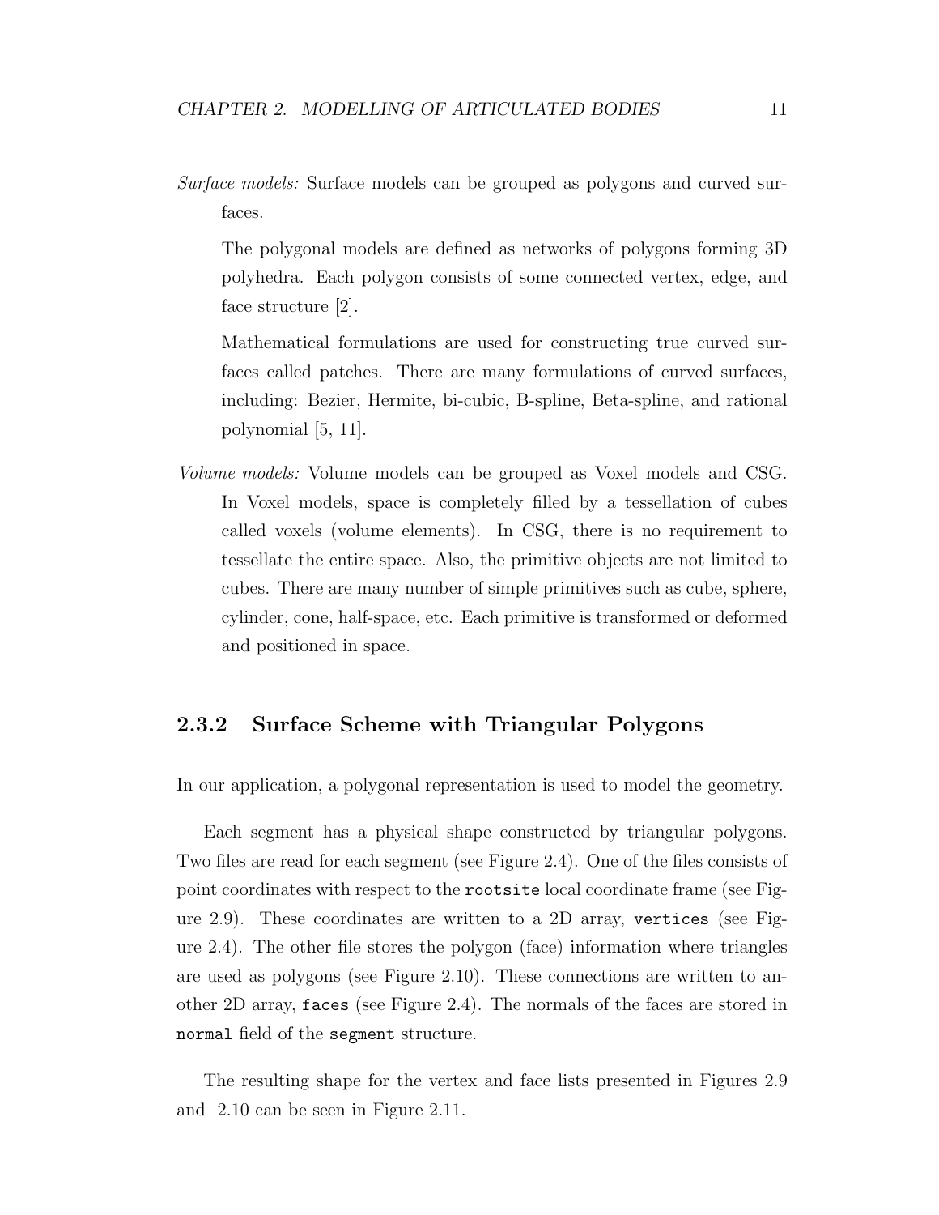*Surface models:* Surface models can be grouped as polygons and curved surfaces.

The polygonal models are defined as networks of polygons forming 3D polyhedra. Each polygon consists of some connected vertex, edge, and face structure [2].

Mathematical formulations are used for constructing true curved surfaces called patches. There are many formulations of curved surfaces, including: Bezier, Hermite, bi-cubic, B-spline, Beta-spline, and rational polynomial [5, 11].

*Volume models:* Volume models can be grouped as Voxel models and CSG. In Voxel models, space is completely filled by a tessellation of cubes called voxels (volume elements). In CSG, there is no requirement to tessellate the entire space. Also, the primitive objects are not limited to cubes. There are many number of simple primitives such as cube, sphere, cylinder, cone, half-space, etc. Each primitive is transformed or deformed and positioned in space.

### 2.3.2 Surface Scheme with Triangular Polygons

In our application, a polygonal representation is used to model the geometry.

Each segment has a physical shape constructed by triangular polygons. Two files are read for each segment (see Figure 2.4). One of the files consists of point coordinates with respect to the `rootsite` local coordinate frame (see Figure 2.9). These coordinates are written to a 2D array, `vertices` (see Figure 2.4). The other file stores the polygon (face) information where triangles are used as polygons (see Figure 2.10). These connections are written to another 2D array, `faces` (see Figure 2.4). The normals of the faces are stored in `normal` field of the `segment` structure.

The resulting shape for the vertex and face lists presented in Figures 2.9 and 2.10 can be seen in Figure 2.11.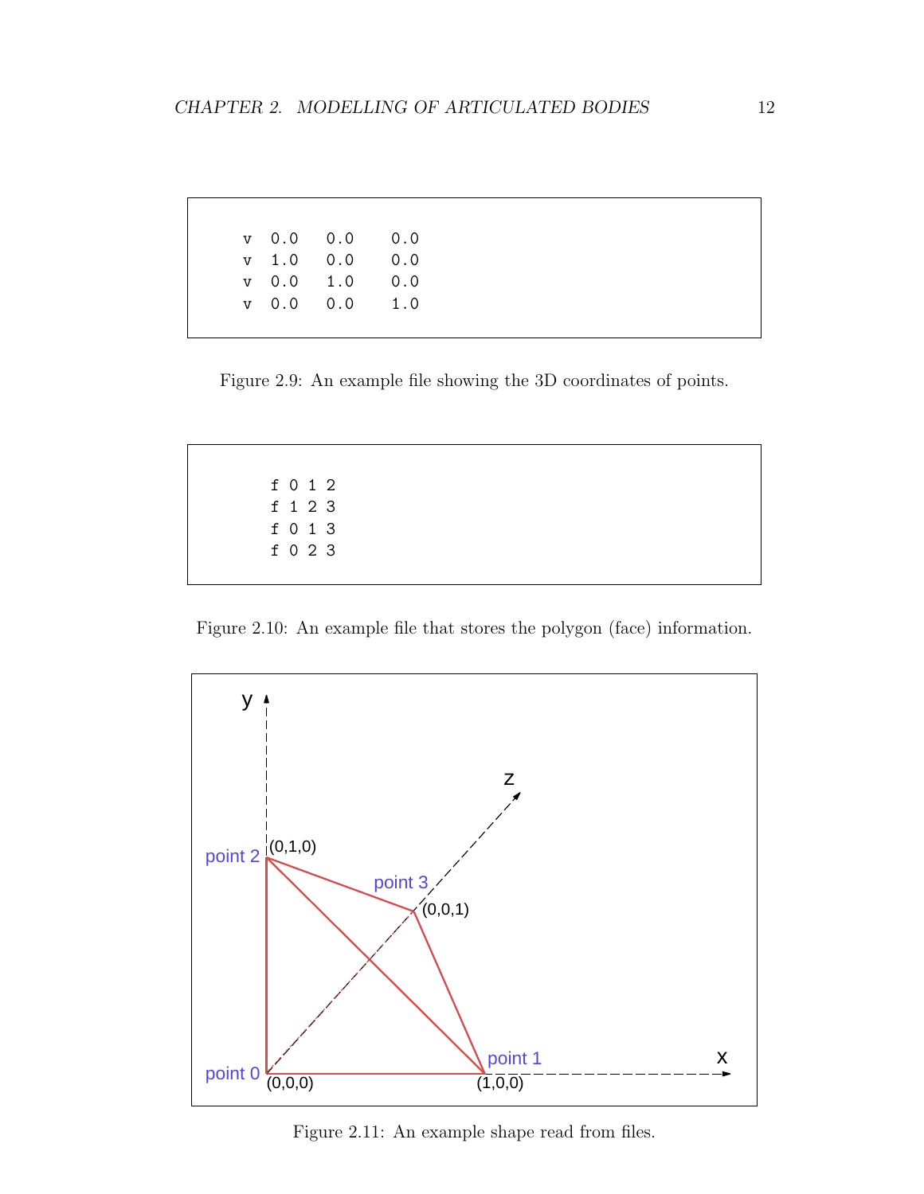```
v  0.0   0.0    0.0
v  1.0   0.0    0.0
v  0.0   1.0    0.0
v  0.0   0.0    1.0
```

Figure 2.9: An example file showing the 3D coordinates of points.

```
f 0 1 2
f 1 2 3
f 0 1 3
f 0 2 3
```

Figure 2.10: An example file that stores the polygon (face) information.

Figure 2.11: An example shape read from files.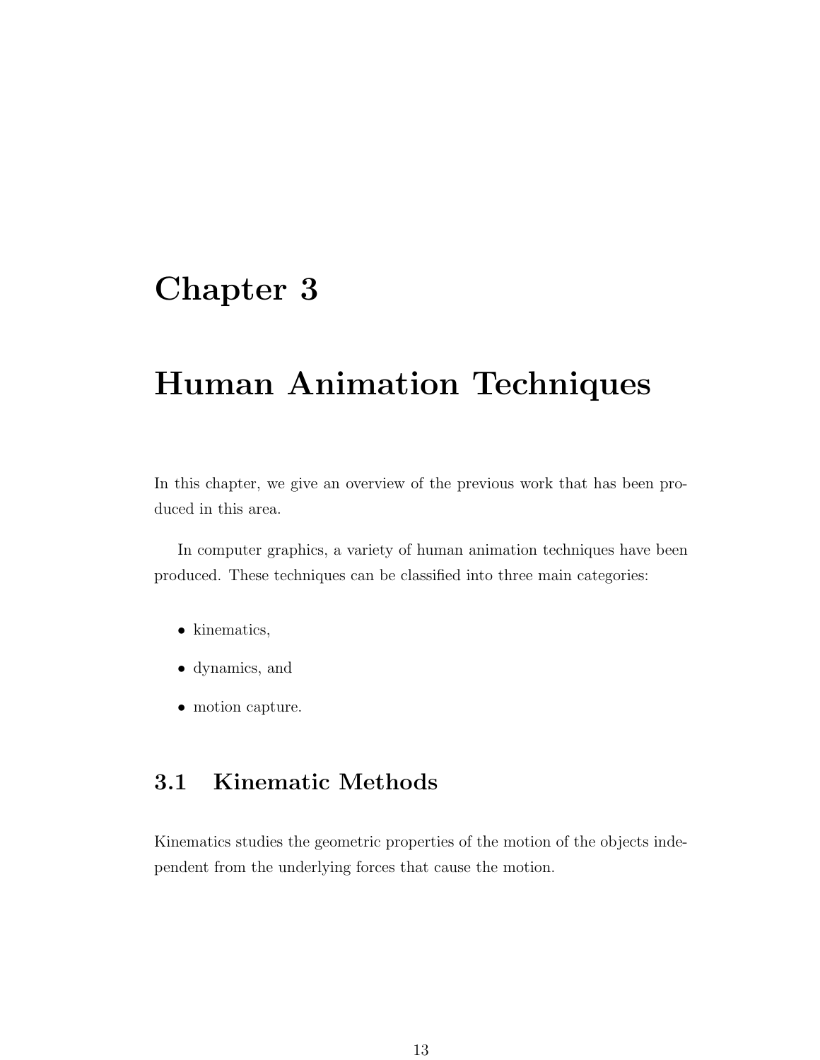# Chapter 3

# Human Animation Techniques

In this chapter, we give an overview of the previous work that has been produced in this area.

In computer graphics, a variety of human animation techniques have been produced. These techniques can be classified into three main categories:

- kinematics,
- dynamics, and
- motion capture.

## 3.1 Kinematic Methods

Kinematics studies the geometric properties of the motion of the objects independent from the underlying forces that cause the motion.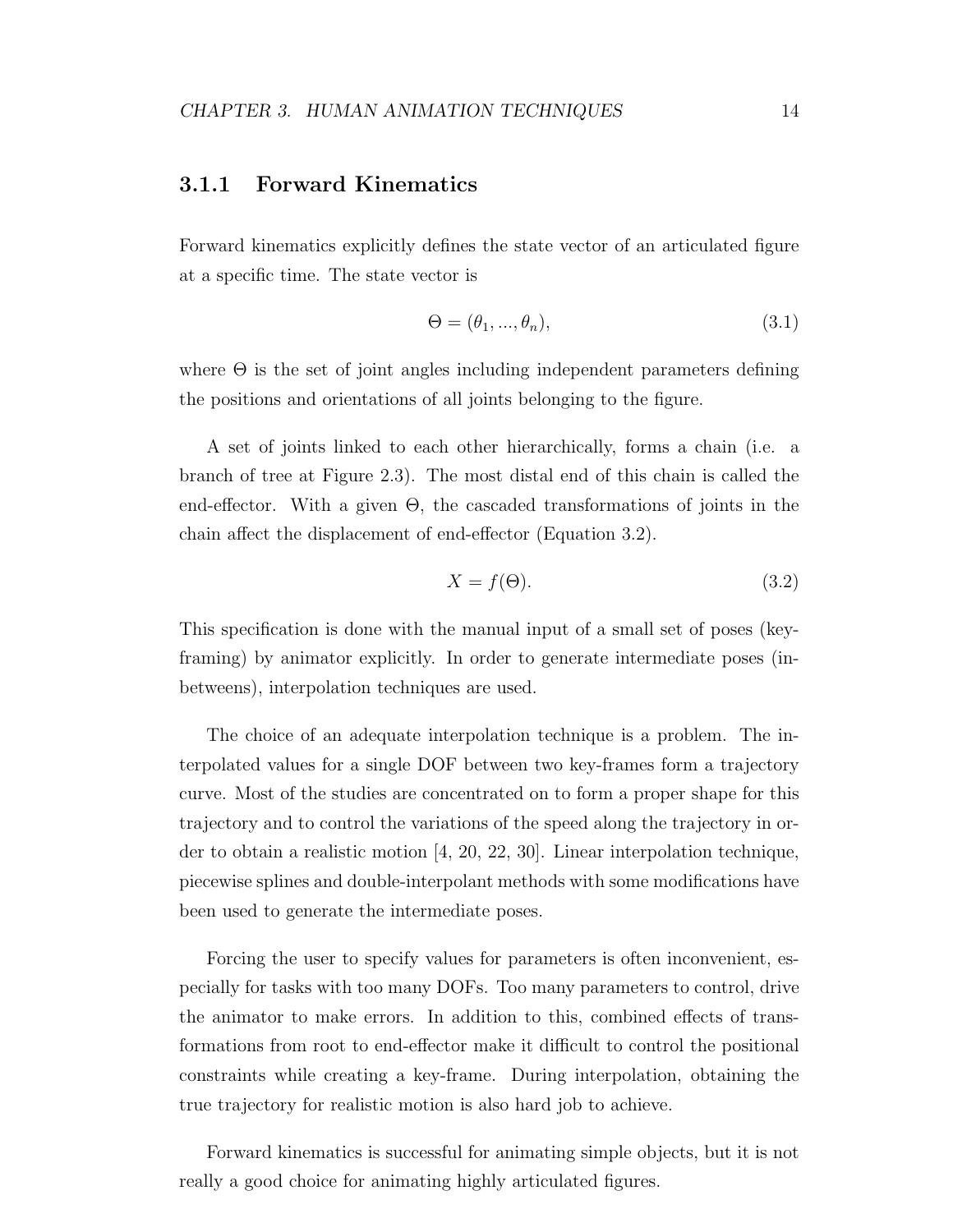### 3.1.1 Forward Kinematics

Forward kinematics explicitly defines the state vector of an articulated figure at a specific time. The state vector is

$$\Theta = (\theta_1, ..., \theta_n), \tag{3.1}$$

where $\Theta$ is the set of joint angles including independent parameters defining the positions and orientations of all joints belonging to the figure.

A set of joints linked to each other hierarchically, forms a chain (i.e. a branch of tree at Figure 2.3). The most distal end of this chain is called the end-effector. With a given $\Theta$, the cascaded transformations of joints in the chain affect the displacement of end-effector (Equation 3.2).

$$X = f(\Theta). \tag{3.2}$$

This specification is done with the manual input of a small set of poses (key-framing) by animator explicitly. In order to generate intermediate poses (in-betweens), interpolation techniques are used.

The choice of an adequate interpolation technique is a problem. The interpolated values for a single DOF between two key-frames form a trajectory curve. Most of the studies are concentrated on to form a proper shape for this trajectory and to control the variations of the speed along the trajectory in order to obtain a realistic motion [4, 20, 22, 30]. Linear interpolation technique, piecewise splines and double-interpolant methods with some modifications have been used to generate the intermediate poses.

Forcing the user to specify values for parameters is often inconvenient, especially for tasks with too many DOFs. Too many parameters to control, drive the animator to make errors. In addition to this, combined effects of transformations from root to end-effector make it difficult to control the positional constraints while creating a key-frame. During interpolation, obtaining the true trajectory for realistic motion is also hard job to achieve.

Forward kinematics is successful for animating simple objects, but it is not really a good choice for animating highly articulated figures.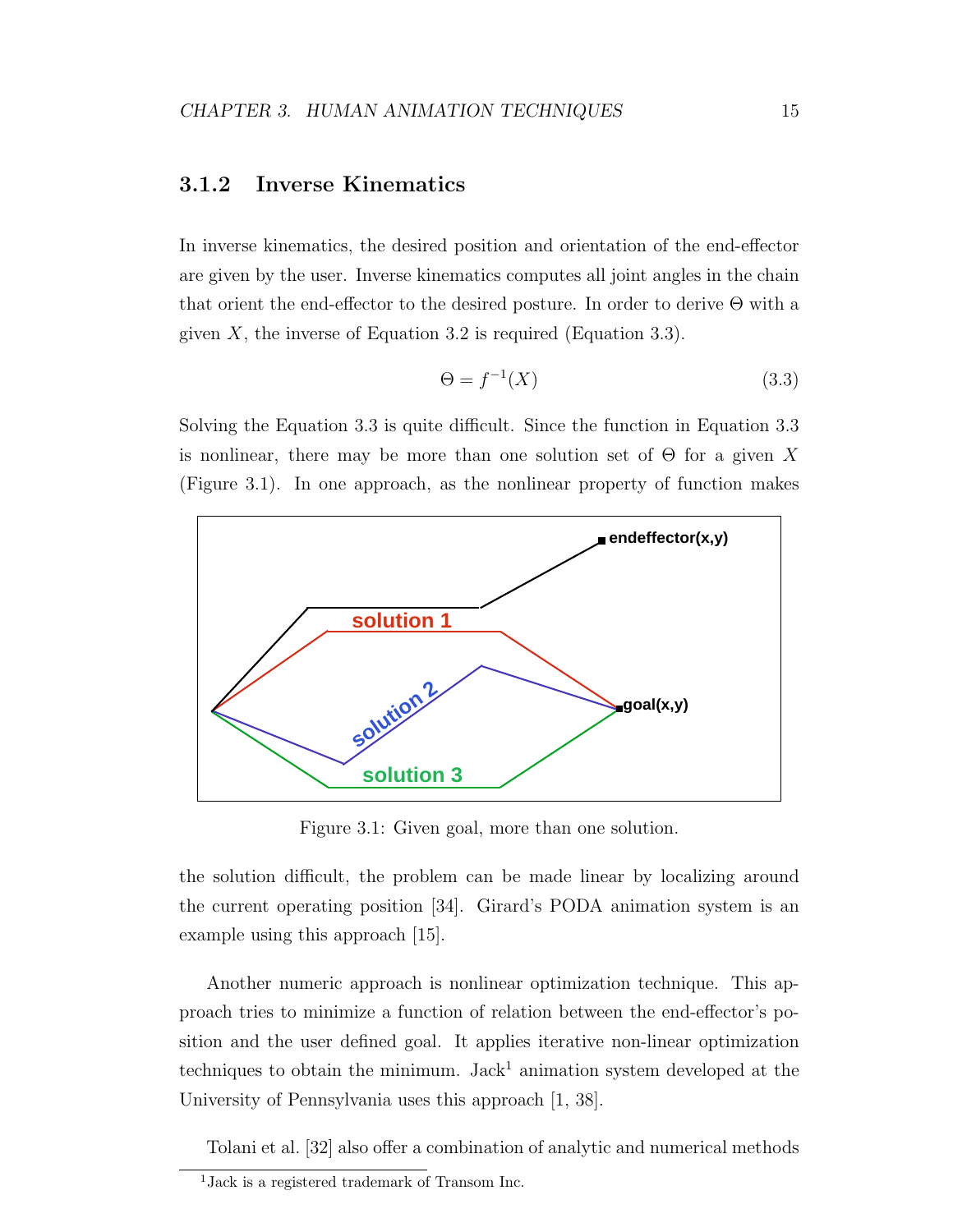### 3.1.2 Inverse Kinematics

In inverse kinematics, the desired position and orientation of the end-effector are given by the user. Inverse kinematics computes all joint angles in the chain that orient the end-effector to the desired posture. In order to derive $\Theta$ with a given $X$, the inverse of Equation 3.2 is required (Equation 3.3).

$$\Theta = f^{-1}(X) \tag{3.3}$$

Solving the Equation 3.3 is quite difficult. Since the function in Equation 3.3 is nonlinear, there may be more than one solution set of $\Theta$ for a given $X$ (Figure 3.1). In one approach, as the nonlinear property of function makes the solution difficult, the problem can be made linear by localizing around the current operating position [34]. Girard's PODA animation system is an example using this approach [15].

Figure 3.1: Given goal, more than one solution.

Another numeric approach is nonlinear optimization technique. This approach tries to minimize a function of relation between the end-effector's position and the user defined goal. It applies iterative non-linear optimization techniques to obtain the minimum. Jack[1] animation system developed at the University of Pennsylvania uses this approach [1, 38].

Tolani et al. [32] also offer a combination of analytic and numerical methods

[1] Jack is a registered trademark of Transom Inc.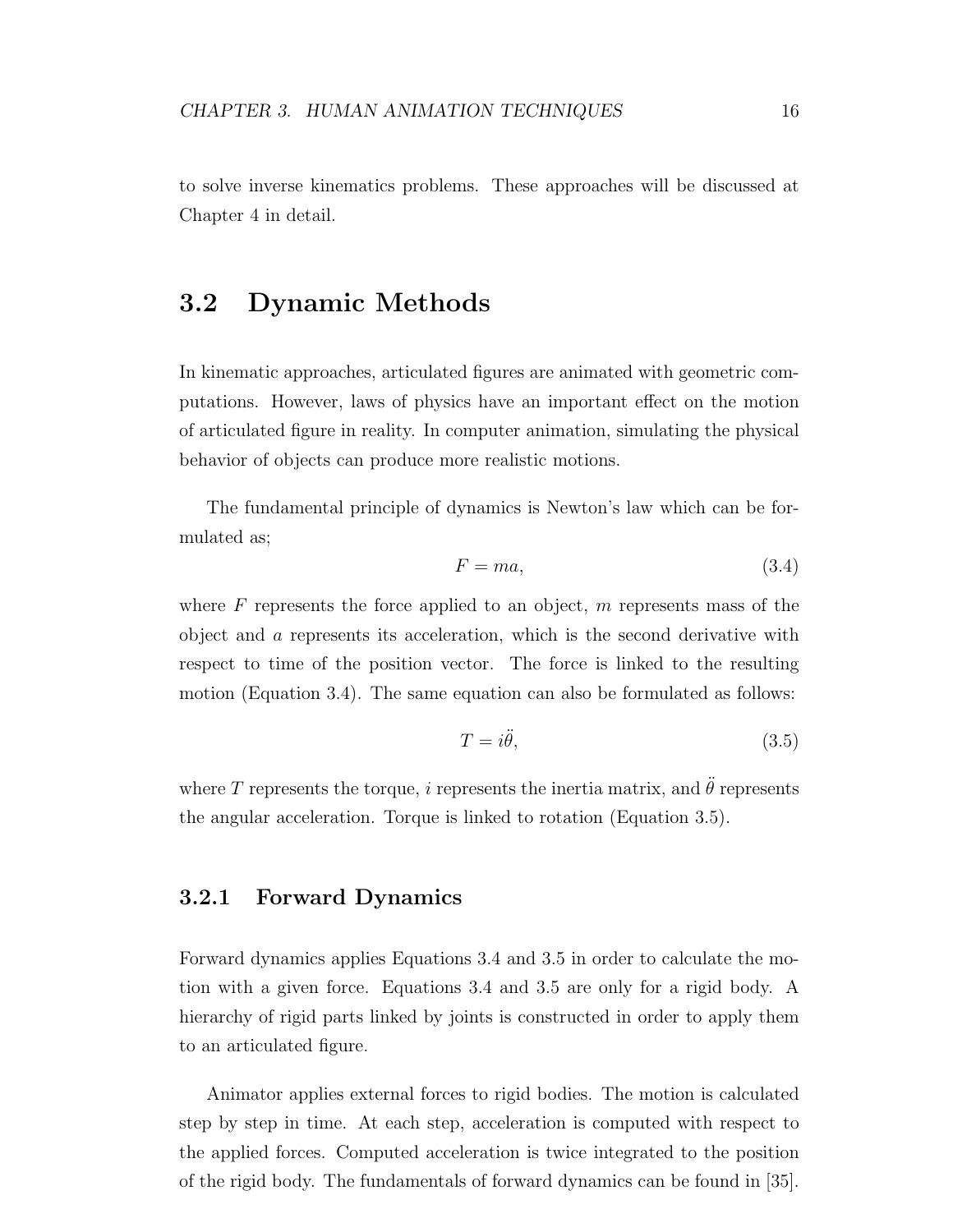to solve inverse kinematics problems. These approaches will be discussed at Chapter 4 in detail.

## 3.2 Dynamic Methods

In kinematic approaches, articulated figures are animated with geometric computations. However, laws of physics have an important effect on the motion of articulated figure in reality. In computer animation, simulating the physical behavior of objects can produce more realistic motions.

The fundamental principle of dynamics is Newton's law which can be formulated as;

$$F = ma, \tag{3.4}$$

where $F$ represents the force applied to an object, $m$ represents mass of the object and $a$ represents its acceleration, which is the second derivative with respect to time of the position vector. The force is linked to the resulting motion (Equation 3.4). The same equation can also be formulated as follows:

$$T = i\ddot{\theta}, \tag{3.5}$$

where $T$ represents the torque, $i$ represents the inertia matrix, and $\ddot{\theta}$ represents the angular acceleration. Torque is linked to rotation (Equation 3.5).

### 3.2.1 Forward Dynamics

Forward dynamics applies Equations 3.4 and 3.5 in order to calculate the motion with a given force. Equations 3.4 and 3.5 are only for a rigid body. A hierarchy of rigid parts linked by joints is constructed in order to apply them to an articulated figure.

Animator applies external forces to rigid bodies. The motion is calculated step by step in time. At each step, acceleration is computed with respect to the applied forces. Computed acceleration is twice integrated to the position of the rigid body. The fundamentals of forward dynamics can be found in [35].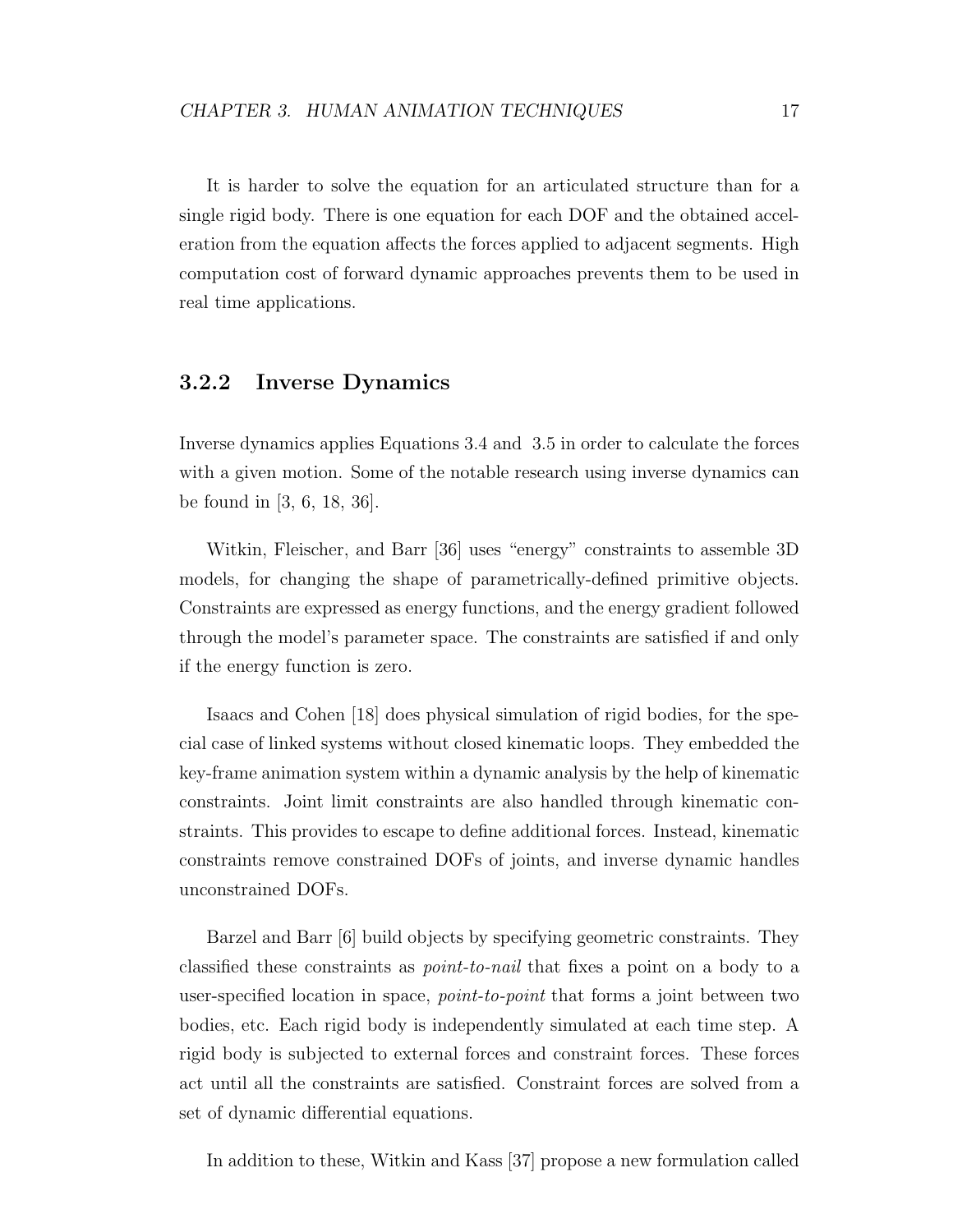It is harder to solve the equation for an articulated structure than for a single rigid body. There is one equation for each DOF and the obtained acceleration from the equation affects the forces applied to adjacent segments. High computation cost of forward dynamic approaches prevents them to be used in real time applications.

### 3.2.2 Inverse Dynamics

Inverse dynamics applies Equations 3.4 and 3.5 in order to calculate the forces with a given motion. Some of the notable research using inverse dynamics can be found in [3, 6, 18, 36].

Witkin, Fleischer, and Barr [36] uses "energy" constraints to assemble 3D models, for changing the shape of parametrically-defined primitive objects. Constraints are expressed as energy functions, and the energy gradient followed through the model's parameter space. The constraints are satisfied if and only if the energy function is zero.

Isaacs and Cohen [18] does physical simulation of rigid bodies, for the special case of linked systems without closed kinematic loops. They embedded the key-frame animation system within a dynamic analysis by the help of kinematic constraints. Joint limit constraints are also handled through kinematic constraints. This provides to escape to define additional forces. Instead, kinematic constraints remove constrained DOFs of joints, and inverse dynamic handles unconstrained DOFs.

Barzel and Barr [6] build objects by specifying geometric constraints. They classified these constraints as *point-to-nail* that fixes a point on a body to a user-specified location in space, *point-to-point* that forms a joint between two bodies, etc. Each rigid body is independently simulated at each time step. A rigid body is subjected to external forces and constraint forces. These forces act until all the constraints are satisfied. Constraint forces are solved from a set of dynamic differential equations.

In addition to these, Witkin and Kass [37] propose a new formulation called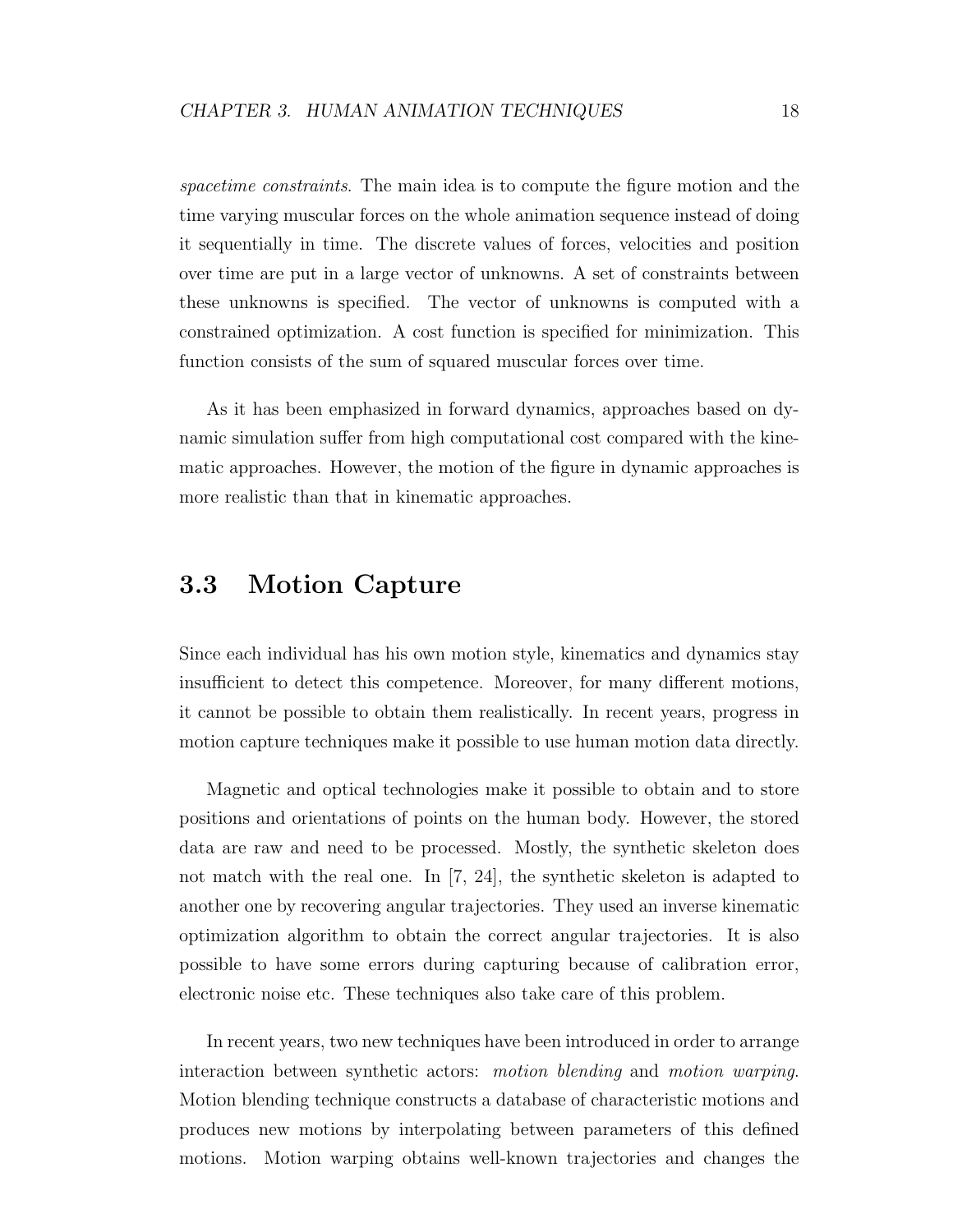*spacetime constraints*. The main idea is to compute the figure motion and the time varying muscular forces on the whole animation sequence instead of doing it sequentially in time. The discrete values of forces, velocities and position over time are put in a large vector of unknowns. A set of constraints between these unknowns is specified. The vector of unknowns is computed with a constrained optimization. A cost function is specified for minimization. This function consists of the sum of squared muscular forces over time.

As it has been emphasized in forward dynamics, approaches based on dynamic simulation suffer from high computational cost compared with the kinematic approaches. However, the motion of the figure in dynamic approaches is more realistic than that in kinematic approaches.

## 3.3 Motion Capture

Since each individual has his own motion style, kinematics and dynamics stay insufficient to detect this competence. Moreover, for many different motions, it cannot be possible to obtain them realistically. In recent years, progress in motion capture techniques make it possible to use human motion data directly.

Magnetic and optical technologies make it possible to obtain and to store positions and orientations of points on the human body. However, the stored data are raw and need to be processed. Mostly, the synthetic skeleton does not match with the real one. In [7, 24], the synthetic skeleton is adapted to another one by recovering angular trajectories. They used an inverse kinematic optimization algorithm to obtain the correct angular trajectories. It is also possible to have some errors during capturing because of calibration error, electronic noise etc. These techniques also take care of this problem.

In recent years, two new techniques have been introduced in order to arrange interaction between synthetic actors: *motion blending* and *motion warping*. Motion blending technique constructs a database of characteristic motions and produces new motions by interpolating between parameters of this defined motions. Motion warping obtains well-known trajectories and changes the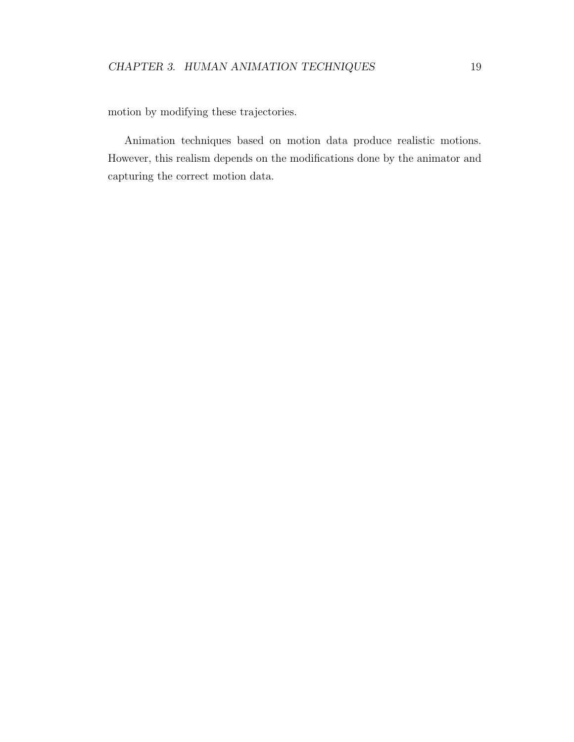motion by modifying these trajectories.

Animation techniques based on motion data produce realistic motions. However, this realism depends on the modifications done by the animator and capturing the correct motion data.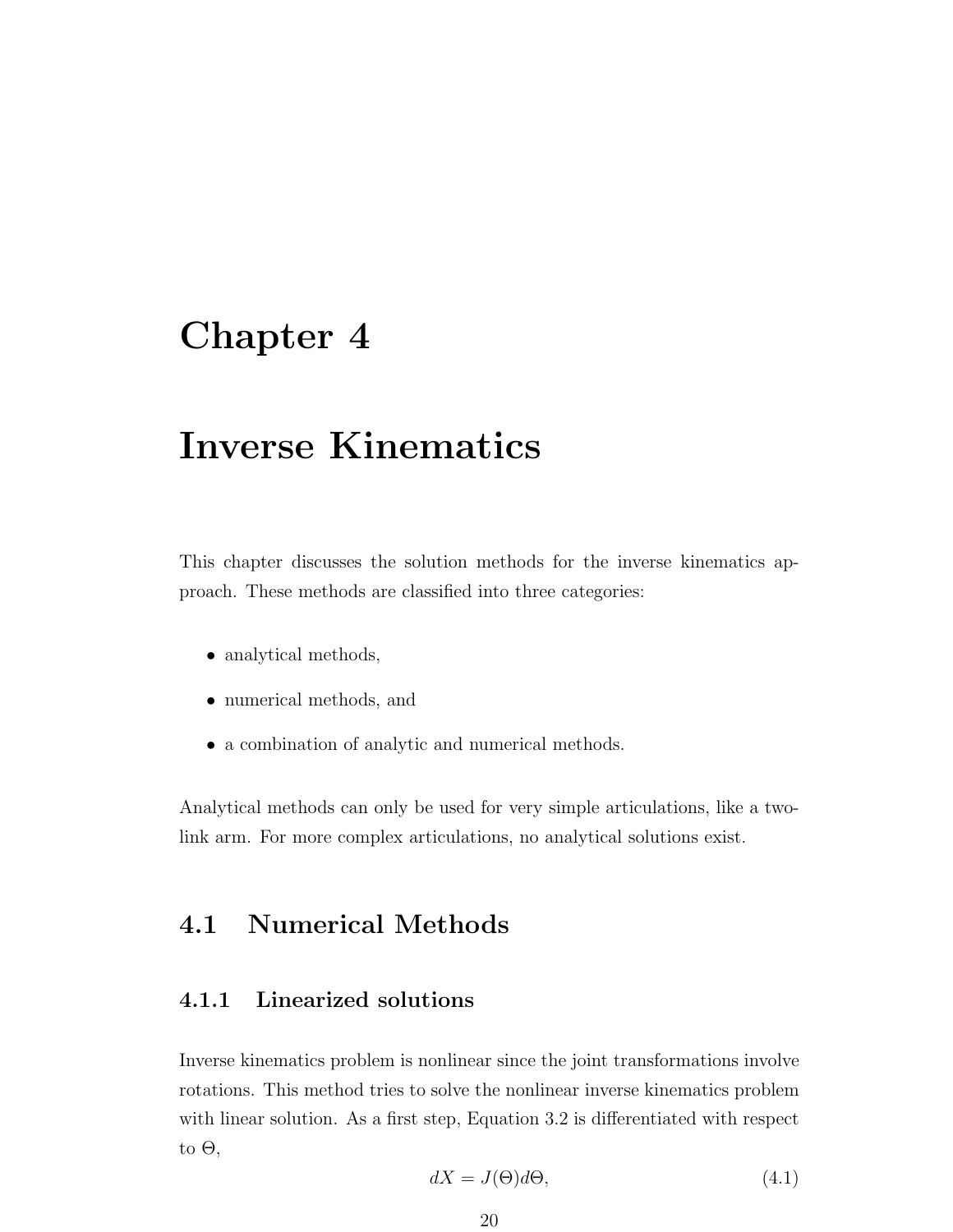# Chapter 4

# Inverse Kinematics

This chapter discusses the solution methods for the inverse kinematics approach. These methods are classified into three categories:

- analytical methods,
- numerical methods, and
- a combination of analytic and numerical methods.

Analytical methods can only be used for very simple articulations, like a two-link arm. For more complex articulations, no analytical solutions exist.

## 4.1 Numerical Methods

### 4.1.1 Linearized solutions

Inverse kinematics problem is nonlinear since the joint transformations involve rotations. This method tries to solve the nonlinear inverse kinematics problem with linear solution. As a first step, Equation 3.2 is differentiated with respect to $\Theta$,

$$dX = J(\Theta)d\Theta, \tag{4.1}$$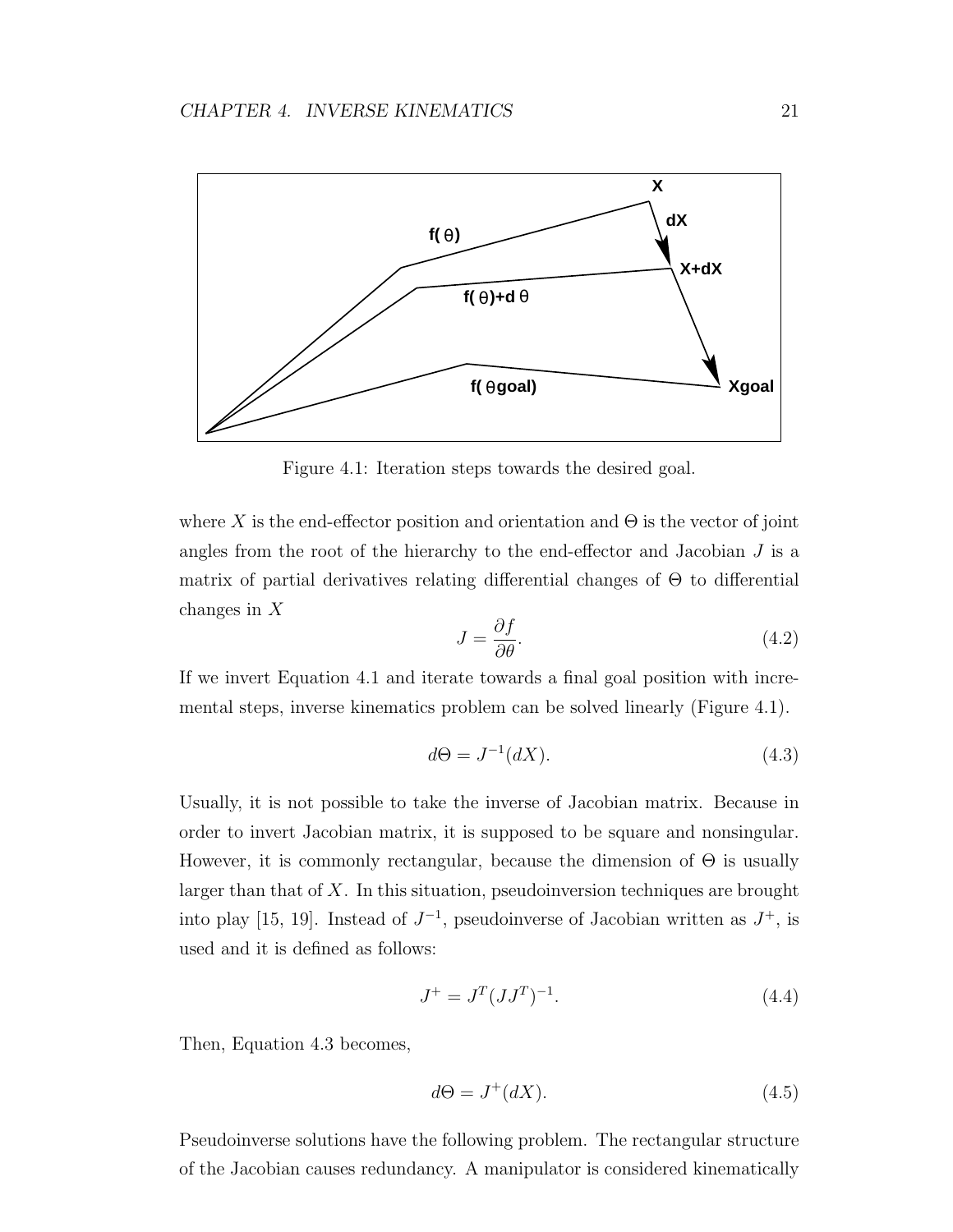Figure 4.1: Iteration steps towards the desired goal.

where $X$ is the end-effector position and orientation and $\Theta$ is the vector of joint angles from the root of the hierarchy to the end-effector and Jacobian $J$ is a matrix of partial derivatives relating differential changes of $\Theta$ to differential changes in $X$

$$J = \frac{\partial f}{\partial \theta}. \tag{4.2}$$

If we invert Equation 4.1 and iterate towards a final goal position with incremental steps, inverse kinematics problem can be solved linearly (Figure 4.1).

$$d\Theta = J^{-1}(dX). \tag{4.3}$$

Usually, it is not possible to take the inverse of Jacobian matrix. Because in order to invert Jacobian matrix, it is supposed to be square and nonsingular. However, it is commonly rectangular, because the dimension of $\Theta$ is usually larger than that of $X$. In this situation, pseudoinversion techniques are brought into play [15, 19]. Instead of $J^{-1}$, pseudoinverse of Jacobian written as $J^{+}$, is used and it is defined as follows:

$$J^{+} = J^{T}(JJ^{T})^{-1}. \tag{4.4}$$

Then, Equation 4.3 becomes,

$$d\Theta = J^{+}(dX). \tag{4.5}$$

Pseudoinverse solutions have the following problem. The rectangular structure of the Jacobian causes redundancy. A manipulator is considered kinematically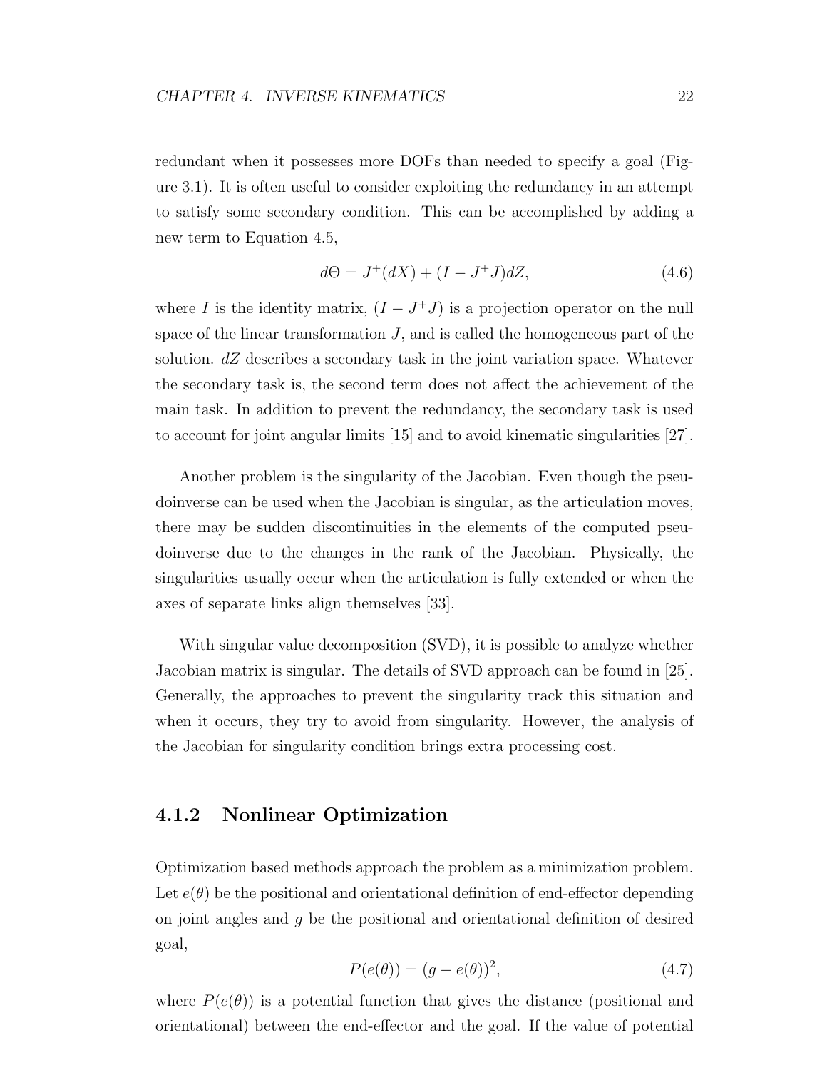redundant when it possesses more DOFs than needed to specify a goal (Figure 3.1). It is often useful to consider exploiting the redundancy in an attempt to satisfy some secondary condition. This can be accomplished by adding a new term to Equation 4.5,

$$d\Theta = J^{+}(dX) + (I - J^{+}J)dZ, \tag{4.6}$$

where $I$ is the identity matrix, $(I - J^{+}J)$ is a projection operator on the null space of the linear transformation $J$, and is called the homogeneous part of the solution. $dZ$ describes a secondary task in the joint variation space. Whatever the secondary task is, the second term does not affect the achievement of the main task. In addition to prevent the redundancy, the secondary task is used to account for joint angular limits [15] and to avoid kinematic singularities [27].

Another problem is the singularity of the Jacobian. Even though the pseudoinverse can be used when the Jacobian is singular, as the articulation moves, there may be sudden discontinuities in the elements of the computed pseudoinverse due to the changes in the rank of the Jacobian. Physically, the singularities usually occur when the articulation is fully extended or when the axes of separate links align themselves [33].

With singular value decomposition (SVD), it is possible to analyze whether Jacobian matrix is singular. The details of SVD approach can be found in [25]. Generally, the approaches to prevent the singularity track this situation and when it occurs, they try to avoid from singularity. However, the analysis of the Jacobian for singularity condition brings extra processing cost.

### 4.1.2 Nonlinear Optimization

Optimization based methods approach the problem as a minimization problem. Let $e(\theta)$ be the positional and orientational definition of end-effector depending on joint angles and $g$ be the positional and orientational definition of desired goal,

$$P(e(\theta)) = (g - e(\theta))^2, \tag{4.7}$$

where $P(e(\theta))$ is a potential function that gives the distance (positional and orientational) between the end-effector and the goal. If the value of potential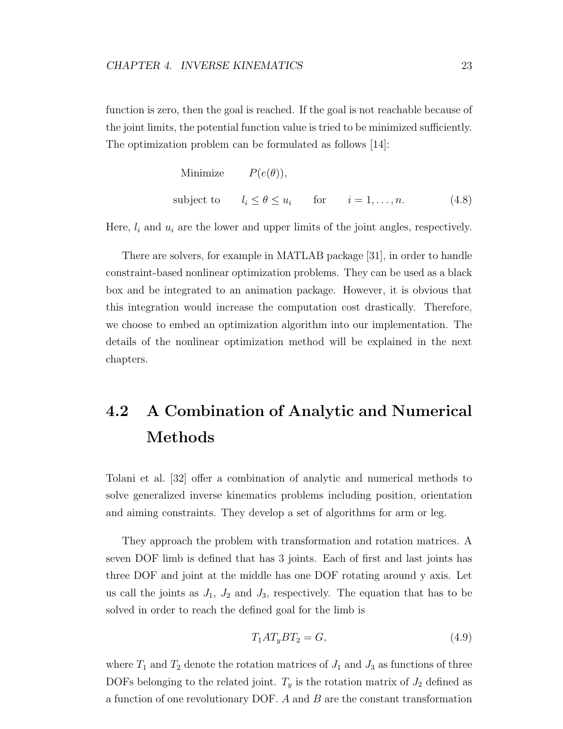function is zero, then the goal is reached. If the goal is not reachable because of the joint limits, the potential function value is tried to be minimized sufficiently. The optimization problem can be formulated as follows [14]:

$$
\begin{aligned}
\text{Minimize} \quad & P(e(\theta)), \\
\text{subject to} \quad & l_i \leq \theta \leq u_i \quad \text{for} \quad i = 1, \ldots, n.
\end{aligned} \tag{4.8}
$$

Here, $l_i$ and $u_i$ are the lower and upper limits of the joint angles, respectively.

There are solvers, for example in MATLAB package [31], in order to handle constraint-based nonlinear optimization problems. They can be used as a black box and be integrated to an animation package. However, it is obvious that this integration would increase the computation cost drastically. Therefore, we choose to embed an optimization algorithm into our implementation. The details of the nonlinear optimization method will be explained in the next chapters.

## 4.2 A Combination of Analytic and Numerical Methods

Tolani et al. [32] offer a combination of analytic and numerical methods to solve generalized inverse kinematics problems including position, orientation and aiming constraints. They develop a set of algorithms for arm or leg.

They approach the problem with transformation and rotation matrices. A seven DOF limb is defined that has 3 joints. Each of first and last joints has three DOF and joint at the middle has one DOF rotating around y axis. Let us call the joints as $J_1$, $J_2$ and $J_3$, respectively. The equation that has to be solved in order to reach the defined goal for the limb is

$$
T_1 A T_y B T_2 = G, \tag{4.9}
$$

where $T_1$ and $T_2$ denote the rotation matrices of $J_1$ and $J_3$ as functions of three DOFs belonging to the related joint. $T_y$ is the rotation matrix of $J_2$ defined as a function of one revolutionary DOF. $A$ and $B$ are the constant transformation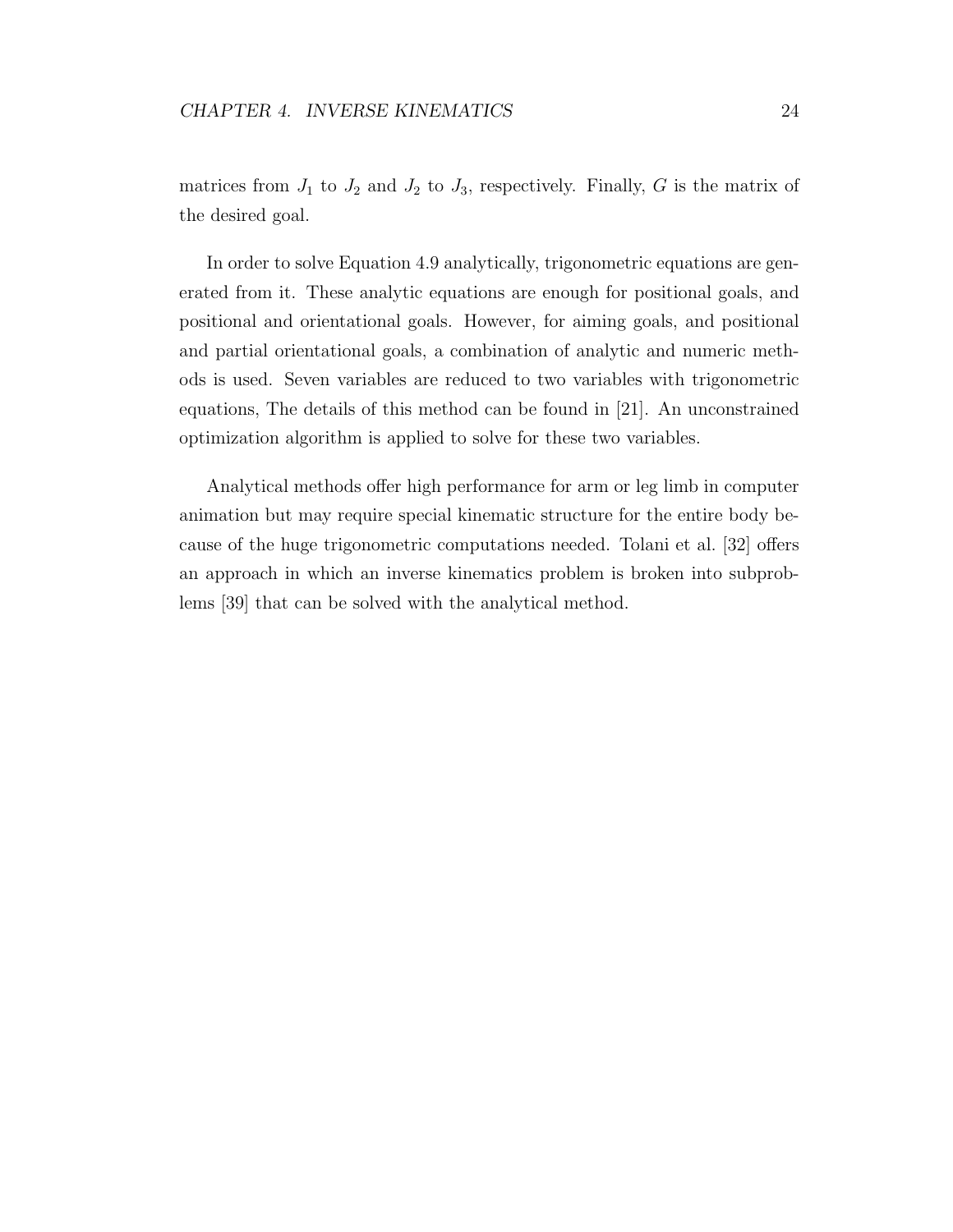matrices from $J_1$ to $J_2$ and $J_2$ to $J_3$, respectively. Finally, $G$ is the matrix of the desired goal.

In order to solve Equation 4.9 analytically, trigonometric equations are generated from it. These analytic equations are enough for positional goals, and positional and orientational goals. However, for aiming goals, and positional and partial orientational goals, a combination of analytic and numeric methods is used. Seven variables are reduced to two variables with trigonometric equations, The details of this method can be found in [21]. An unconstrained optimization algorithm is applied to solve for these two variables.

Analytical methods offer high performance for arm or leg limb in computer animation but may require special kinematic structure for the entire body because of the huge trigonometric computations needed. Tolani et al. [32] offers an approach in which an inverse kinematics problem is broken into subproblems [39] that can be solved with the analytical method.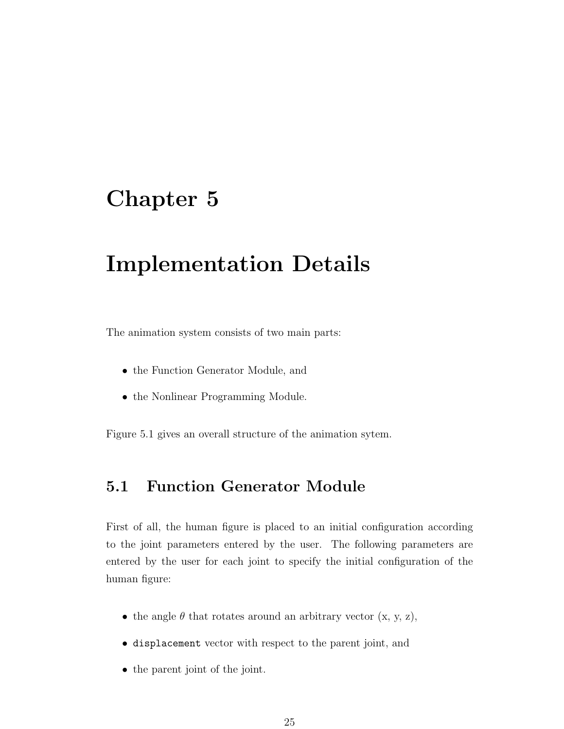# Chapter 5

# Implementation Details

The animation system consists of two main parts:

- the Function Generator Module, and
- the Nonlinear Programming Module.

Figure 5.1 gives an overall structure of the animation sytem.

## 5.1 Function Generator Module

First of all, the human figure is placed to an initial configuration according to the joint parameters entered by the user. The following parameters are entered by the user for each joint to specify the initial configuration of the human figure:

- the angle $\theta$ that rotates around an arbitrary vector (x, y, z),
- `displacement` vector with respect to the parent joint, and
- the parent joint of the joint.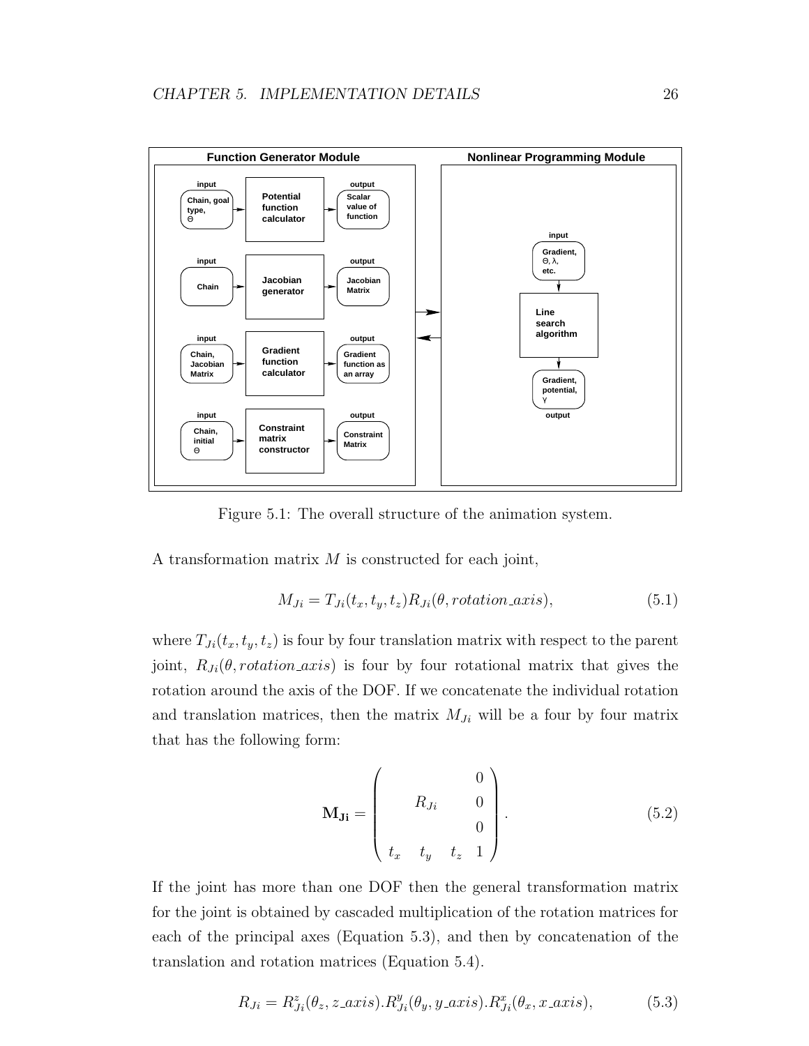Figure 5.1: The overall structure of the animation system.

A transformation matrix $M$ is constructed for each joint,

$$M_{Ji} = T_{Ji}(t_x, t_y, t_z)R_{Ji}(\theta, rotation\_axis), \tag{5.1}$$

where $T_{Ji}(t_x, t_y, t_z)$ is four by four translation matrix with respect to the parent joint, $R_{Ji}(\theta, rotation\_axis)$ is four by four rotational matrix that gives the rotation around the axis of the DOF. If we concatenate the individual rotation and translation matrices, then the matrix $M_{Ji}$ will be a four by four matrix that has the following form:

$$\mathbf{M_{Ji}} = \begin{pmatrix} & & & 0 \\ & R_{Ji} & & 0 \\ & & & 0 \\ t_x & t_y & t_z & 1 \end{pmatrix}. \tag{5.2}$$

If the joint has more than one DOF then the general transformation matrix for the joint is obtained by cascaded multiplication of the rotation matrices for each of the principal axes (Equation 5.3), and then by concatenation of the translation and rotation matrices (Equation 5.4).

$$R_{Ji} = R^z_{Ji}(\theta_z, z\_axis).R^y_{Ji}(\theta_y, y\_axis).R^x_{Ji}(\theta_x, x\_axis), \tag{5.3}$$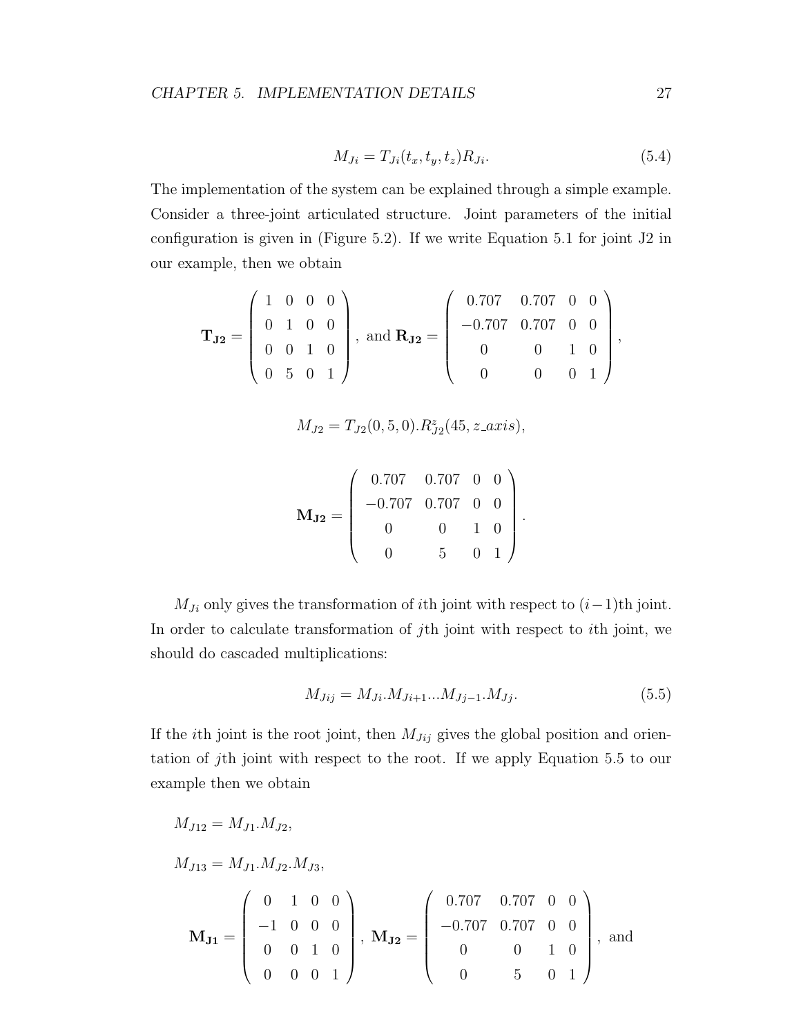$$M_{Ji} = T_{Ji}(t_x, t_y, t_z)R_{Ji}. \tag{5.4}$$

The implementation of the system can be explained through a simple example. Consider a three-joint articulated structure. Joint parameters of the initial configuration is given in (Figure 5.2). If we write Equation 5.1 for joint J2 in our example, then we obtain

$$\mathbf{T_{J2}} = \begin{pmatrix} 1 & 0 & 0 & 0 \\ 0 & 1 & 0 & 0 \\ 0 & 0 & 1 & 0 \\ 0 & 5 & 0 & 1 \end{pmatrix}, \text{ and } \mathbf{R_{J2}} = \begin{pmatrix} 0.707 & 0.707 & 0 & 0 \\ -0.707 & 0.707 & 0 & 0 \\ 0 & 0 & 1 & 0 \\ 0 & 0 & 0 & 1 \end{pmatrix},$$

$$M_{J2} = T_{J2}(0, 5, 0).R^{z}_{J2}(45, z\_axis),$$

$$\mathbf{M_{J2}} = \begin{pmatrix} 0.707 & 0.707 & 0 & 0 \\ -0.707 & 0.707 & 0 & 0 \\ 0 & 0 & 1 & 0 \\ 0 & 5 & 0 & 1 \end{pmatrix}.$$

$M_{Ji}$ only gives the transformation of $i$th joint with respect to $(i-1)$th joint. In order to calculate transformation of $j$th joint with respect to $i$th joint, we should do cascaded multiplications:

$$M_{Jij} = M_{Ji}.M_{Ji+1}...M_{Jj-1}.M_{Jj}. \tag{5.5}$$

If the $i$th joint is the root joint, then $M_{Jij}$ gives the global position and orientation of $j$th joint with respect to the root. If we apply Equation 5.5 to our example then we obtain

$$M_{J12} = M_{J1}.M_{J2},$$

$$M_{J13} = M_{J1}.M_{J2}.M_{J3},$$

$$\mathbf{M_{J1}} = \begin{pmatrix} 0 & 1 & 0 & 0 \\ -1 & 0 & 0 & 0 \\ 0 & 0 & 1 & 0 \\ 0 & 0 & 0 & 1 \end{pmatrix}, \mathbf{M_{J2}} = \begin{pmatrix} 0.707 & 0.707 & 0 & 0 \\ -0.707 & 0.707 & 0 & 0 \\ 0 & 0 & 1 & 0 \\ 0 & 5 & 0 & 1 \end{pmatrix}, \text{ and}$$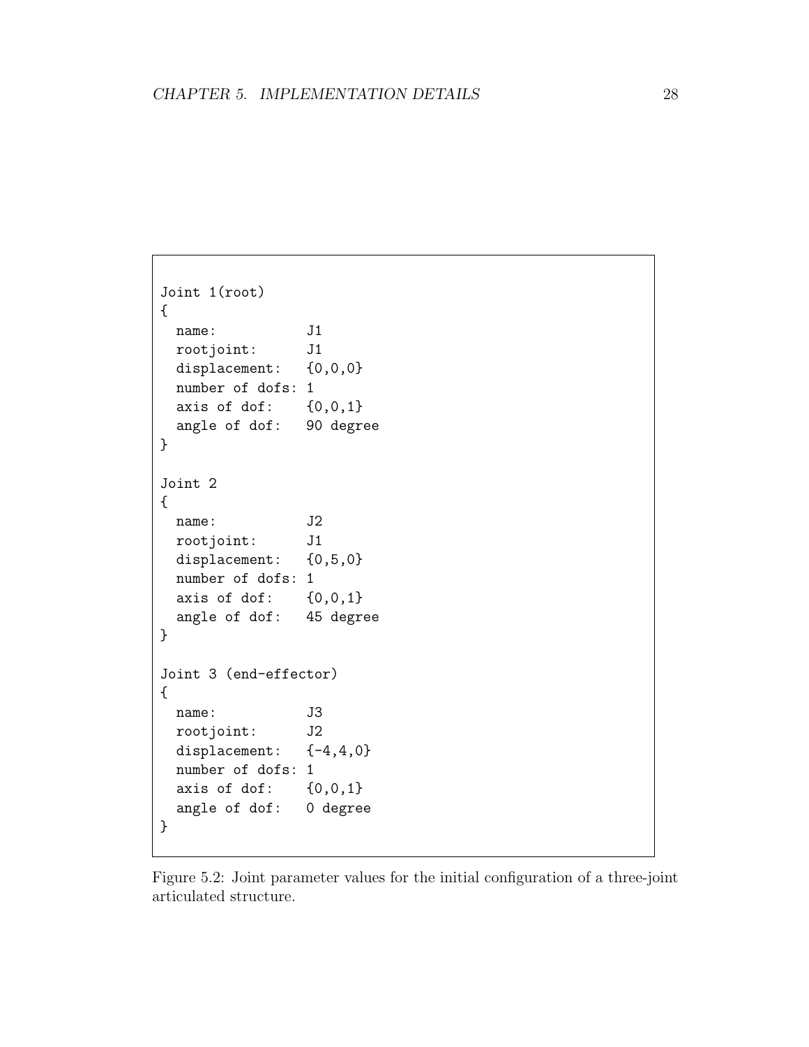```
Joint 1(root)
{
  name:           J1
  rootjoint:      J1
  displacement:   {0,0,0}
  number of dofs: 1
  axis of dof:    {0,0,1}
  angle of dof:   90 degree
}

Joint 2
{
  name:           J2
  rootjoint:      J1
  displacement:   {0,5,0}
  number of dofs: 1
  axis of dof:    {0,0,1}
  angle of dof:   45 degree
}

Joint 3 (end-effector)
{
  name:           J3
  rootjoint:      J2
  displacement:   {-4,4,0}
  number of dofs: 1
  axis of dof:    {0,0,1}
  angle of dof:   0 degree
}
```

Figure 5.2: Joint parameter values for the initial configuration of a three-joint articulated structure.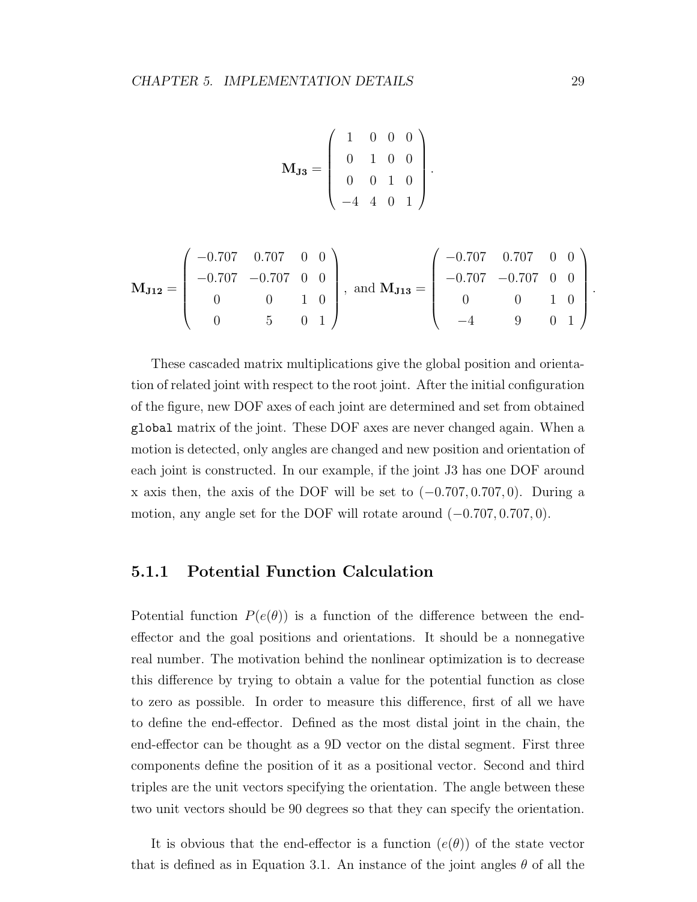$$\mathbf{M_{J3}} = \begin{pmatrix} 1 & 0 & 0 & 0 \\ 0 & 1 & 0 & 0 \\ 0 & 0 & 1 & 0 \\ -4 & 4 & 0 & 1 \end{pmatrix}.$$

$$\mathbf{M_{J12}} = \begin{pmatrix} -0.707 & 0.707 & 0 & 0 \\ -0.707 & -0.707 & 0 & 0 \\ 0 & 0 & 1 & 0 \\ 0 & 5 & 0 & 1 \end{pmatrix}, \text{ and } \mathbf{M_{J13}} = \begin{pmatrix} -0.707 & 0.707 & 0 & 0 \\ -0.707 & -0.707 & 0 & 0 \\ 0 & 0 & 1 & 0 \\ -4 & 9 & 0 & 1 \end{pmatrix}.$$

These cascaded matrix multiplications give the global position and orientation of related joint with respect to the root joint. After the initial configuration of the figure, new DOF axes of each joint are determined and set from obtained `global` matrix of the joint. These DOF axes are never changed again. When a motion is detected, only angles are changed and new position and orientation of each joint is constructed. In our example, if the joint J3 has one DOF around x axis then, the axis of the DOF will be set to $(-0.707, 0.707, 0)$. During a motion, any angle set for the DOF will rotate around $(-0.707, 0.707, 0)$.

### 5.1.1 Potential Function Calculation

Potential function $P(e(\theta))$ is a function of the difference between the end-effector and the goal positions and orientations. It should be a nonnegative real number. The motivation behind the nonlinear optimization is to decrease this difference by trying to obtain a value for the potential function as close to zero as possible. In order to measure this difference, first of all we have to define the end-effector. Defined as the most distal joint in the chain, the end-effector can be thought as a 9D vector on the distal segment. First three components define the position of it as a positional vector. Second and third triples are the unit vectors specifying the orientation. The angle between these two unit vectors should be 90 degrees so that they can specify the orientation.

It is obvious that the end-effector is a function $(e(\theta))$ of the state vector that is defined as in Equation 3.1. An instance of the joint angles $\theta$ of all the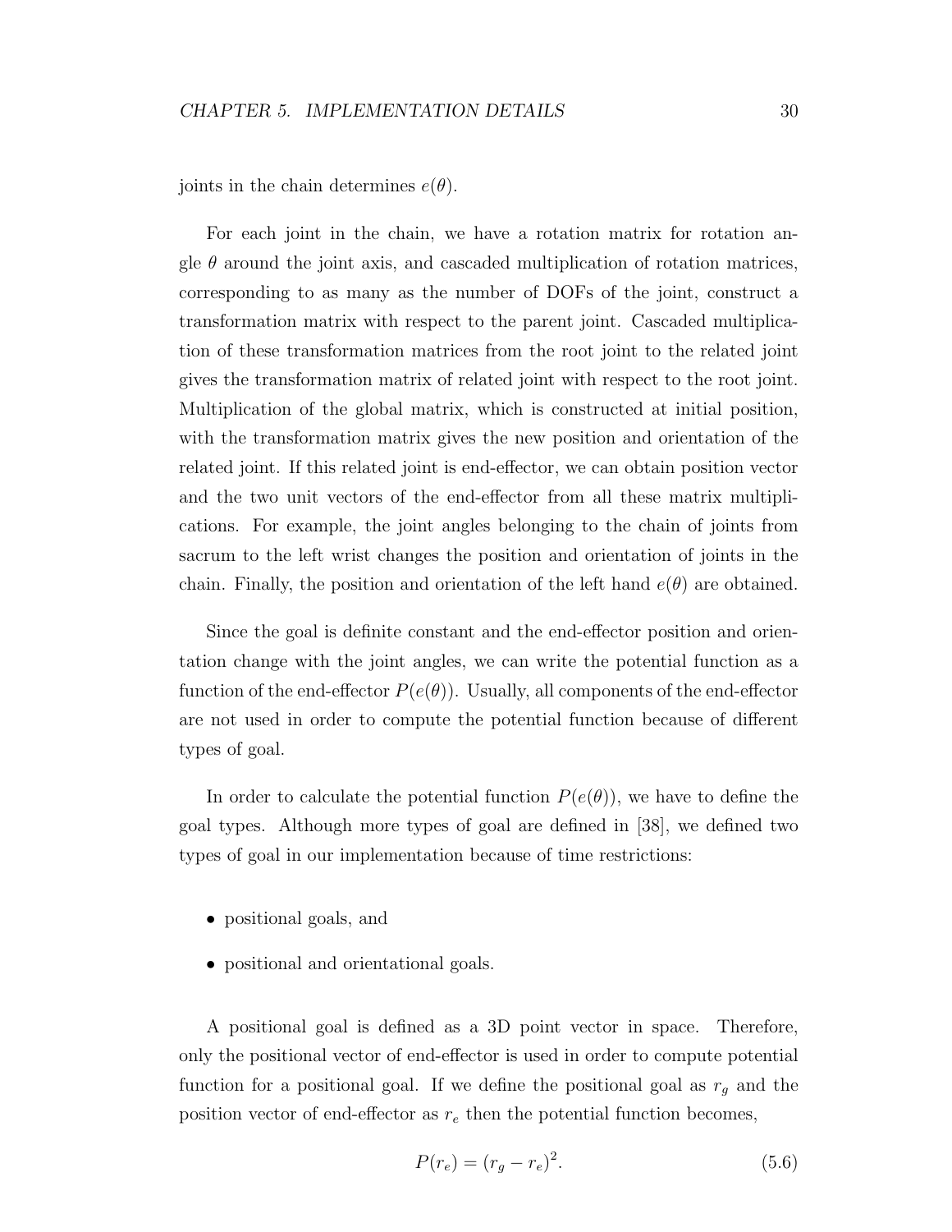joints in the chain determines $e(\theta)$.

For each joint in the chain, we have a rotation matrix for rotation angle $\theta$ around the joint axis, and cascaded multiplication of rotation matrices, corresponding to as many as the number of DOFs of the joint, construct a transformation matrix with respect to the parent joint. Cascaded multiplication of these transformation matrices from the root joint to the related joint gives the transformation matrix of related joint with respect to the root joint. Multiplication of the global matrix, which is constructed at initial position, with the transformation matrix gives the new position and orientation of the related joint. If this related joint is end-effector, we can obtain position vector and the two unit vectors of the end-effector from all these matrix multiplications. For example, the joint angles belonging to the chain of joints from sacrum to the left wrist changes the position and orientation of joints in the chain. Finally, the position and orientation of the left hand $e(\theta)$ are obtained.

Since the goal is definite constant and the end-effector position and orientation change with the joint angles, we can write the potential function as a function of the end-effector $P(e(\theta))$. Usually, all components of the end-effector are not used in order to compute the potential function because of different types of goal.

In order to calculate the potential function $P(e(\theta))$, we have to define the goal types. Although more types of goal are defined in [38], we defined two types of goal in our implementation because of time restrictions:

- positional goals, and
- positional and orientational goals.

A positional goal is defined as a 3D point vector in space. Therefore, only the positional vector of end-effector is used in order to compute potential function for a positional goal. If we define the positional goal as $r_g$ and the position vector of end-effector as $r_e$ then the potential function becomes,

$$P(r_e) = (r_g - r_e)^2. \tag{5.6}$$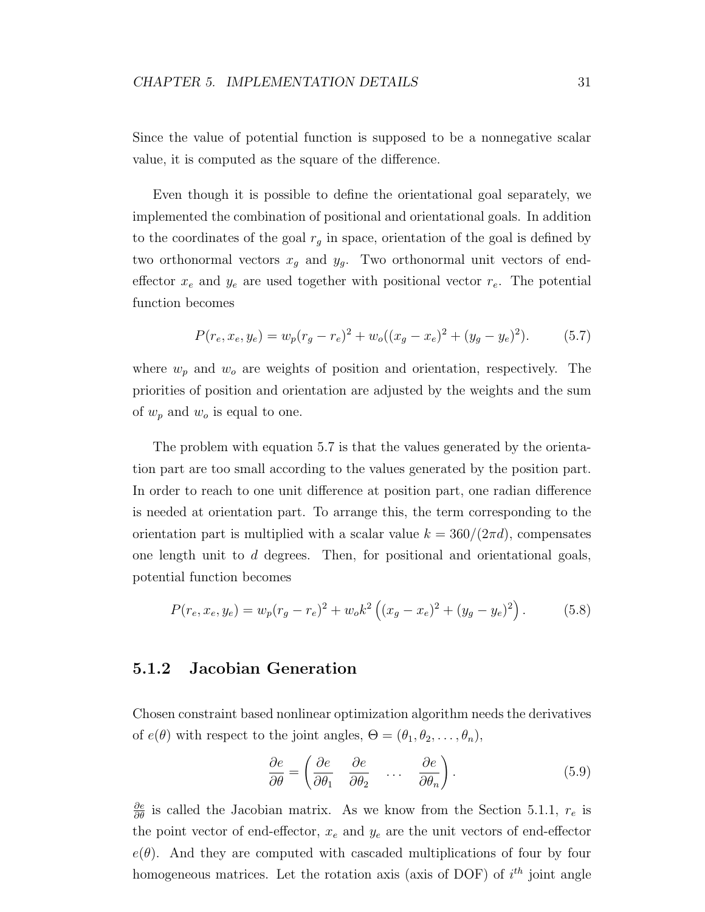Since the value of potential function is supposed to be a nonnegative scalar value, it is computed as the square of the difference.

Even though it is possible to define the orientational goal separately, we implemented the combination of positional and orientational goals. In addition to the coordinates of the goal $r_g$ in space, orientation of the goal is defined by two orthonormal vectors $x_g$ and $y_g$. Two orthonormal unit vectors of end-effector $x_e$ and $y_e$ are used together with positional vector $r_e$. The potential function becomes

$$P(r_e, x_e, y_e) = w_p(r_g - r_e)^2 + w_o((x_g - x_e)^2 + (y_g - y_e)^2). \tag{5.7}$$

where $w_p$ and $w_o$ are weights of position and orientation, respectively. The priorities of position and orientation are adjusted by the weights and the sum of $w_p$ and $w_o$ is equal to one.

The problem with equation 5.7 is that the values generated by the orientation part are too small according to the values generated by the position part. In order to reach to one unit difference at position part, one radian difference is needed at orientation part. To arrange this, the term corresponding to the orientation part is multiplied with a scalar value $k = 360/(2\pi d)$, compensates one length unit to $d$ degrees. Then, for positional and orientational goals, potential function becomes

$$P(r_e, x_e, y_e) = w_p(r_g - r_e)^2 + w_o k^2 \left((x_g - x_e)^2 + (y_g - y_e)^2\right). \tag{5.8}$$

### 5.1.2 Jacobian Generation

Chosen constraint based nonlinear optimization algorithm needs the derivatives of $e(\theta)$ with respect to the joint angles, $\Theta = (\theta_1, \theta_2, \ldots, \theta_n)$,

$$\frac{\partial e}{\partial \theta} = \begin{pmatrix} \frac{\partial e}{\partial \theta_1} & \frac{\partial e}{\partial \theta_2} & \cdots & \frac{\partial e}{\partial \theta_n} \end{pmatrix}. \tag{5.9}$$

$\frac{\partial e}{\partial \theta}$ is called the Jacobian matrix. As we know from the Section 5.1.1, $r_e$ is the point vector of end-effector, $x_e$ and $y_e$ are the unit vectors of end-effector $e(\theta)$. And they are computed with cascaded multiplications of four by four homogeneous matrices. Let the rotation axis (axis of DOF) of $i^{th}$ joint angle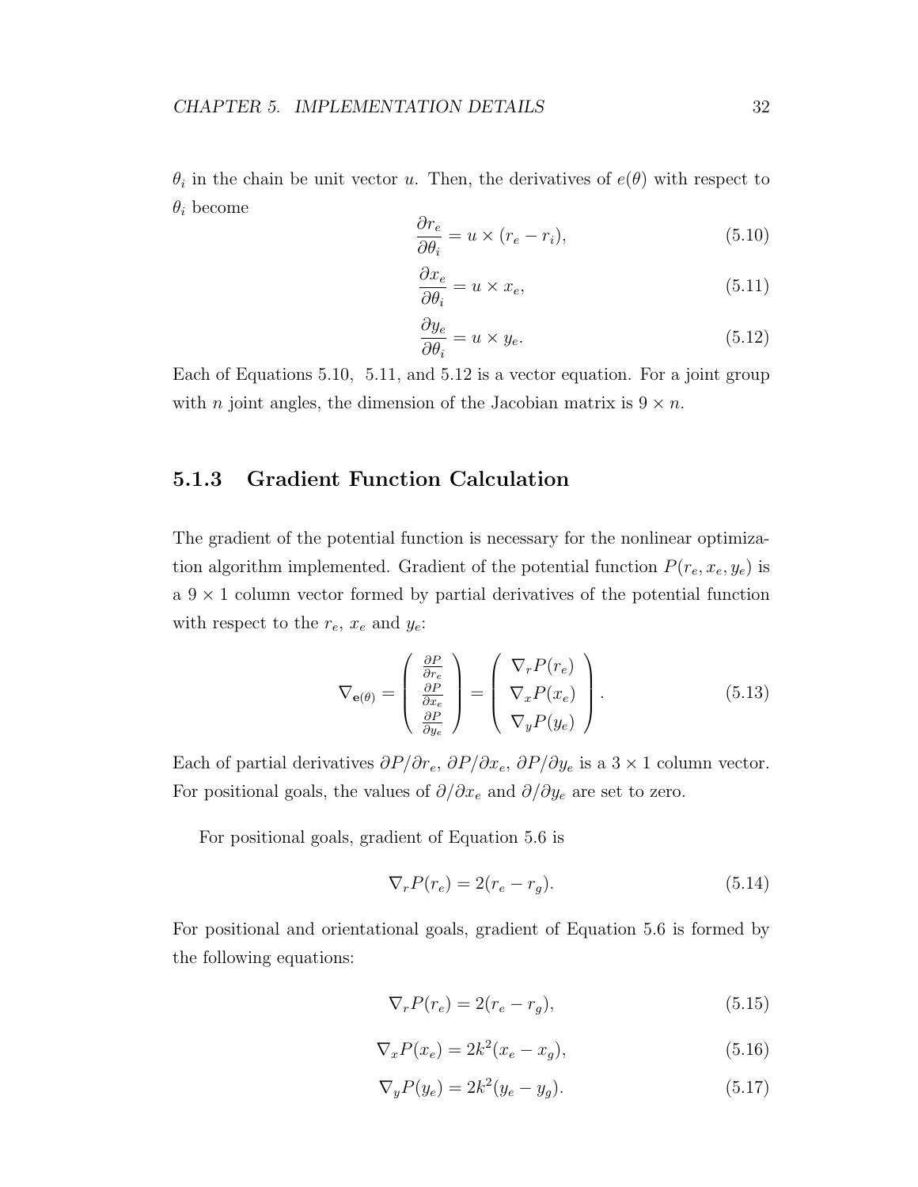$\theta_i$ in the chain be unit vector $u$. Then, the derivatives of $e(\theta)$ with respect to $\theta_i$ become

$$\frac{\partial r_e}{\partial \theta_i} = u \times (r_e - r_i), \tag{5.10}$$

$$\frac{\partial x_e}{\partial \theta_i} = u \times x_e, \tag{5.11}$$

$$\frac{\partial y_e}{\partial \theta_i} = u \times y_e. \tag{5.12}$$

Each of Equations 5.10, 5.11, and 5.12 is a vector equation. For a joint group with $n$ joint angles, the dimension of the Jacobian matrix is $9 \times n$.

### 5.1.3 Gradient Function Calculation

The gradient of the potential function is necessary for the nonlinear optimization algorithm implemented. Gradient of the potential function $P(r_e, x_e, y_e)$ is a $9 \times 1$ column vector formed by partial derivatives of the potential function with respect to the $r_e$, $x_e$ and $y_e$:

$$\nabla_{\mathbf{e}(\theta)} = \begin{pmatrix} \frac{\partial P}{\partial r_e} \\ \frac{\partial P}{\partial x_e} \\ \frac{\partial P}{\partial y_e} \end{pmatrix} = \begin{pmatrix} \nabla_r P(r_e) \\ \nabla_x P(x_e) \\ \nabla_y P(y_e) \end{pmatrix}. \tag{5.13}$$

Each of partial derivatives $\partial P/\partial r_e$, $\partial P/\partial x_e$, $\partial P/\partial y_e$ is a $3 \times 1$ column vector. For positional goals, the values of $\partial/\partial x_e$ and $\partial/\partial y_e$ are set to zero.

For positional goals, gradient of Equation 5.6 is

$$\nabla_r P(r_e) = 2(r_e - r_g). \tag{5.14}$$

For positional and orientational goals, gradient of Equation 5.6 is formed by the following equations:

$$\nabla_r P(r_e) = 2(r_e - r_g), \tag{5.15}$$

$$\nabla_x P(x_e) = 2k^2(x_e - x_g), \tag{5.16}$$

$$\nabla_y P(y_e) = 2k^2(y_e - y_g). \tag{5.17}$$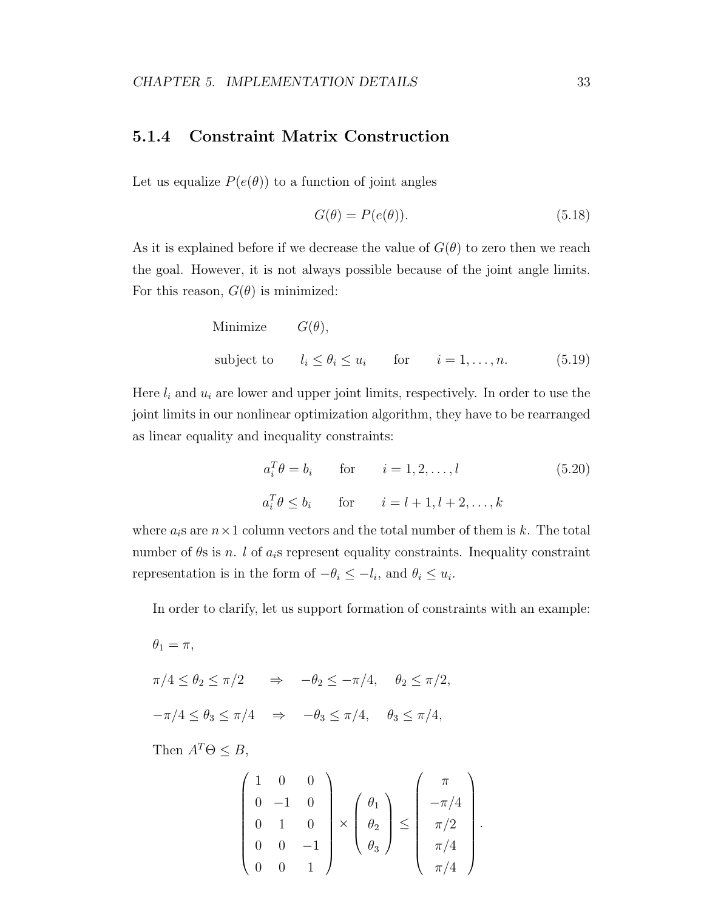### 5.1.4 Constraint Matrix Construction

Let us equalize $P(e(\theta))$ to a function of joint angles

$$G(\theta) = P(e(\theta)). \tag{5.18}$$

As it is explained before if we decrease the value of $G(\theta)$ to zero then we reach the goal. However, it is not always possible because of the joint angle limits. For this reason, $G(\theta)$ is minimized:

$$\begin{aligned} &\text{Minimize} \qquad G(\theta), \\ &\text{subject to} \qquad l_i \leq \theta_i \leq u_i \qquad \text{for} \qquad i = 1, \ldots, n. \end{aligned} \tag{5.19}$$

Here $l_i$ and $u_i$ are lower and upper joint limits, respectively. In order to use the joint limits in our nonlinear optimization algorithm, they have to be rearranged as linear equality and inequality constraints:

$$\begin{aligned} a_i^T \theta = b_i \qquad &\text{for} \qquad i = 1, 2, \ldots, l \\ a_i^T \theta \leq b_i \qquad &\text{for} \qquad i = l+1, l+2, \ldots, k \end{aligned} \tag{5.20}$$

where $a_i$s are $n \times 1$ column vectors and the total number of them is $k$. The total number of $\theta$s is $n$. $l$ of $a_i$s represent equality constraints. Inequality constraint representation is in the form of $-\theta_i \leq -l_i$, and $\theta_i \leq u_i$.

In order to clarify, let us support formation of constraints with an example:

$\theta_1 = \pi$,

$\pi/4 \leq \theta_2 \leq \pi/2 \quad \Rightarrow \quad -\theta_2 \leq -\pi/4, \quad \theta_2 \leq \pi/2,$

$-\pi/4 \leq \theta_3 \leq \pi/4 \quad \Rightarrow \quad -\theta_3 \leq \pi/4, \quad \theta_3 \leq \pi/4,$

Then $A^T \Theta \leq B$,

$$\begin{pmatrix} 1 & 0 & 0 \\ 0 & -1 & 0 \\ 0 & 1 & 0 \\ 0 & 0 & -1 \\ 0 & 0 & 1 \end{pmatrix} \times \begin{pmatrix} \theta_1 \\ \theta_2 \\ \theta_3 \end{pmatrix} \leq \begin{pmatrix} \pi \\ -\pi/4 \\ \pi/2 \\ \pi/4 \\ \pi/4 \end{pmatrix}.$$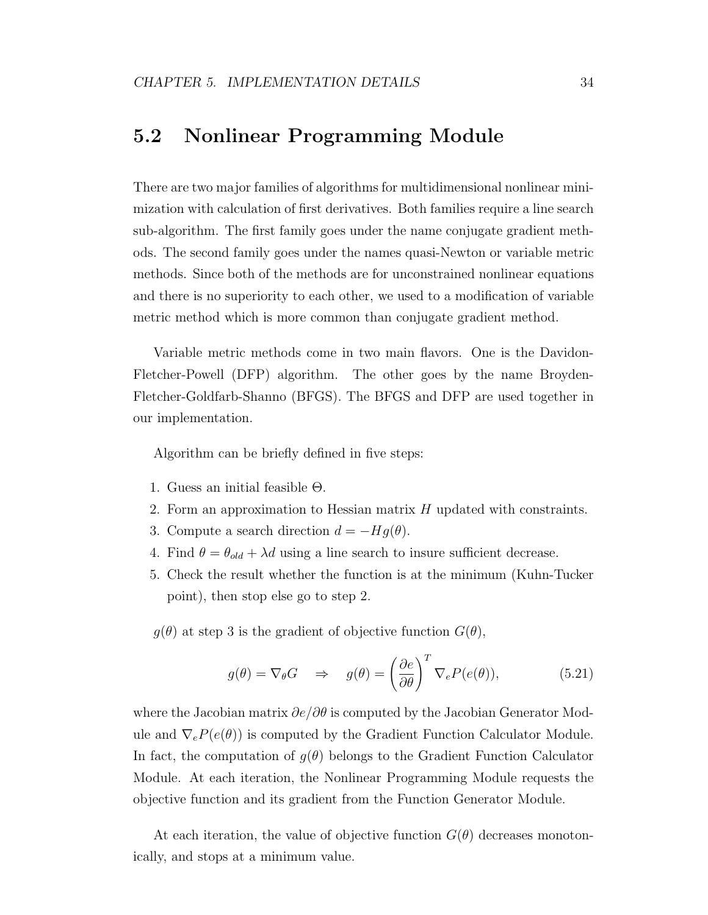## 5.2 Nonlinear Programming Module

There are two major families of algorithms for multidimensional nonlinear minimization with calculation of first derivatives. Both families require a line search sub-algorithm. The first family goes under the name conjugate gradient methods. The second family goes under the names quasi-Newton or variable metric methods. Since both of the methods are for unconstrained nonlinear equations and there is no superiority to each other, we used to a modification of variable metric method which is more common than conjugate gradient method.

Variable metric methods come in two main flavors. One is the Davidon-Fletcher-Powell (DFP) algorithm. The other goes by the name Broyden-Fletcher-Goldfarb-Shanno (BFGS). The BFGS and DFP are used together in our implementation.

Algorithm can be briefly defined in five steps:

1. Guess an initial feasible $\Theta$.
2. Form an approximation to Hessian matrix $H$ updated with constraints.
3. Compute a search direction $d = -Hg(\theta)$.
4. Find $\theta = \theta_{old} + \lambda d$ using a line search to insure sufficient decrease.
5. Check the result whether the function is at the minimum (Kuhn-Tucker point), then stop else go to step 2.

$g(\theta)$ at step 3 is the gradient of objective function $G(\theta)$,

$$g(\theta) = \nabla_\theta G \quad \Rightarrow \quad g(\theta) = \left(\frac{\partial e}{\partial \theta}\right)^T \nabla_e P(e(\theta)), \tag{5.21}$$

where the Jacobian matrix $\partial e / \partial \theta$ is computed by the Jacobian Generator Module and $\nabla_e P(e(\theta))$ is computed by the Gradient Function Calculator Module. In fact, the computation of $g(\theta)$ belongs to the Gradient Function Calculator Module. At each iteration, the Nonlinear Programming Module requests the objective function and its gradient from the Function Generator Module.

At each iteration, the value of objective function $G(\theta)$ decreases monotonically, and stops at a minimum value.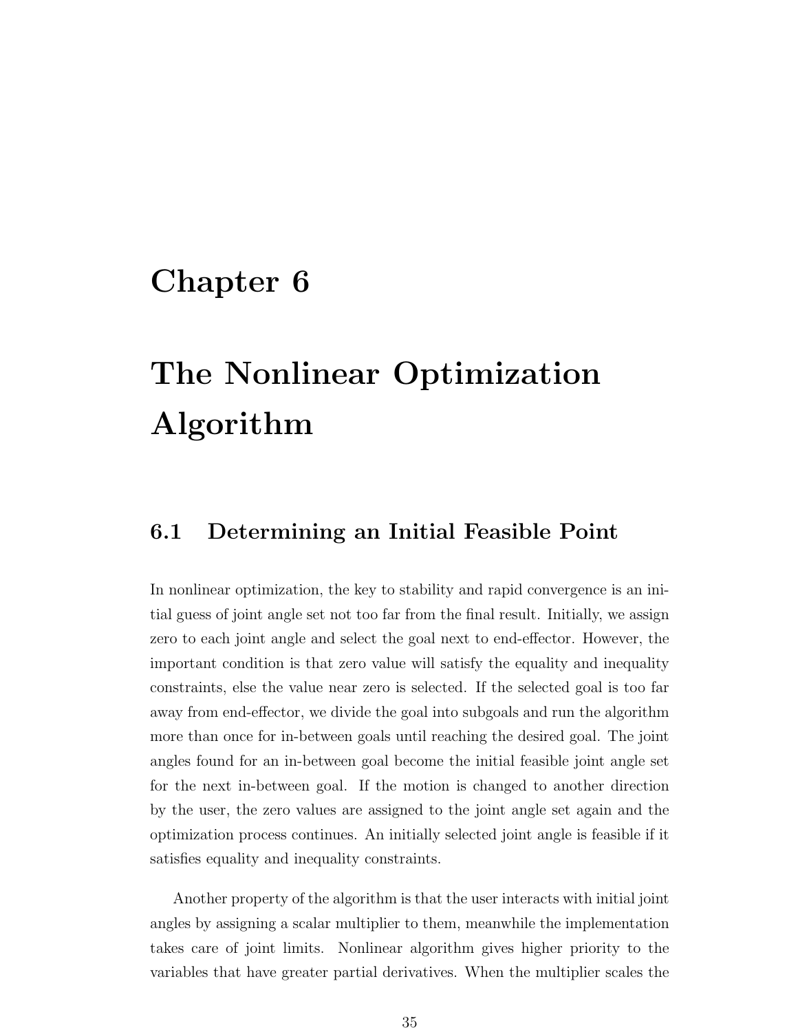# Chapter 6

# The Nonlinear Optimization Algorithm

## 6.1 Determining an Initial Feasible Point

In nonlinear optimization, the key to stability and rapid convergence is an initial guess of joint angle set not too far from the final result. Initially, we assign zero to each joint angle and select the goal next to end-effector. However, the important condition is that zero value will satisfy the equality and inequality constraints, else the value near zero is selected. If the selected goal is too far away from end-effector, we divide the goal into subgoals and run the algorithm more than once for in-between goals until reaching the desired goal. The joint angles found for an in-between goal become the initial feasible joint angle set for the next in-between goal. If the motion is changed to another direction by the user, the zero values are assigned to the joint angle set again and the optimization process continues. An initially selected joint angle is feasible if it satisfies equality and inequality constraints.

Another property of the algorithm is that the user interacts with initial joint angles by assigning a scalar multiplier to them, meanwhile the implementation takes care of joint limits. Nonlinear algorithm gives higher priority to the variables that have greater partial derivatives. When the multiplier scales the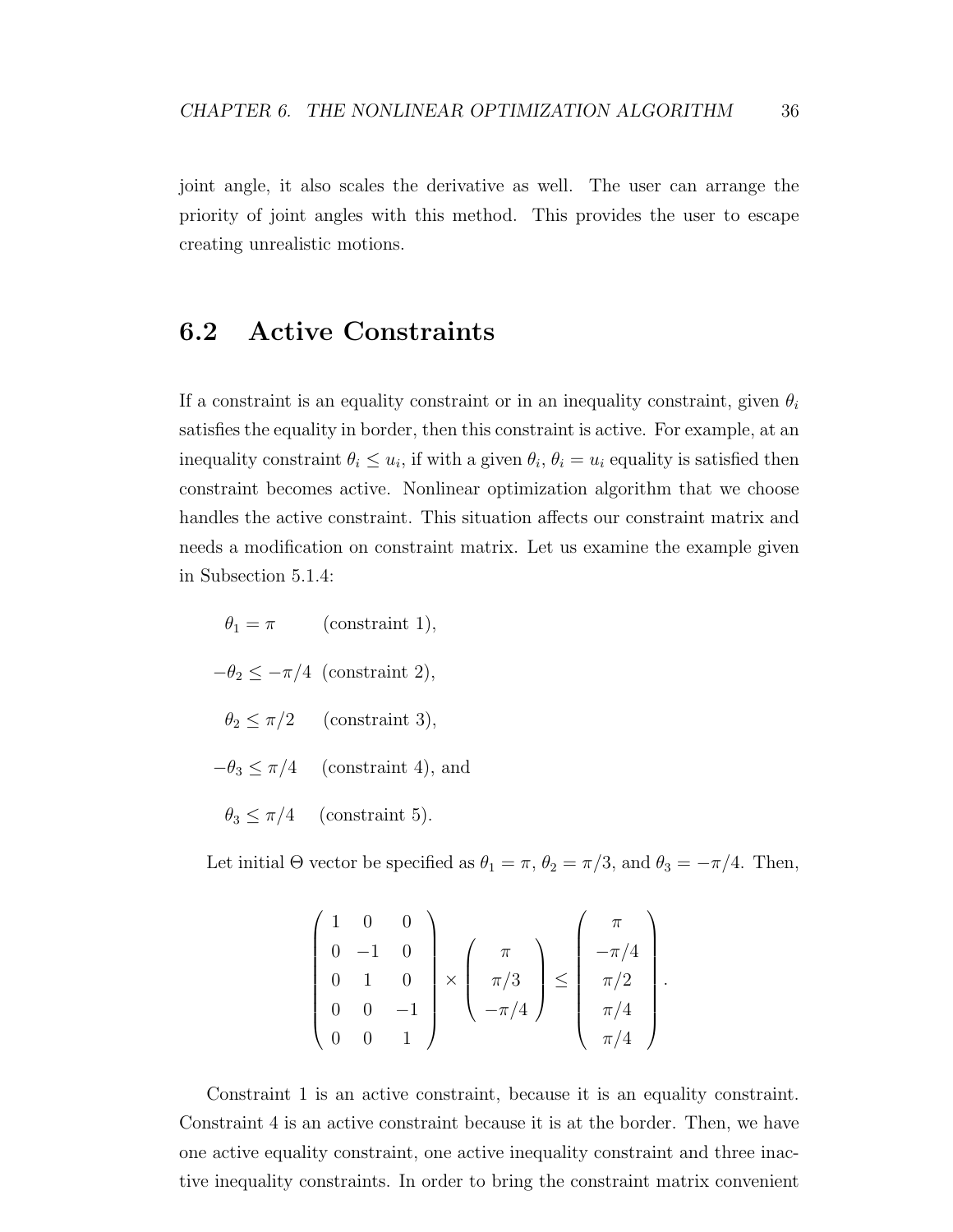joint angle, it also scales the derivative as well. The user can arrange the priority of joint angles with this method. This provides the user to escape creating unrealistic motions.

## 6.2 Active Constraints

If a constraint is an equality constraint or in an inequality constraint, given $\theta_i$ satisfies the equality in border, then this constraint is active. For example, at an inequality constraint $\theta_i \leq u_i$, if with a given $\theta_i$, $\theta_i = u_i$ equality is satisfied then constraint becomes active. Nonlinear optimization algorithm that we choose handles the active constraint. This situation affects our constraint matrix and needs a modification on constraint matrix. Let us examine the example given in Subsection 5.1.4:

$\theta_1 = \pi$ (constraint 1),

$-\theta_2 \leq -\pi/4$ (constraint 2),

$\theta_2 \leq \pi/2$ (constraint 3),

$-\theta_3 \leq \pi/4$ (constraint 4), and

$\theta_3 \leq \pi/4$ (constraint 5).

Let initial $\Theta$ vector be specified as $\theta_1 = \pi$, $\theta_2 = \pi/3$, and $\theta_3 = -\pi/4$. Then,

$$
\begin{pmatrix} 1 & 0 & 0 \\ 0 & -1 & 0 \\ 0 & 1 & 0 \\ 0 & 0 & -1 \\ 0 & 0 & 1 \end{pmatrix} \times \begin{pmatrix} \pi \\ \pi/3 \\ -\pi/4 \end{pmatrix} \leq \begin{pmatrix} \pi \\ -\pi/4 \\ \pi/2 \\ \pi/4 \\ \pi/4 \end{pmatrix}.
$$

Constraint 1 is an active constraint, because it is an equality constraint. Constraint 4 is an active constraint because it is at the border. Then, we have one active equality constraint, one active inequality constraint and three inactive inequality constraints. In order to bring the constraint matrix convenient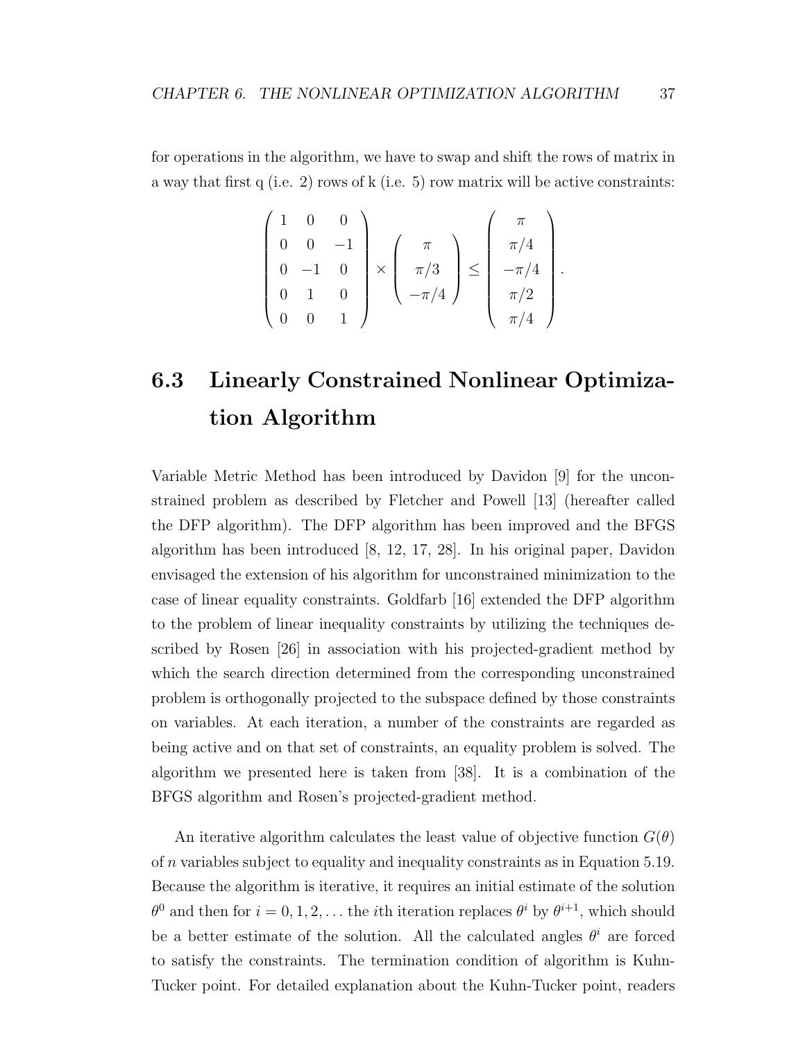for operations in the algorithm, we have to swap and shift the rows of matrix in a way that first q (i.e. 2) rows of k (i.e. 5) row matrix will be active constraints:

$$
\begin{pmatrix} 1 & 0 & 0 \\ 0 & 0 & -1 \\ 0 & -1 & 0 \\ 0 & 1 & 0 \\ 0 & 0 & 1 \end{pmatrix} \times \begin{pmatrix} \pi \\ \pi/3 \\ -\pi/4 \end{pmatrix} \leq \begin{pmatrix} \pi \\ \pi/4 \\ -\pi/4 \\ \pi/2 \\ \pi/4 \end{pmatrix}.
$$

## 6.3 Linearly Constrained Nonlinear Optimization Algorithm

Variable Metric Method has been introduced by Davidon [9] for the unconstrained problem as described by Fletcher and Powell [13] (hereafter called the DFP algorithm). The DFP algorithm has been improved and the BFGS algorithm has been introduced [8, 12, 17, 28]. In his original paper, Davidon envisaged the extension of his algorithm for unconstrained minimization to the case of linear equality constraints. Goldfarb [16] extended the DFP algorithm to the problem of linear inequality constraints by utilizing the techniques described by Rosen [26] in association with his projected-gradient method by which the search direction determined from the corresponding unconstrained problem is orthogonally projected to the subspace defined by those constraints on variables. At each iteration, a number of the constraints are regarded as being active and on that set of constraints, an equality problem is solved. The algorithm we presented here is taken from [38]. It is a combination of the BFGS algorithm and Rosen's projected-gradient method.

An iterative algorithm calculates the least value of objective function $G(\theta)$ of $n$ variables subject to equality and inequality constraints as in Equation 5.19. Because the algorithm is iterative, it requires an initial estimate of the solution $\theta^0$ and then for $i = 0, 1, 2, \ldots$ the $i$th iteration replaces $\theta^i$ by $\theta^{i+1}$, which should be a better estimate of the solution. All the calculated angles $\theta^i$ are forced to satisfy the constraints. The termination condition of algorithm is Kuhn-Tucker point. For detailed explanation about the Kuhn-Tucker point, readers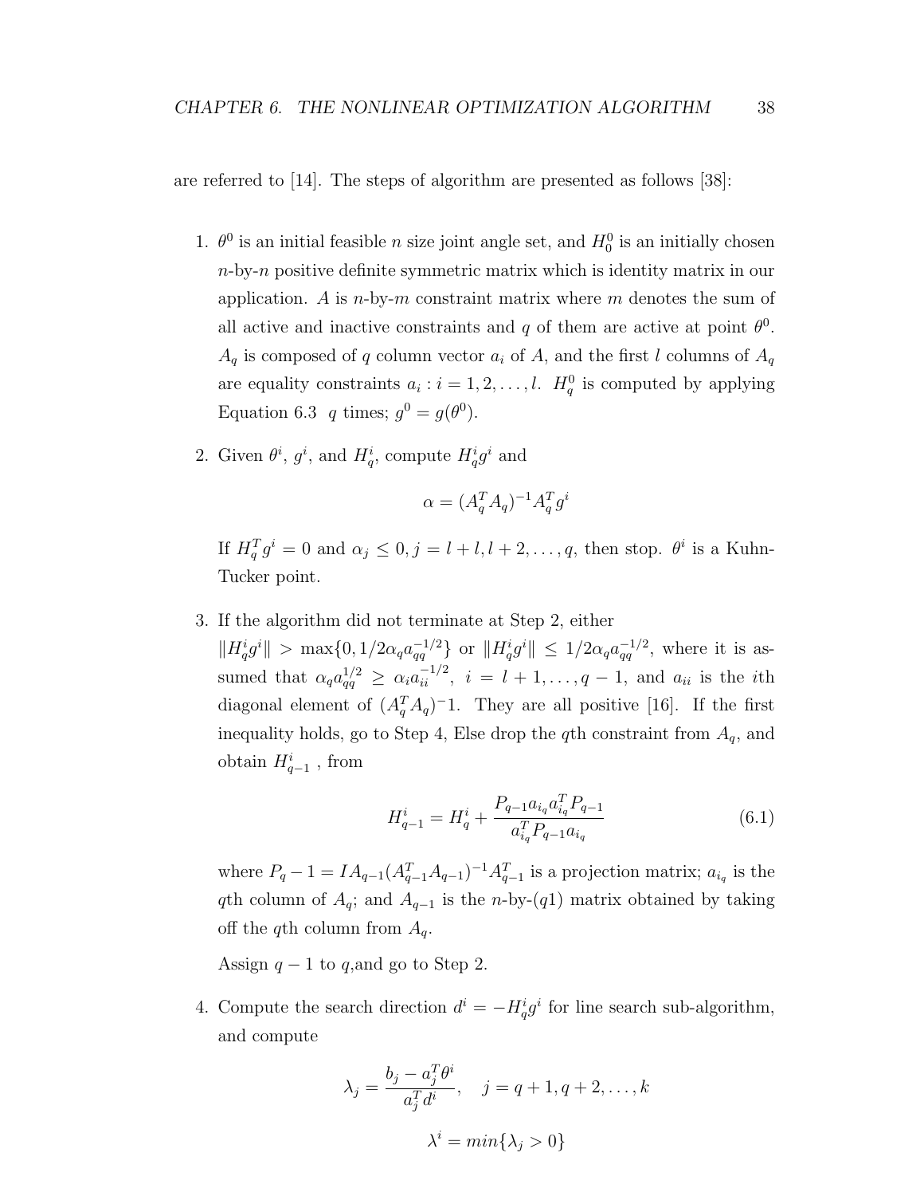are referred to [14]. The steps of algorithm are presented as follows [38]:

1. $\theta^0$ is an initial feasible $n$ size joint angle set, and $H_0^0$ is an initially chosen $n$-by-$n$ positive definite symmetric matrix which is identity matrix in our application. $A$ is $n$-by-$m$ constraint matrix where $m$ denotes the sum of all active and inactive constraints and $q$ of them are active at point $\theta^0$. $A_q$ is composed of $q$ column vector $a_i$ of $A$, and the first $l$ columns of $A_q$ are equality constraints $a_i : i = 1, 2, \ldots, l$. $H_q^0$ is computed by applying Equation 6.3 $q$ times; $g^0 = g(\theta^0)$.

2. Given $\theta^i$, $g^i$, and $H_q^i$, compute $H_q^i g^i$ and

$$\alpha = (A_q^T A_q)^{-1} A_q^T g^i$$

   If $H_q^T g^i = 0$ and $\alpha_j \leq 0, j = l + l, l + 2, \ldots, q$, then stop. $\theta^i$ is a Kuhn-Tucker point.

3. If the algorithm did not terminate at Step 2, either $\|H_q^i g^i\| > \max\{0, 1/2\alpha_q a_{qq}^{-1/2}\}$ or $\|H_q^i g^i\| \leq 1/2\alpha_q a_{qq}^{-1/2}$, where it is assumed that $\alpha_q a_{qq}^{1/2} \geq \alpha_i a_{ii}^{-1/2}$, $i = l + 1, \ldots, q - 1$, and $a_{ii}$ is the $i$th diagonal element of $(A_q^T A_q)^{-}1$. They are all positive [16]. If the first inequality holds, go to Step 4, Else drop the $q$th constraint from $A_q$, and obtain $H_{q-1}^i$ , from

$$H_{q-1}^i = H_q^i + \frac{P_{q-1} a_{i_q} a_{i_q}^T P_{q-1}}{a_{i_q}^T P_{q-1} a_{i_q}} \tag{6.1}$$

   where $P_q - 1 = I A_{q-1}(A_{q-1}^T A_{q-1})^{-1} A_{q-1}^T$ is a projection matrix; $a_{i_q}$ is the $q$th column of $A_q$; and $A_{q-1}$ is the $n$-by-$(q1)$ matrix obtained by taking off the $q$th column from $A_q$.

   Assign $q - 1$ to $q$,and go to Step 2.

4. Compute the search direction $d^i = -H_q^i g^i$ for line search sub-algorithm, and compute

$$\lambda_j = \frac{b_j - a_j^T \theta^i}{a_j^T d^i}, \quad j = q + 1, q + 2, \ldots, k$$

$$\lambda^i = min\{\lambda_j > 0\}$$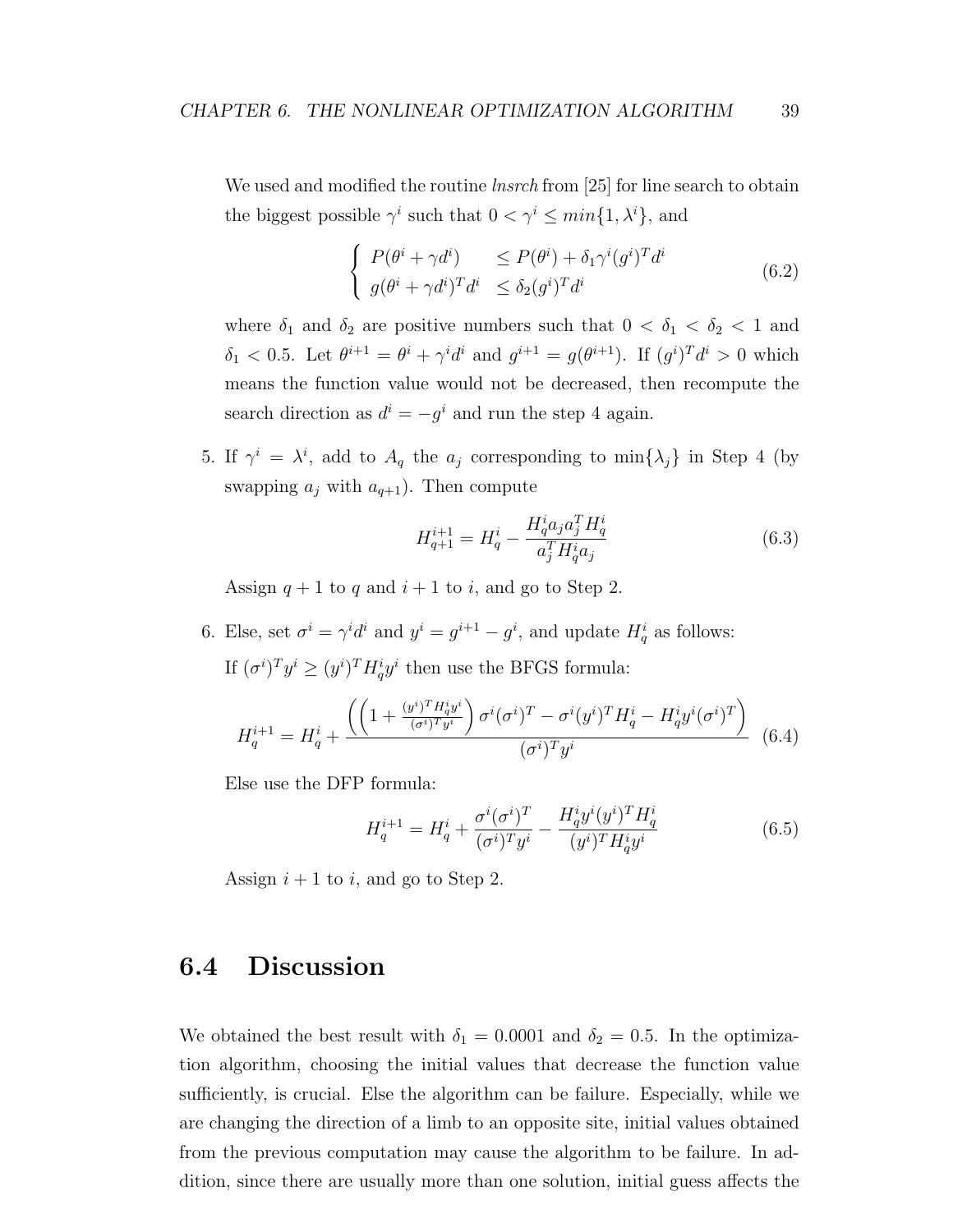We used and modified the routine *lnsrch* from [25] for line search to obtain the biggest possible $\gamma^i$ such that $0 < \gamma^i \leq min\{1, \lambda^i\}$, and

$$\begin{cases} P(\theta^i + \gamma d^i) & \leq P(\theta^i) + \delta_1 \gamma^i (g^i)^T d^i \\ g(\theta^i + \gamma d^i)^T d^i & \leq \delta_2 (g^i)^T d^i \end{cases} \tag{6.2}$$

where $\delta_1$ and $\delta_2$ are positive numbers such that $0 < \delta_1 < \delta_2 < 1$ and $\delta_1 < 0.5$. Let $\theta^{i+1} = \theta^i + \gamma^i d^i$ and $g^{i+1} = g(\theta^{i+1})$. If $(g^i)^T d^i > 0$ which means the function value would not be decreased, then recompute the search direction as $d^i = -g^i$ and run the step 4 again.

5. If $\gamma^i = \lambda^i$, add to $A_q$ the $a_j$ corresponding to $\min\{\lambda_j\}$ in Step 4 (by swapping $a_j$ with $a_{q+1}$). Then compute

$$H_{q+1}^{i+1} = H_q^i - \frac{H_q^i a_j a_j^T H_q^i}{a_j^T H_q^i a_j} \tag{6.3}$$

Assign $q + 1$ to $q$ and $i + 1$ to $i$, and go to Step 2.

6. Else, set $\sigma^i = \gamma^i d^i$ and $y^i = g^{i+1} - g^i$, and update $H_q^i$ as follows:

If $(\sigma^i)^T y^i \geq (y^i)^T H_q^i y^i$ then use the BFGS formula:

$$H_q^{i+1} = H_q^i + \frac{\left(\left(1 + \frac{(y^i)^T H_q^i y^i}{(\sigma^i)^T y^i}\right) \sigma^i (\sigma^i)^T - \sigma^i (y^i)^T H_q^i - H_q^i y^i (\sigma^i)^T\right)}{(\sigma^i)^T y^i} \tag{6.4}$$

Else use the DFP formula:

$$H_q^{i+1} = H_q^i + \frac{\sigma^i (\sigma^i)^T}{(\sigma^i)^T y^i} - \frac{H_q^i y^i (y^i)^T H_q^i}{(y^i)^T H_q^i y^i} \tag{6.5}$$

Assign $i + 1$ to $i$, and go to Step 2.

## 6.4 Discussion

We obtained the best result with $\delta_1 = 0.0001$ and $\delta_2 = 0.5$. In the optimization algorithm, choosing the initial values that decrease the function value sufficiently, is crucial. Else the algorithm can be failure. Especially, while we are changing the direction of a limb to an opposite site, initial values obtained from the previous computation may cause the algorithm to be failure. In addition, since there are usually more than one solution, initial guess affects the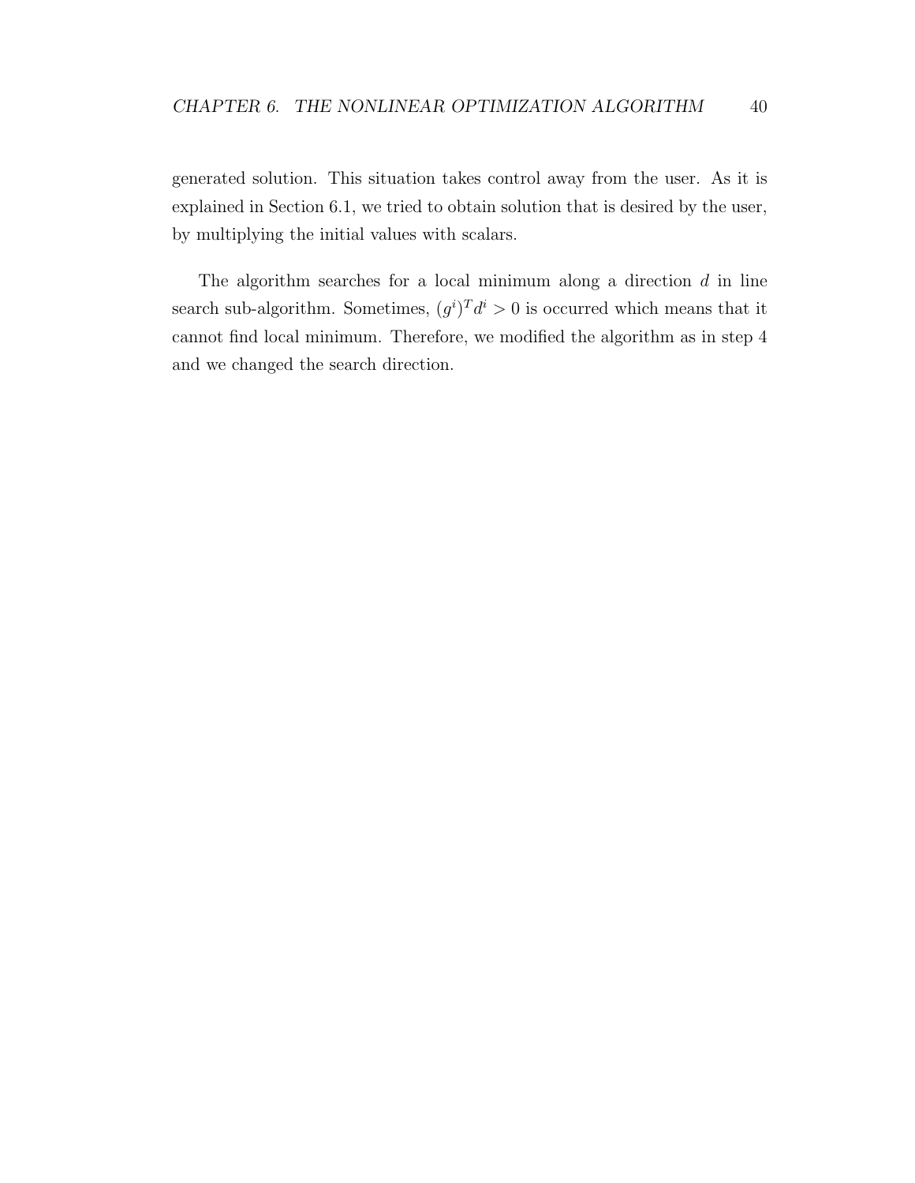generated solution. This situation takes control away from the user. As it is explained in Section 6.1, we tried to obtain solution that is desired by the user, by multiplying the initial values with scalars.

The algorithm searches for a local minimum along a direction $d$ in line search sub-algorithm. Sometimes, $(g^i)^T d^i > 0$ is occurred which means that it cannot find local minimum. Therefore, we modified the algorithm as in step 4 and we changed the search direction.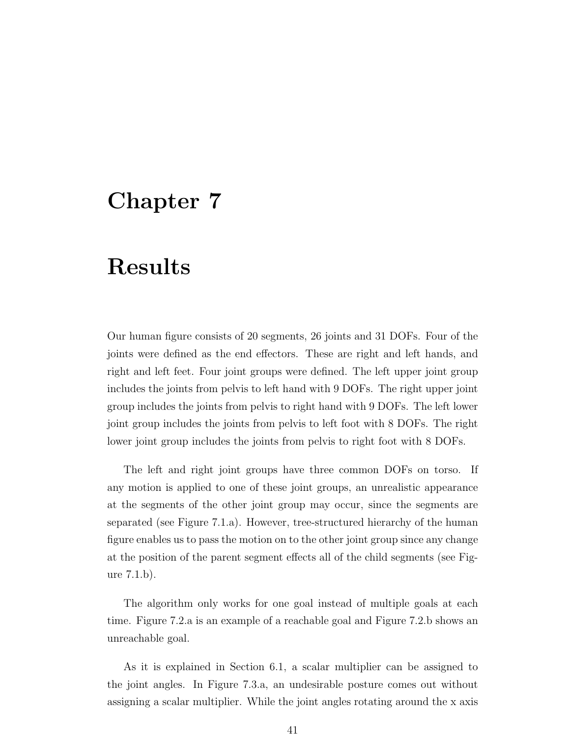# Chapter 7

# Results

Our human figure consists of 20 segments, 26 joints and 31 DOFs. Four of the joints were defined as the end effectors. These are right and left hands, and right and left feet. Four joint groups were defined. The left upper joint group includes the joints from pelvis to left hand with 9 DOFs. The right upper joint group includes the joints from pelvis to right hand with 9 DOFs. The left lower joint group includes the joints from pelvis to left foot with 8 DOFs. The right lower joint group includes the joints from pelvis to right foot with 8 DOFs.

The left and right joint groups have three common DOFs on torso. If any motion is applied to one of these joint groups, an unrealistic appearance at the segments of the other joint group may occur, since the segments are separated (see Figure 7.1.a). However, tree-structured hierarchy of the human figure enables us to pass the motion on to the other joint group since any change at the position of the parent segment effects all of the child segments (see Figure 7.1.b).

The algorithm only works for one goal instead of multiple goals at each time. Figure 7.2.a is an example of a reachable goal and Figure 7.2.b shows an unreachable goal.

As it is explained in Section 6.1, a scalar multiplier can be assigned to the joint angles. In Figure 7.3.a, an undesirable posture comes out without assigning a scalar multiplier. While the joint angles rotating around the x axis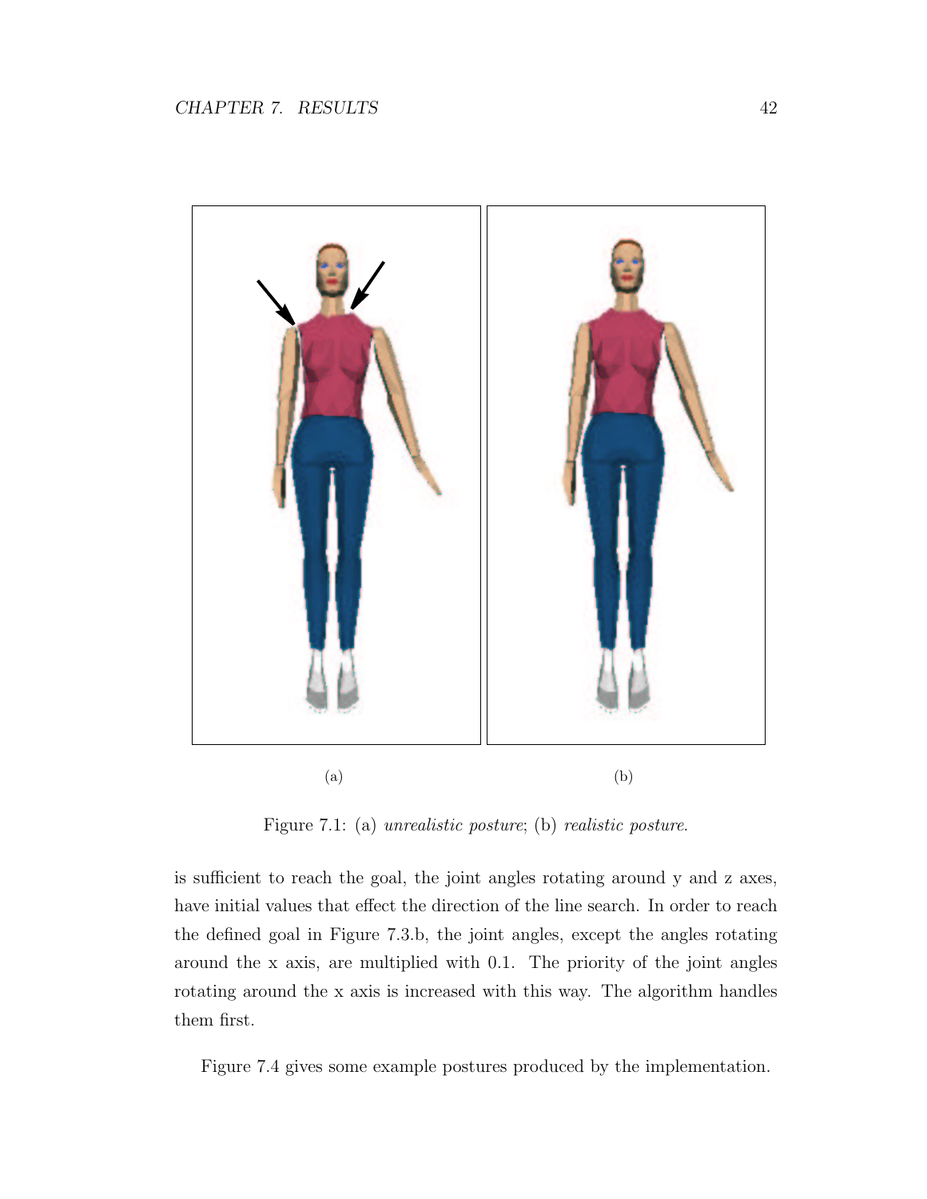(a) (b)

Figure 7.1: (a) *unrealistic posture*; (b) *realistic posture*.

is sufficient to reach the goal, the joint angles rotating around y and z axes, have initial values that effect the direction of the line search. In order to reach the defined goal in Figure 7.3.b, the joint angles, except the angles rotating around the x axis, are multiplied with 0.1. The priority of the joint angles rotating around the x axis is increased with this way. The algorithm handles them first.

Figure 7.4 gives some example postures produced by the implementation.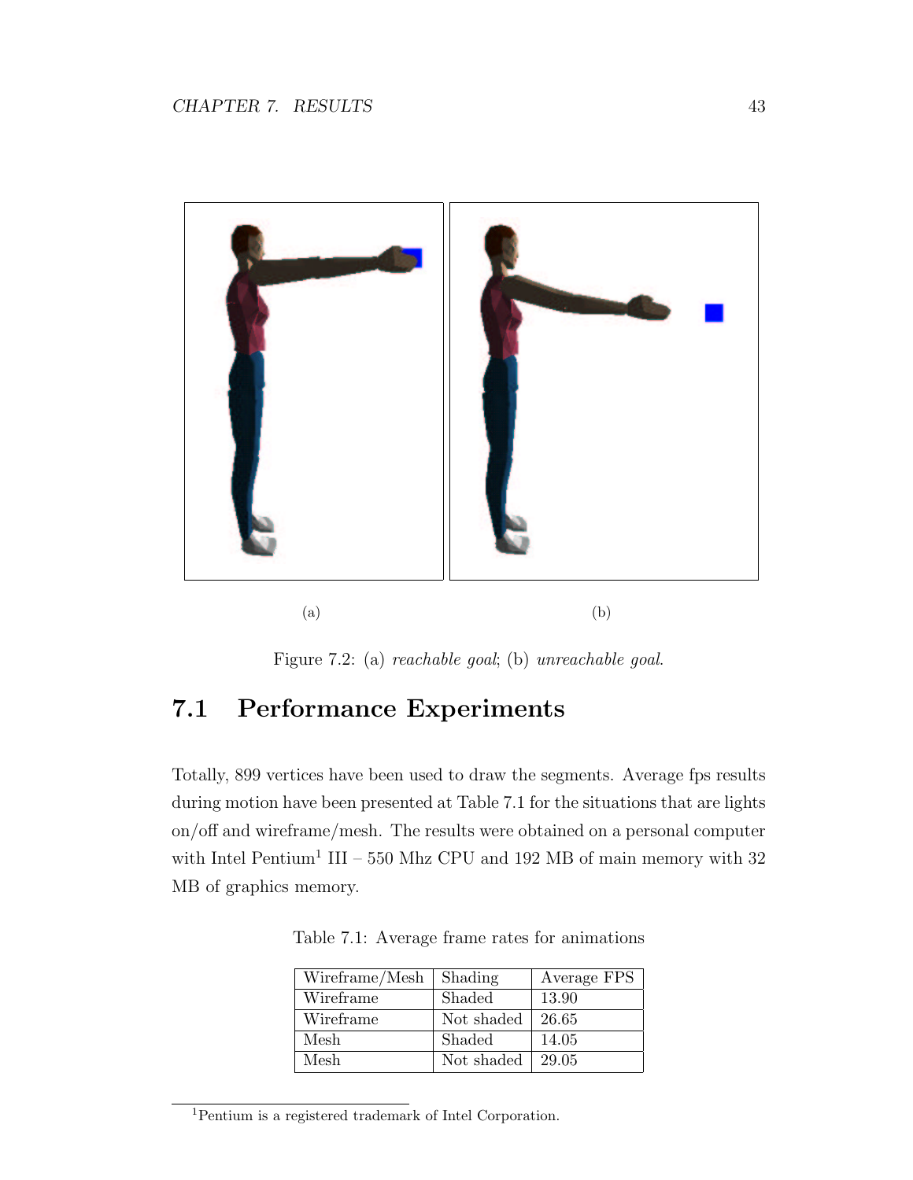(a)

(b)

Figure 7.2: (a) *reachable goal*; (b) *unreachable goal*.

## 7.1 Performance Experiments

Totally, 899 vertices have been used to draw the segments. Average fps results during motion have been presented at Table 7.1 for the situations that are lights on/off and wireframe/mesh. The results were obtained on a personal computer with Intel Pentium[1] III – 550 Mhz CPU and 192 MB of main memory with 32 MB of graphics memory.

Table 7.1: Average frame rates for animations

| Wireframe/Mesh | Shading | Average FPS |
|---|---|---|
| Wireframe | Shaded | 13.90 |
| Wireframe | Not shaded | 26.65 |
| Mesh | Shaded | 14.05 |
| Mesh | Not shaded | 29.05 |

[1] Pentium is a registered trademark of Intel Corporation.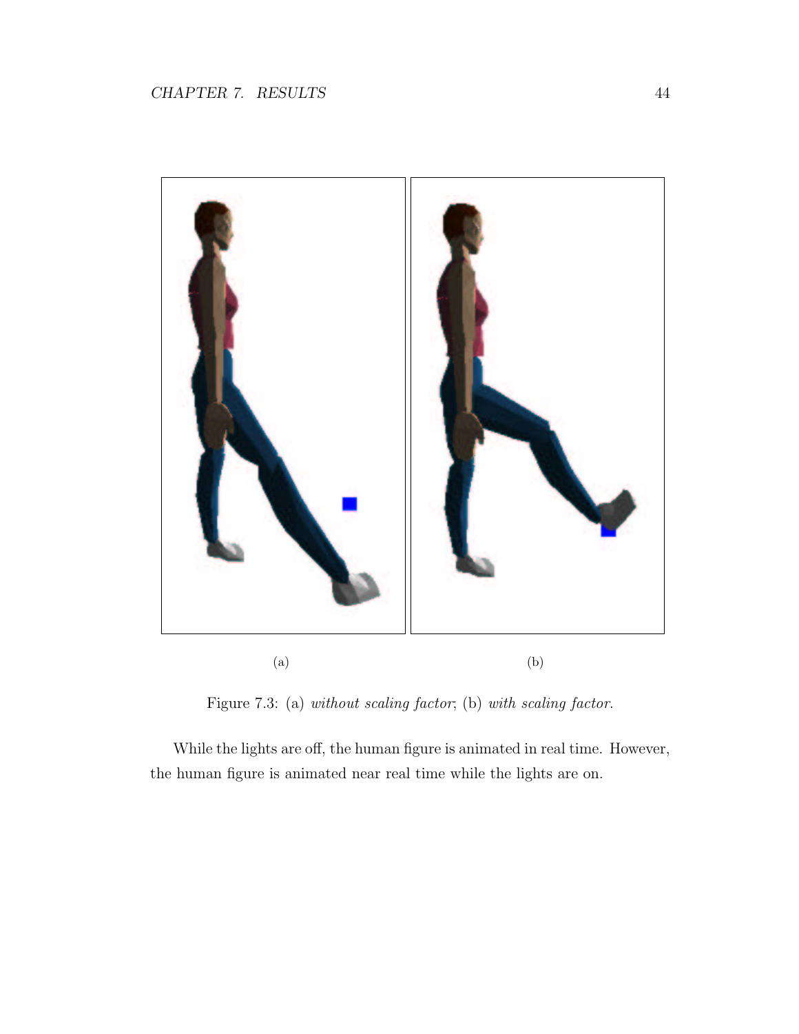(a)

(b)

Figure 7.3: (a) *without scaling factor*; (b) *with scaling factor*.

While the lights are off, the human figure is animated in real time. However, the human figure is animated near real time while the lights are on.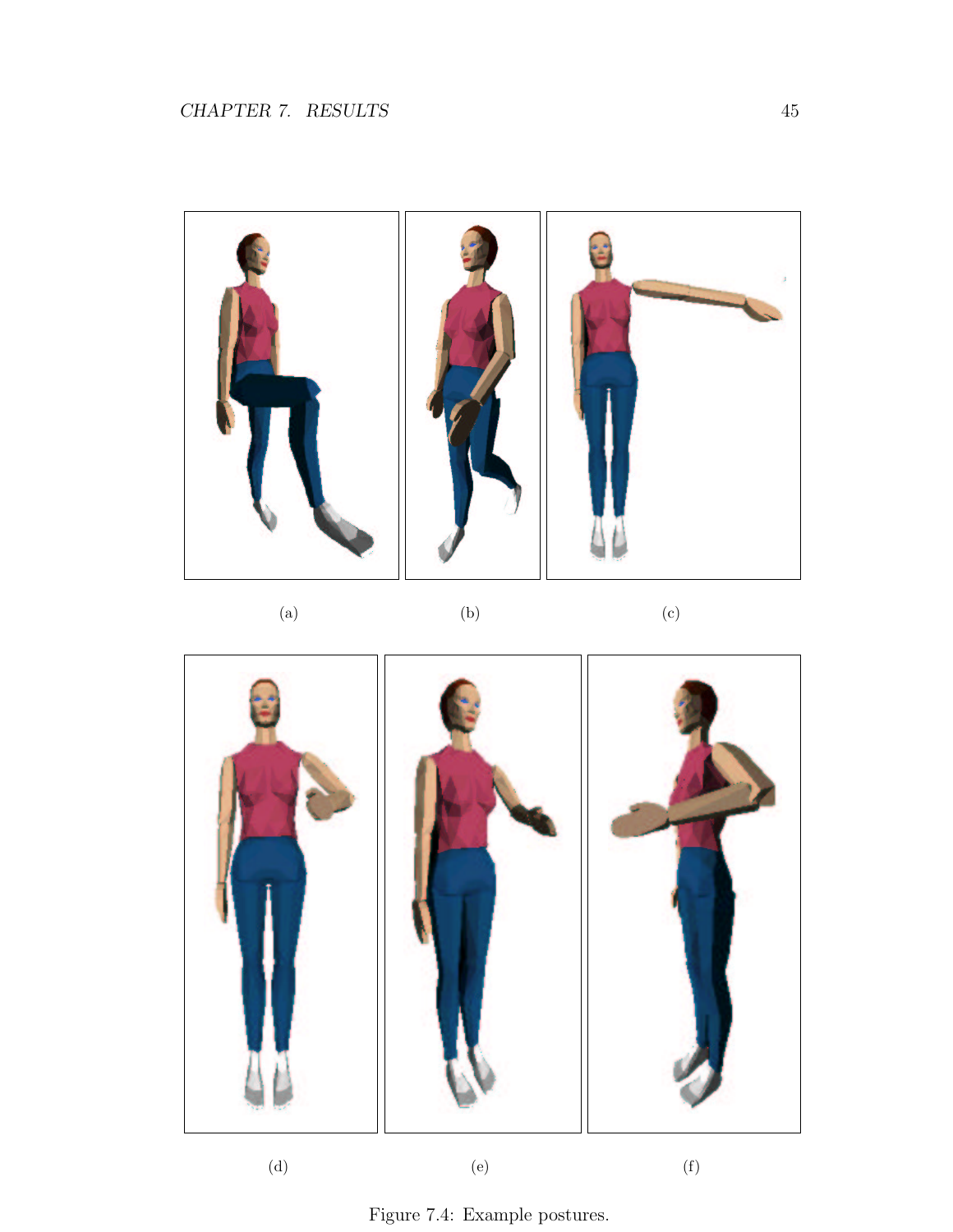(a)

(b)

(c)

(d)

(e)

(f)

Figure 7.4: Example postures.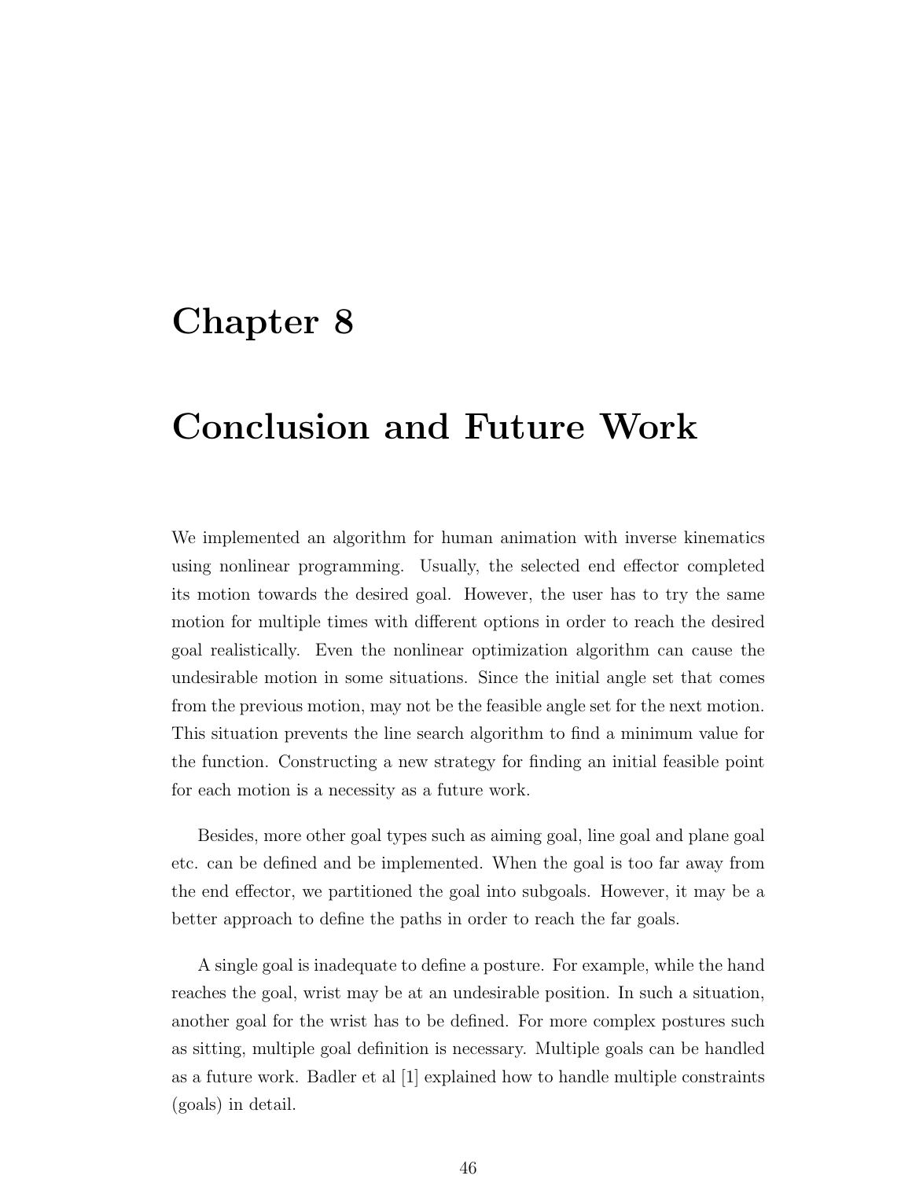# Chapter 8

# Conclusion and Future Work

We implemented an algorithm for human animation with inverse kinematics using nonlinear programming. Usually, the selected end effector completed its motion towards the desired goal. However, the user has to try the same motion for multiple times with different options in order to reach the desired goal realistically. Even the nonlinear optimization algorithm can cause the undesirable motion in some situations. Since the initial angle set that comes from the previous motion, may not be the feasible angle set for the next motion. This situation prevents the line search algorithm to find a minimum value for the function. Constructing a new strategy for finding an initial feasible point for each motion is a necessity as a future work.

Besides, more other goal types such as aiming goal, line goal and plane goal etc. can be defined and be implemented. When the goal is too far away from the end effector, we partitioned the goal into subgoals. However, it may be a better approach to define the paths in order to reach the far goals.

A single goal is inadequate to define a posture. For example, while the hand reaches the goal, wrist may be at an undesirable position. In such a situation, another goal for the wrist has to be defined. For more complex postures such as sitting, multiple goal definition is necessary. Multiple goals can be handled as a future work. Badler et al [1] explained how to handle multiple constraints (goals) in detail.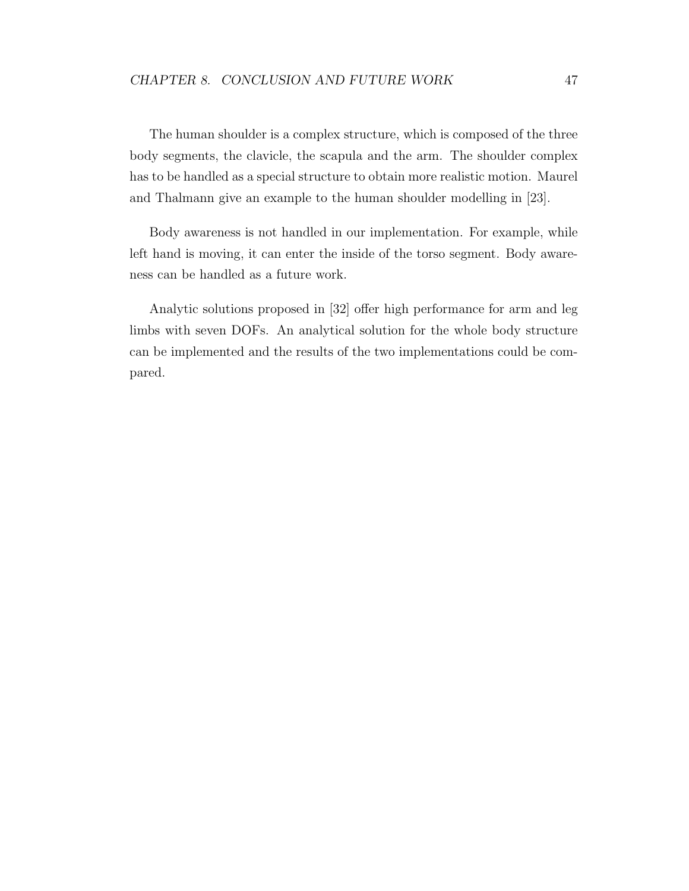The human shoulder is a complex structure, which is composed of the three body segments, the clavicle, the scapula and the arm. The shoulder complex has to be handled as a special structure to obtain more realistic motion. Maurel and Thalmann give an example to the human shoulder modelling in [23].

Body awareness is not handled in our implementation. For example, while left hand is moving, it can enter the inside of the torso segment. Body awareness can be handled as a future work.

Analytic solutions proposed in [32] offer high performance for arm and leg limbs with seven DOFs. An analytical solution for the whole body structure can be implemented and the results of the two implementations could be compared.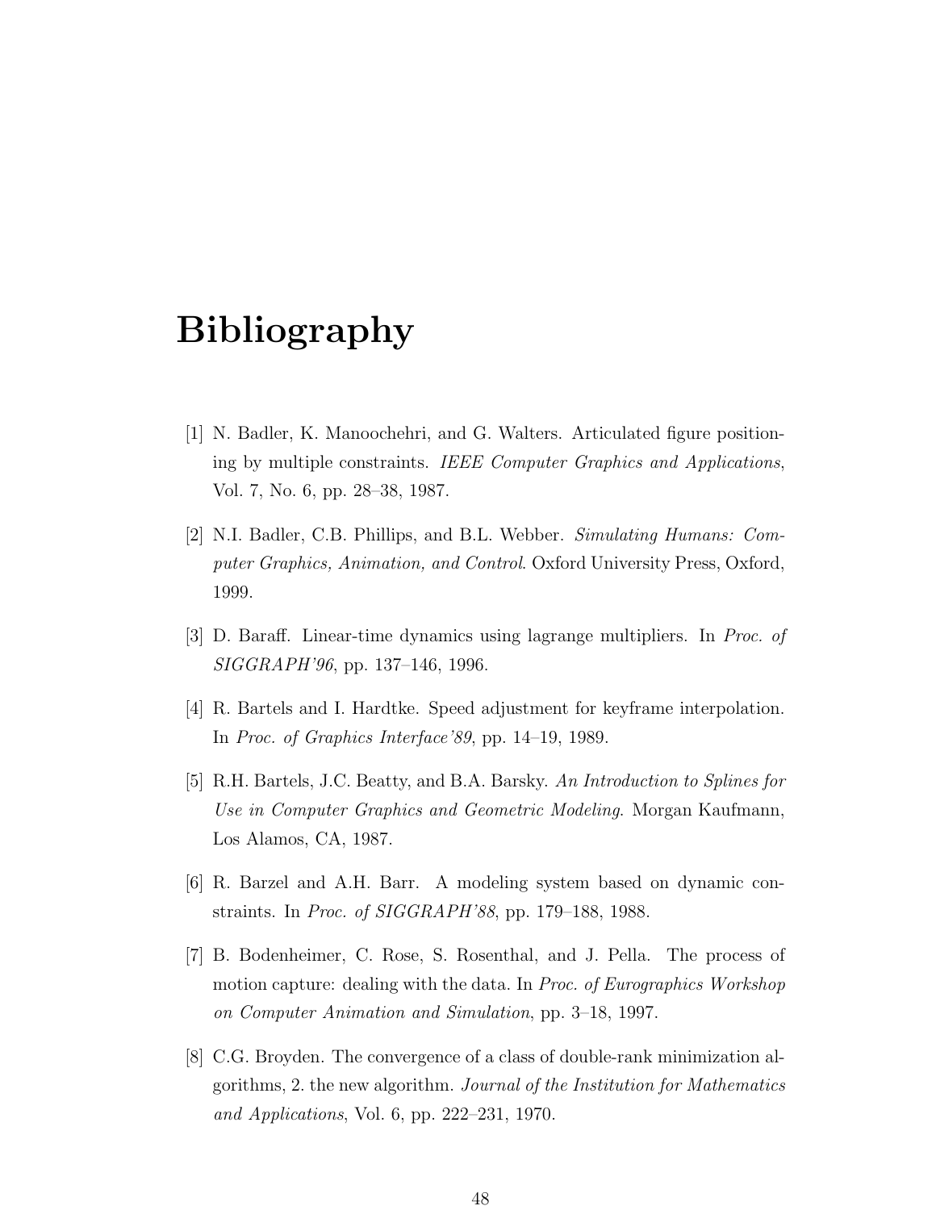# Bibliography

[1] N. Badler, K. Manoochehri, and G. Walters. Articulated figure positioning by multiple constraints. *IEEE Computer Graphics and Applications*, Vol. 7, No. 6, pp. 28–38, 1987.

[2] N.I. Badler, C.B. Phillips, and B.L. Webber. *Simulating Humans: Computer Graphics, Animation, and Control*. Oxford University Press, Oxford, 1999.

[3] D. Baraff. Linear-time dynamics using lagrange multipliers. In *Proc. of SIGGRAPH'96*, pp. 137–146, 1996.

[4] R. Bartels and I. Hardtke. Speed adjustment for keyframe interpolation. In *Proc. of Graphics Interface'89*, pp. 14–19, 1989.

[5] R.H. Bartels, J.C. Beatty, and B.A. Barsky. *An Introduction to Splines for Use in Computer Graphics and Geometric Modeling*. Morgan Kaufmann, Los Alamos, CA, 1987.

[6] R. Barzel and A.H. Barr. A modeling system based on dynamic constraints. In *Proc. of SIGGRAPH'88*, pp. 179–188, 1988.

[7] B. Bodenheimer, C. Rose, S. Rosenthal, and J. Pella. The process of motion capture: dealing with the data. In *Proc. of Eurographics Workshop on Computer Animation and Simulation*, pp. 3–18, 1997.

[8] C.G. Broyden. The convergence of a class of double-rank minimization algorithms, 2. the new algorithm. *Journal of the Institution for Mathematics and Applications*, Vol. 6, pp. 222–231, 1970.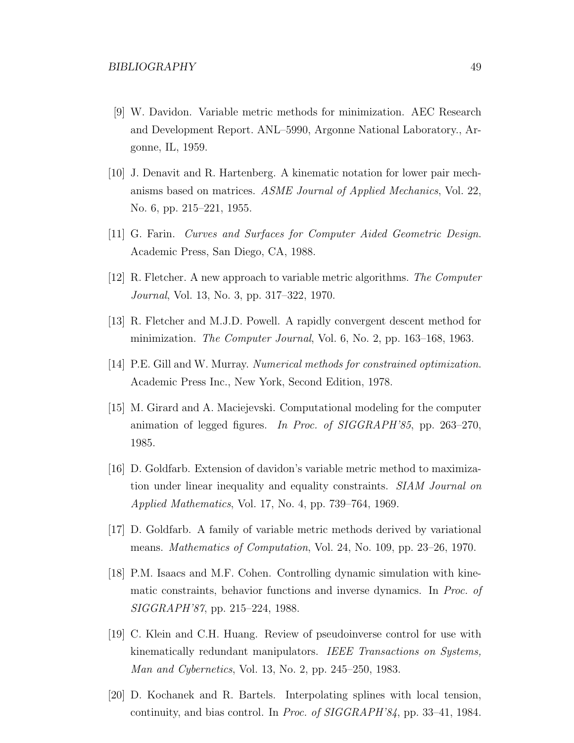[9] W. Davidon. Variable metric methods for minimization. AEC Research and Development Report. ANL–5990, Argonne National Laboratory., Argonne, IL, 1959.

[10] J. Denavit and R. Hartenberg. A kinematic notation for lower pair mechanisms based on matrices. *ASME Journal of Applied Mechanics*, Vol. 22, No. 6, pp. 215–221, 1955.

[11] G. Farin. *Curves and Surfaces for Computer Aided Geometric Design*. Academic Press, San Diego, CA, 1988.

[12] R. Fletcher. A new approach to variable metric algorithms. *The Computer Journal*, Vol. 13, No. 3, pp. 317–322, 1970.

[13] R. Fletcher and M.J.D. Powell. A rapidly convergent descent method for minimization. *The Computer Journal*, Vol. 6, No. 2, pp. 163–168, 1963.

[14] P.E. Gill and W. Murray. *Numerical methods for constrained optimization*. Academic Press Inc., New York, Second Edition, 1978.

[15] M. Girard and A. Maciejevski. Computational modeling for the computer animation of legged figures. *In Proc. of SIGGRAPH'85*, pp. 263–270, 1985.

[16] D. Goldfarb. Extension of davidon's variable metric method to maximization under linear inequality and equality constraints. *SIAM Journal on Applied Mathematics*, Vol. 17, No. 4, pp. 739–764, 1969.

[17] D. Goldfarb. A family of variable metric methods derived by variational means. *Mathematics of Computation*, Vol. 24, No. 109, pp. 23–26, 1970.

[18] P.M. Isaacs and M.F. Cohen. Controlling dynamic simulation with kinematic constraints, behavior functions and inverse dynamics. In *Proc. of SIGGRAPH'87*, pp. 215–224, 1988.

[19] C. Klein and C.H. Huang. Review of pseudoinverse control for use with kinematically redundant manipulators. *IEEE Transactions on Systems, Man and Cybernetics*, Vol. 13, No. 2, pp. 245–250, 1983.

[20] D. Kochanek and R. Bartels. Interpolating splines with local tension, continuity, and bias control. In *Proc. of SIGGRAPH'84*, pp. 33–41, 1984.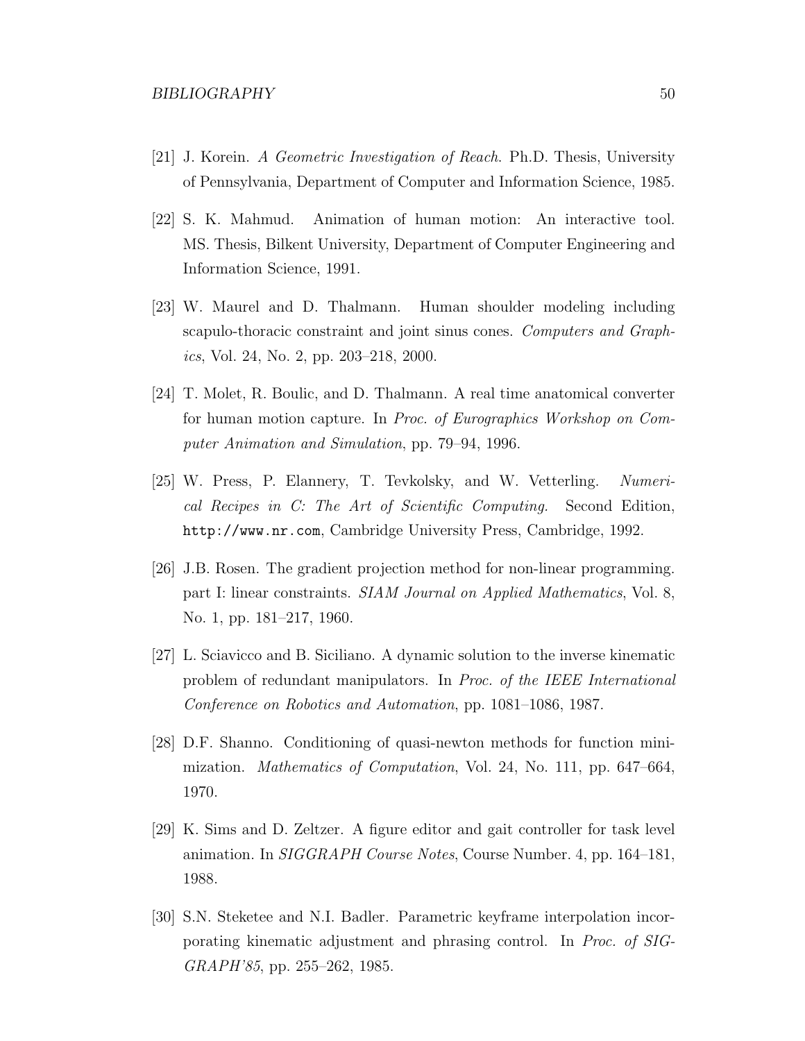[21] J. Korein. *A Geometric Investigation of Reach*. Ph.D. Thesis, University of Pennsylvania, Department of Computer and Information Science, 1985.

[22] S. K. Mahmud. Animation of human motion: An interactive tool. MS. Thesis, Bilkent University, Department of Computer Engineering and Information Science, 1991.

[23] W. Maurel and D. Thalmann. Human shoulder modeling including scapulo-thoracic constraint and joint sinus cones. *Computers and Graphics*, Vol. 24, No. 2, pp. 203–218, 2000.

[24] T. Molet, R. Boulic, and D. Thalmann. A real time anatomical converter for human motion capture. In *Proc. of Eurographics Workshop on Computer Animation and Simulation*, pp. 79–94, 1996.

[25] W. Press, P. Elannery, T. Tevkolsky, and W. Vetterling. *Numerical Recipes in C: The Art of Scientific Computing.* Second Edition, `http://www.nr.com`, Cambridge University Press, Cambridge, 1992.

[26] J.B. Rosen. The gradient projection method for non-linear programming. part I: linear constraints. *SIAM Journal on Applied Mathematics*, Vol. 8, No. 1, pp. 181–217, 1960.

[27] L. Sciavicco and B. Siciliano. A dynamic solution to the inverse kinematic problem of redundant manipulators. In *Proc. of the IEEE International Conference on Robotics and Automation*, pp. 1081–1086, 1987.

[28] D.F. Shanno. Conditioning of quasi-newton methods for function minimization. *Mathematics of Computation*, Vol. 24, No. 111, pp. 647–664, 1970.

[29] K. Sims and D. Zeltzer. A figure editor and gait controller for task level animation. In *SIGGRAPH Course Notes*, Course Number. 4, pp. 164–181, 1988.

[30] S.N. Steketee and N.I. Badler. Parametric keyframe interpolation incorporating kinematic adjustment and phrasing control. In *Proc. of SIGGRAPH'85*, pp. 255–262, 1985.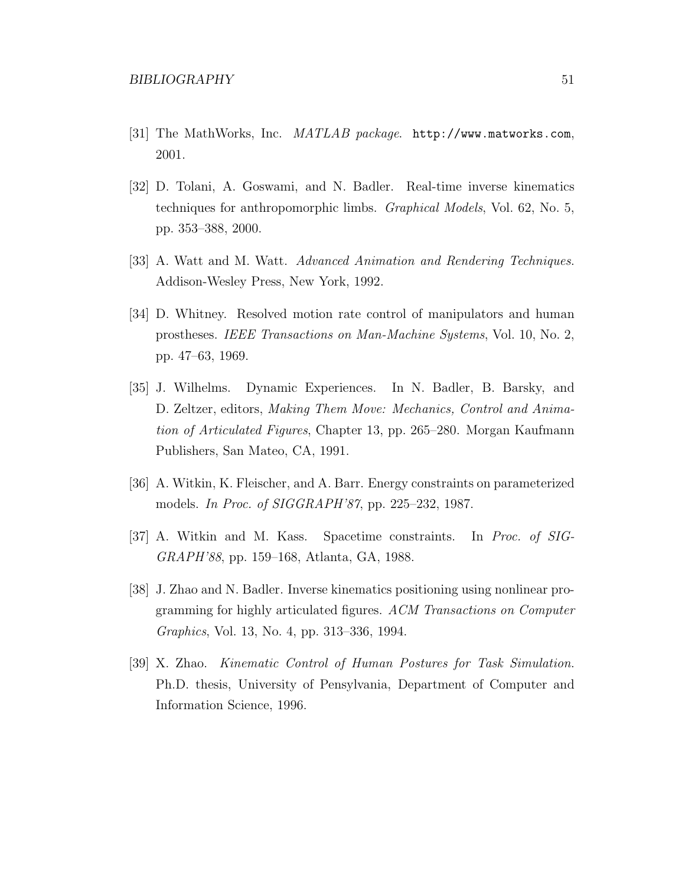[31] The MathWorks, Inc. *MATLAB package*. `http://www.matworks.com`, 2001.

[32] D. Tolani, A. Goswami, and N. Badler. Real-time inverse kinematics techniques for anthropomorphic limbs. *Graphical Models*, Vol. 62, No. 5, pp. 353–388, 2000.

[33] A. Watt and M. Watt. *Advanced Animation and Rendering Techniques*. Addison-Wesley Press, New York, 1992.

[34] D. Whitney. Resolved motion rate control of manipulators and human prostheses. *IEEE Transactions on Man-Machine Systems*, Vol. 10, No. 2, pp. 47–63, 1969.

[35] J. Wilhelms. Dynamic Experiences. In N. Badler, B. Barsky, and D. Zeltzer, editors, *Making Them Move: Mechanics, Control and Animation of Articulated Figures*, Chapter 13, pp. 265–280. Morgan Kaufmann Publishers, San Mateo, CA, 1991.

[36] A. Witkin, K. Fleischer, and A. Barr. Energy constraints on parameterized models. *In Proc. of SIGGRAPH'87*, pp. 225–232, 1987.

[37] A. Witkin and M. Kass. Spacetime constraints. In *Proc. of SIGGRAPH'88*, pp. 159–168, Atlanta, GA, 1988.

[38] J. Zhao and N. Badler. Inverse kinematics positioning using nonlinear programming for highly articulated figures. *ACM Transactions on Computer Graphics*, Vol. 13, No. 4, pp. 313–336, 1994.

[39] X. Zhao. *Kinematic Control of Human Postures for Task Simulation*. Ph.D. thesis, University of Pensylvania, Department of Computer and Information Science, 1996.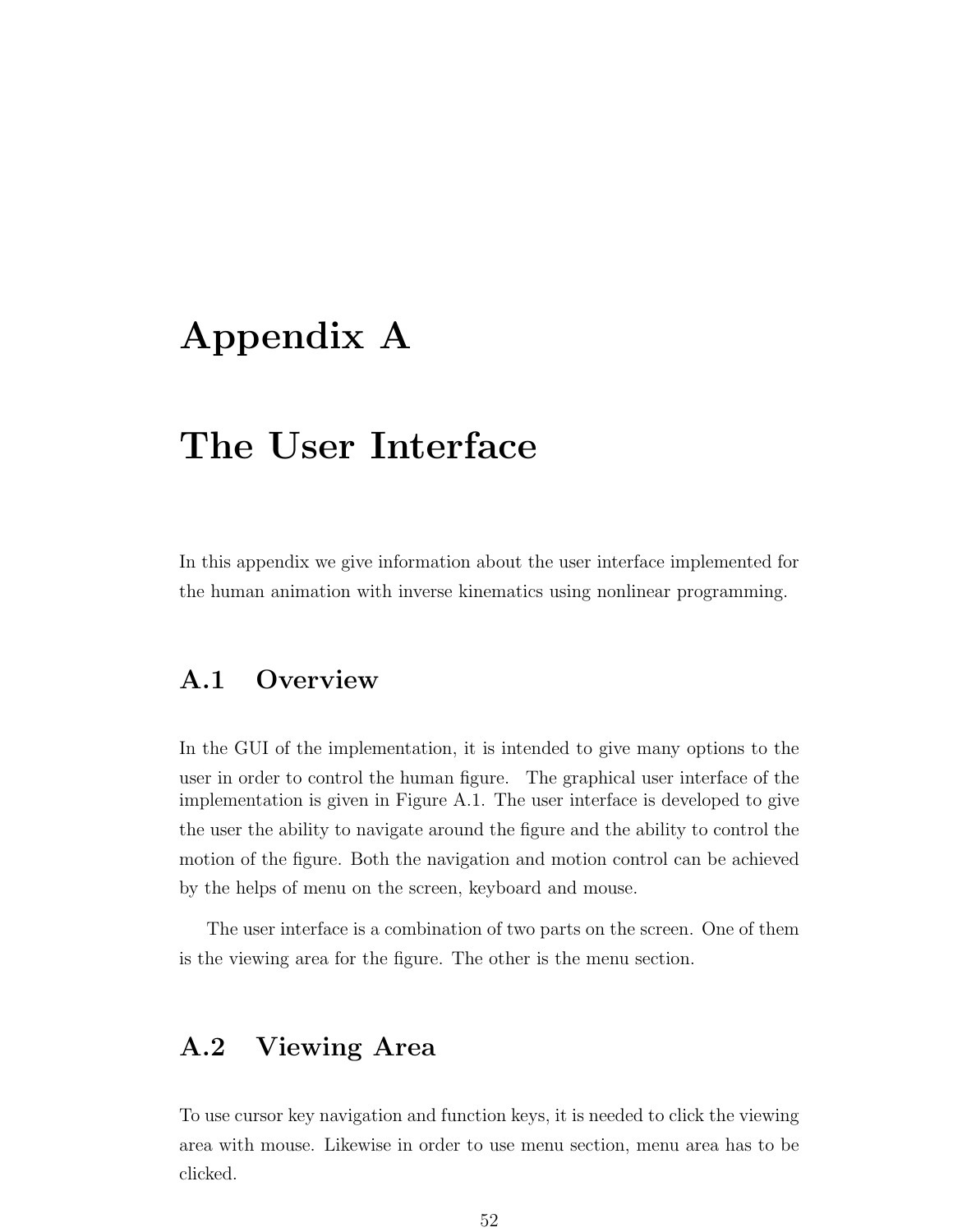# Appendix A

# The User Interface

In this appendix we give information about the user interface implemented for the human animation with inverse kinematics using nonlinear programming.

## A.1 Overview

In the GUI of the implementation, it is intended to give many options to the user in order to control the human figure. The graphical user interface of the implementation is given in Figure A.1. The user interface is developed to give the user the ability to navigate around the figure and the ability to control the motion of the figure. Both the navigation and motion control can be achieved by the helps of menu on the screen, keyboard and mouse.

The user interface is a combination of two parts on the screen. One of them is the viewing area for the figure. The other is the menu section.

## A.2 Viewing Area

To use cursor key navigation and function keys, it is needed to click the viewing area with mouse. Likewise in order to use menu section, menu area has to be clicked.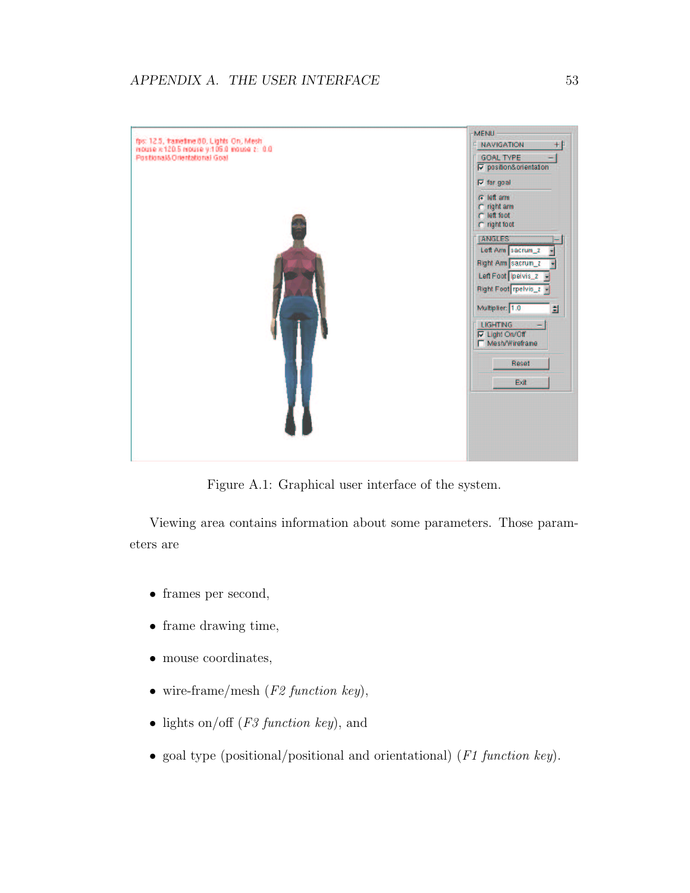Figure A.1: Graphical user interface of the system.

Viewing area contains information about some parameters. Those parameters are

- frames per second,
- frame drawing time,
- mouse coordinates,
- wire-frame/mesh (*F2 function key*),
- lights on/off (*F3 function key*), and
- goal type (positional/positional and orientational) (*F1 function key*).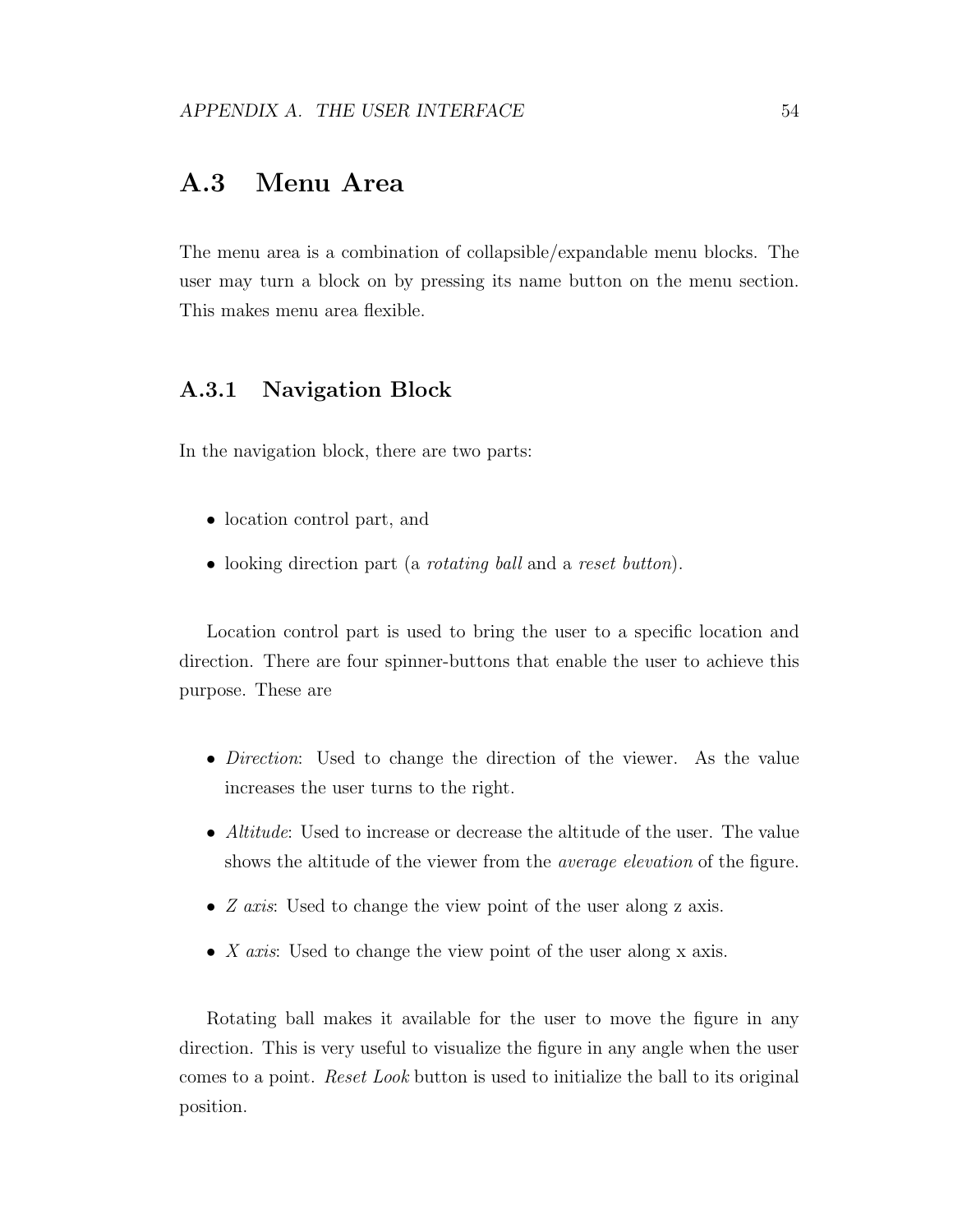## A.3 Menu Area

The menu area is a combination of collapsible/expandable menu blocks. The user may turn a block on by pressing its name button on the menu section. This makes menu area flexible.

### A.3.1 Navigation Block

In the navigation block, there are two parts:

- location control part, and
- looking direction part (a *rotating ball* and a *reset button*).

Location control part is used to bring the user to a specific location and direction. There are four spinner-buttons that enable the user to achieve this purpose. These are

- *Direction*: Used to change the direction of the viewer. As the value increases the user turns to the right.
- *Altitude*: Used to increase or decrease the altitude of the user. The value shows the altitude of the viewer from the *average elevation* of the figure.
- *Z axis*: Used to change the view point of the user along z axis.
- *X axis*: Used to change the view point of the user along x axis.

Rotating ball makes it available for the user to move the figure in any direction. This is very useful to visualize the figure in any angle when the user comes to a point. *Reset Look* button is used to initialize the ball to its original position.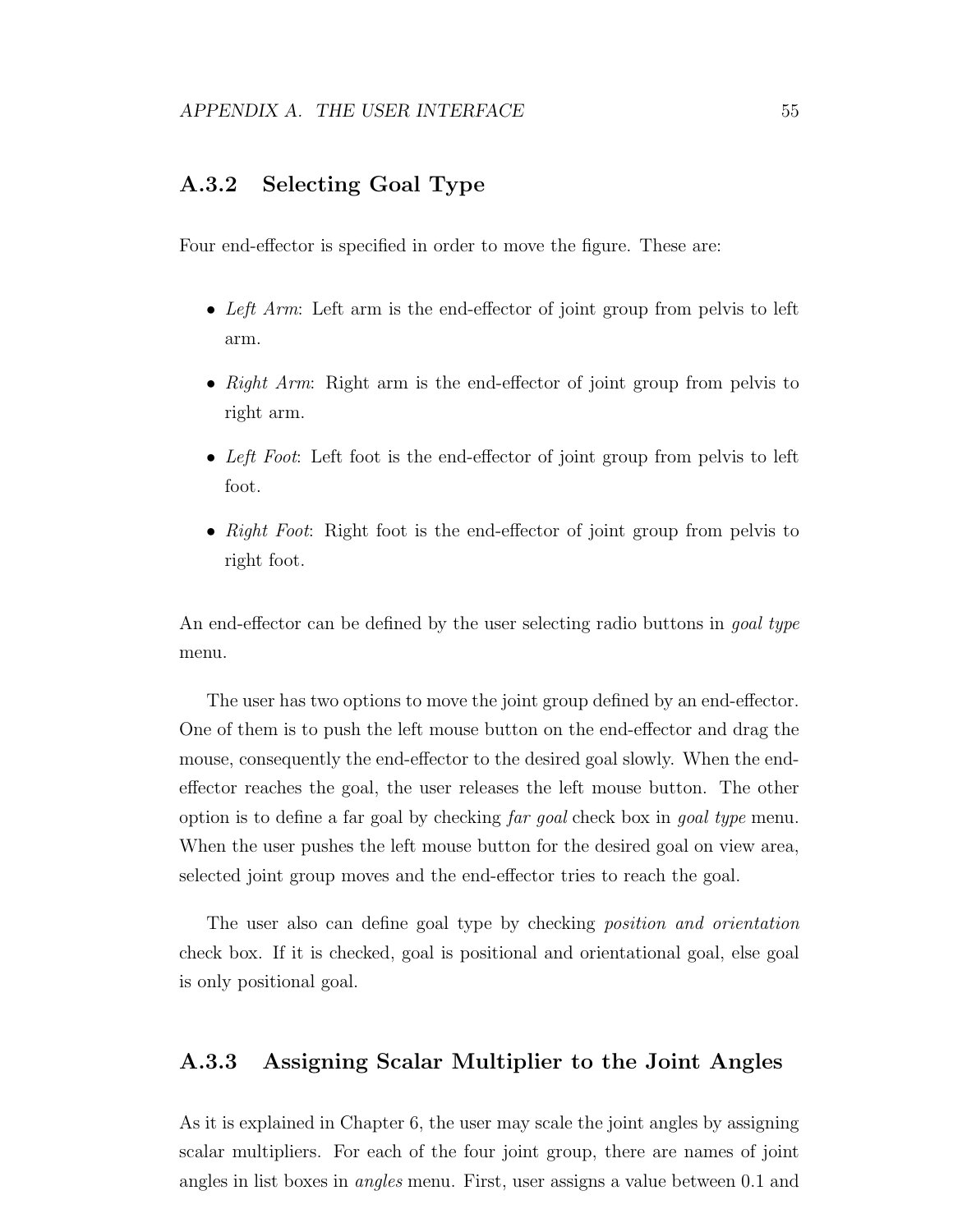### A.3.2 Selecting Goal Type

Four end-effector is specified in order to move the figure. These are:

- *Left Arm*: Left arm is the end-effector of joint group from pelvis to left arm.
- *Right Arm*: Right arm is the end-effector of joint group from pelvis to right arm.
- *Left Foot*: Left foot is the end-effector of joint group from pelvis to left foot.
- *Right Foot*: Right foot is the end-effector of joint group from pelvis to right foot.

An end-effector can be defined by the user selecting radio buttons in *goal type* menu.

The user has two options to move the joint group defined by an end-effector. One of them is to push the left mouse button on the end-effector and drag the mouse, consequently the end-effector to the desired goal slowly. When the end-effector reaches the goal, the user releases the left mouse button. The other option is to define a far goal by checking *far goal* check box in *goal type* menu. When the user pushes the left mouse button for the desired goal on view area, selected joint group moves and the end-effector tries to reach the goal.

The user also can define goal type by checking *position and orientation* check box. If it is checked, goal is positional and orientational goal, else goal is only positional goal.

### A.3.3 Assigning Scalar Multiplier to the Joint Angles

As it is explained in Chapter 6, the user may scale the joint angles by assigning scalar multipliers. For each of the four joint group, there are names of joint angles in list boxes in *angles* menu. First, user assigns a value between 0.1 and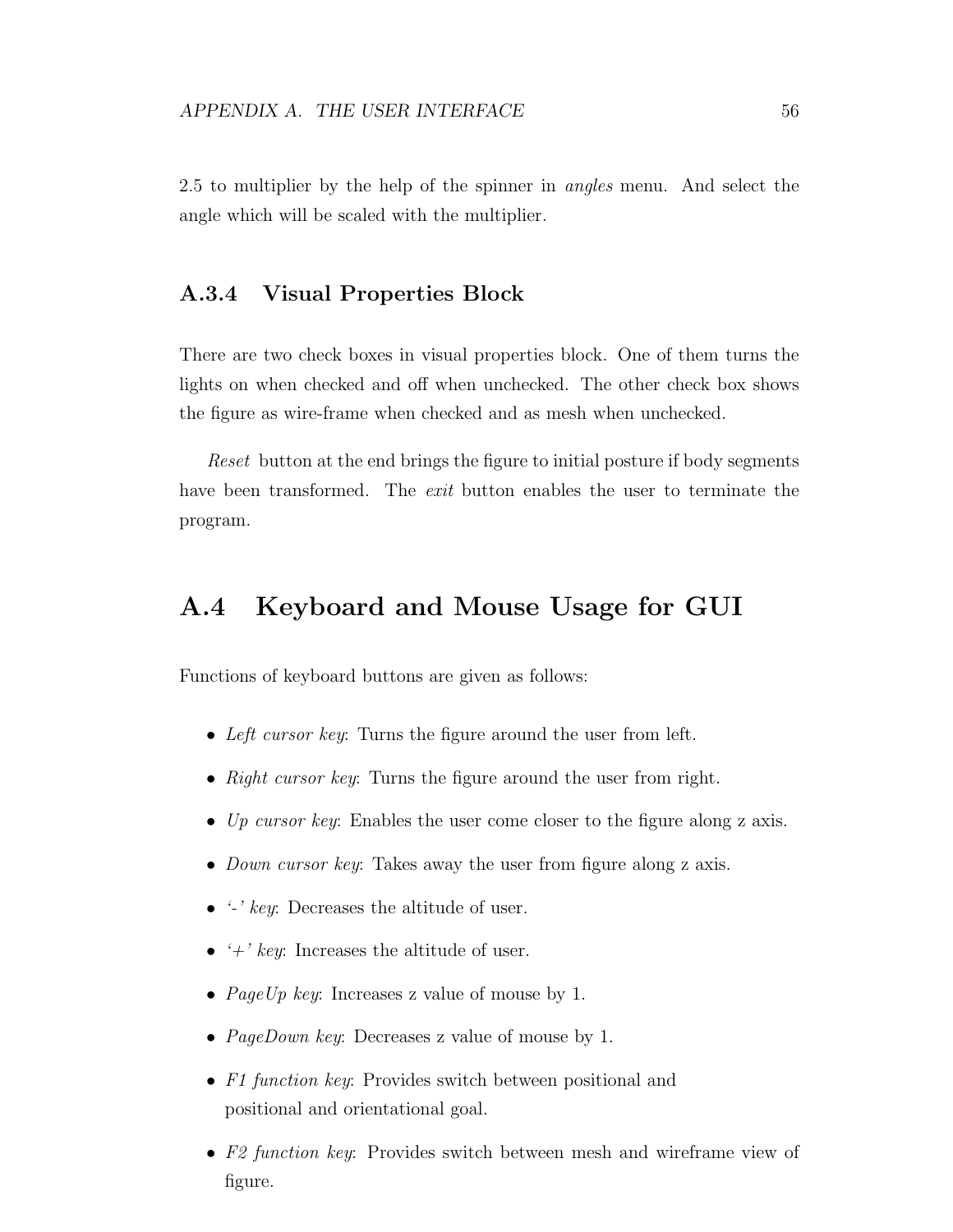2.5 to multiplier by the help of the spinner in *angles* menu. And select the angle which will be scaled with the multiplier.

### A.3.4 Visual Properties Block

There are two check boxes in visual properties block. One of them turns the lights on when checked and off when unchecked. The other check box shows the figure as wire-frame when checked and as mesh when unchecked.

*Reset* button at the end brings the figure to initial posture if body segments have been transformed. The *exit* button enables the user to terminate the program.

## A.4 Keyboard and Mouse Usage for GUI

Functions of keyboard buttons are given as follows:

- *Left cursor key*: Turns the figure around the user from left.
- *Right cursor key*: Turns the figure around the user from right.
- *Up cursor key*: Enables the user come closer to the figure along z axis.
- *Down cursor key*: Takes away the user from figure along z axis.
- *'-' key*: Decreases the altitude of user.
- *'+' key*: Increases the altitude of user.
- *PageUp key*: Increases z value of mouse by 1.
- *PageDown key*: Decreases z value of mouse by 1.
- *F1 function key*: Provides switch between positional and positional and orientational goal.
- *F2 function key*: Provides switch between mesh and wireframe view of figure.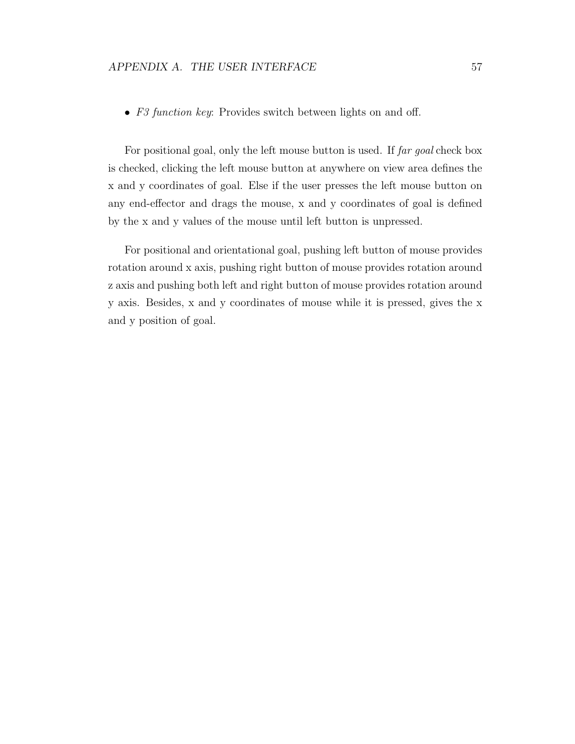- *F3 function key*: Provides switch between lights on and off.

For positional goal, only the left mouse button is used. If *far goal* check box is checked, clicking the left mouse button at anywhere on view area defines the x and y coordinates of goal. Else if the user presses the left mouse button on any end-effector and drags the mouse, x and y coordinates of goal is defined by the x and y values of the mouse until left button is unpressed.

For positional and orientational goal, pushing left button of mouse provides rotation around x axis, pushing right button of mouse provides rotation around z axis and pushing both left and right button of mouse provides rotation around y axis. Besides, x and y coordinates of mouse while it is pressed, gives the x and y position of goal.